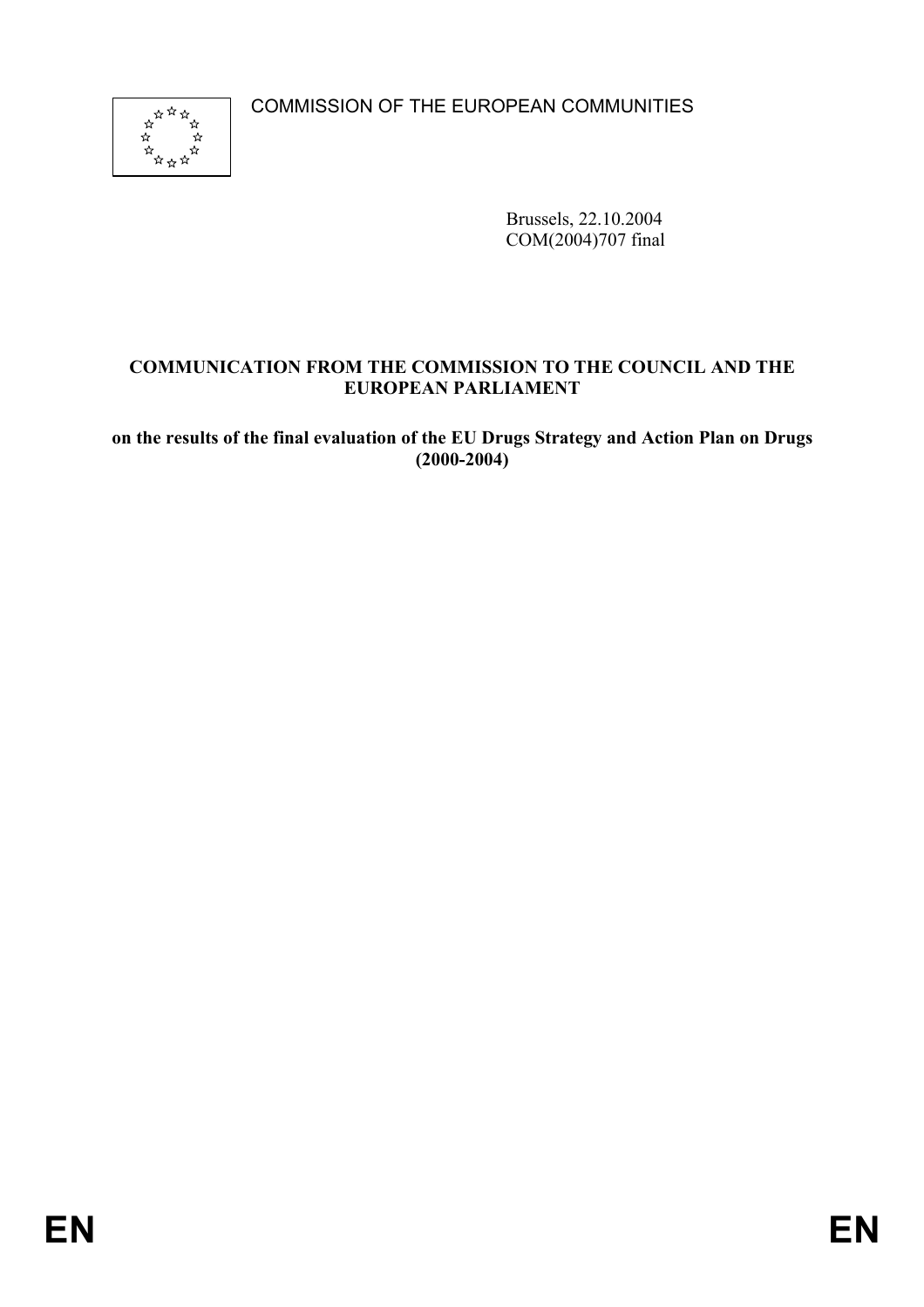COMMISSION OF THE EUROPEAN COMMUNITIES

Brussels, 22.10.2004
COM(2004)707 final

**COMMUNICATION FROM THE COMMISSION TO THE COUNCIL AND THE EUROPEAN PARLIAMENT**

**on the results of the final evaluation of the EU Drugs Strategy and Action Plan on Drugs (2000-2004)**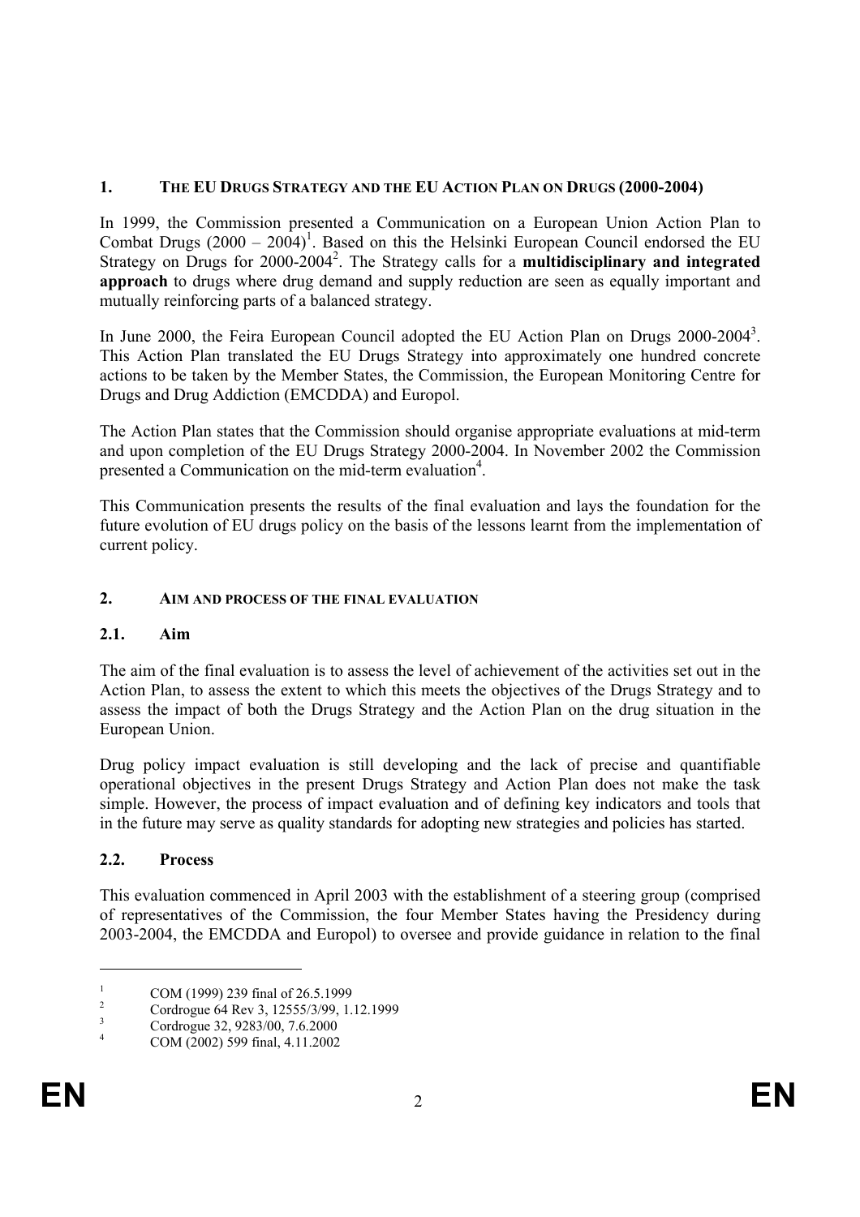## 1. THE EU DRUGS STRATEGY AND THE EU ACTION PLAN ON DRUGS (2000-2004)

In 1999, the Commission presented a Communication on a European Union Action Plan to Combat Drugs (2000 – 2004)[1]. Based on this the Helsinki European Council endorsed the EU Strategy on Drugs for 2000-2004[2]. The Strategy calls for a **multidisciplinary and integrated approach** to drugs where drug demand and supply reduction are seen as equally important and mutually reinforcing parts of a balanced strategy.

In June 2000, the Feira European Council adopted the EU Action Plan on Drugs 2000-2004[3]. This Action Plan translated the EU Drugs Strategy into approximately one hundred concrete actions to be taken by the Member States, the Commission, the European Monitoring Centre for Drugs and Drug Addiction (EMCDDA) and Europol.

The Action Plan states that the Commission should organise appropriate evaluations at mid-term and upon completion of the EU Drugs Strategy 2000-2004. In November 2002 the Commission presented a Communication on the mid-term evaluation[4].

This Communication presents the results of the final evaluation and lays the foundation for the future evolution of EU drugs policy on the basis of the lessons learnt from the implementation of current policy.

## 2. AIM AND PROCESS OF THE FINAL EVALUATION

### 2.1. Aim

The aim of the final evaluation is to assess the level of achievement of the activities set out in the Action Plan, to assess the extent to which this meets the objectives of the Drugs Strategy and to assess the impact of both the Drugs Strategy and the Action Plan on the drug situation in the European Union.

Drug policy impact evaluation is still developing and the lack of precise and quantifiable operational objectives in the present Drugs Strategy and Action Plan does not make the task simple. However, the process of impact evaluation and of defining key indicators and tools that in the future may serve as quality standards for adopting new strategies and policies has started.

### 2.2. Process

This evaluation commenced in April 2003 with the establishment of a steering group (comprised of representatives of the Commission, the four Member States having the Presidency during 2003-2004, the EMCDDA and Europol) to oversee and provide guidance in relation to the final

---

[1] COM (1999) 239 final of 26.5.1999

[2] Cordrogue 64 Rev 3, 12555/3/99, 1.12.1999

[3] Cordrogue 32, 9283/00, 7.6.2000

[4] COM (2002) 599 final, 4.11.2002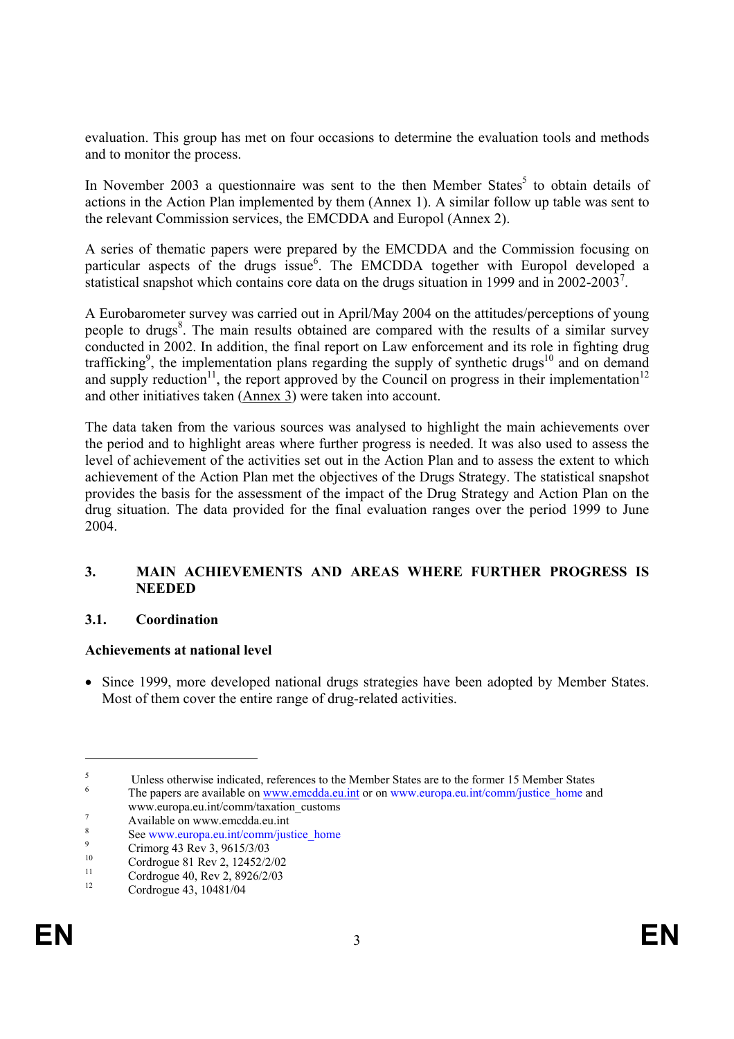evaluation. This group has met on four occasions to determine the evaluation tools and methods and to monitor the process.

In November 2003 a questionnaire was sent to the then Member States[5] to obtain details of actions in the Action Plan implemented by them (Annex 1). A similar follow up table was sent to the relevant Commission services, the EMCDDA and Europol (Annex 2).

A series of thematic papers were prepared by the EMCDDA and the Commission focusing on particular aspects of the drugs issue[6]. The EMCDDA together with Europol developed a statistical snapshot which contains core data on the drugs situation in 1999 and in 2002-2003[7].

A Eurobarometer survey was carried out in April/May 2004 on the attitudes/perceptions of young people to drugs[8]. The main results obtained are compared with the results of a similar survey conducted in 2002. In addition, the final report on Law enforcement and its role in fighting drug trafficking[9], the implementation plans regarding the supply of synthetic drugs[10] and on demand and supply reduction[11], the report approved by the Council on progress in their implementation[12] and other initiatives taken (Annex 3) were taken into account.

The data taken from the various sources was analysed to highlight the main achievements over the period and to highlight areas where further progress is needed. It was also used to assess the level of achievement of the activities set out in the Action Plan and to assess the extent to which achievement of the Action Plan met the objectives of the Drugs Strategy. The statistical snapshot provides the basis for the assessment of the impact of the Drug Strategy and Action Plan on the drug situation. The data provided for the final evaluation ranges over the period 1999 to June 2004.

## 3. MAIN ACHIEVEMENTS AND AREAS WHERE FURTHER PROGRESS IS NEEDED

### 3.1. Coordination

**Achievements at national level**

- Since 1999, more developed national drugs strategies have been adopted by Member States. Most of them cover the entire range of drug-related activities.

---

[5] Unless otherwise indicated, references to the Member States are to the former 15 Member States

[6] The papers are available on www.emcdda.eu.int or on www.europa.eu.int/comm/justice_home and www.europa.eu.int/comm/taxation_customs

[7] Available on www.emcdda.eu.int

[8] See www.europa.eu.int/comm/justice_home

[9] Crimorg 43 Rev 3, 9615/3/03

[10] Cordrogue 81 Rev 2, 12452/2/02

[11] Cordrogue 40, Rev 2, 8926/2/03

[12] Cordrogue 43, 10481/04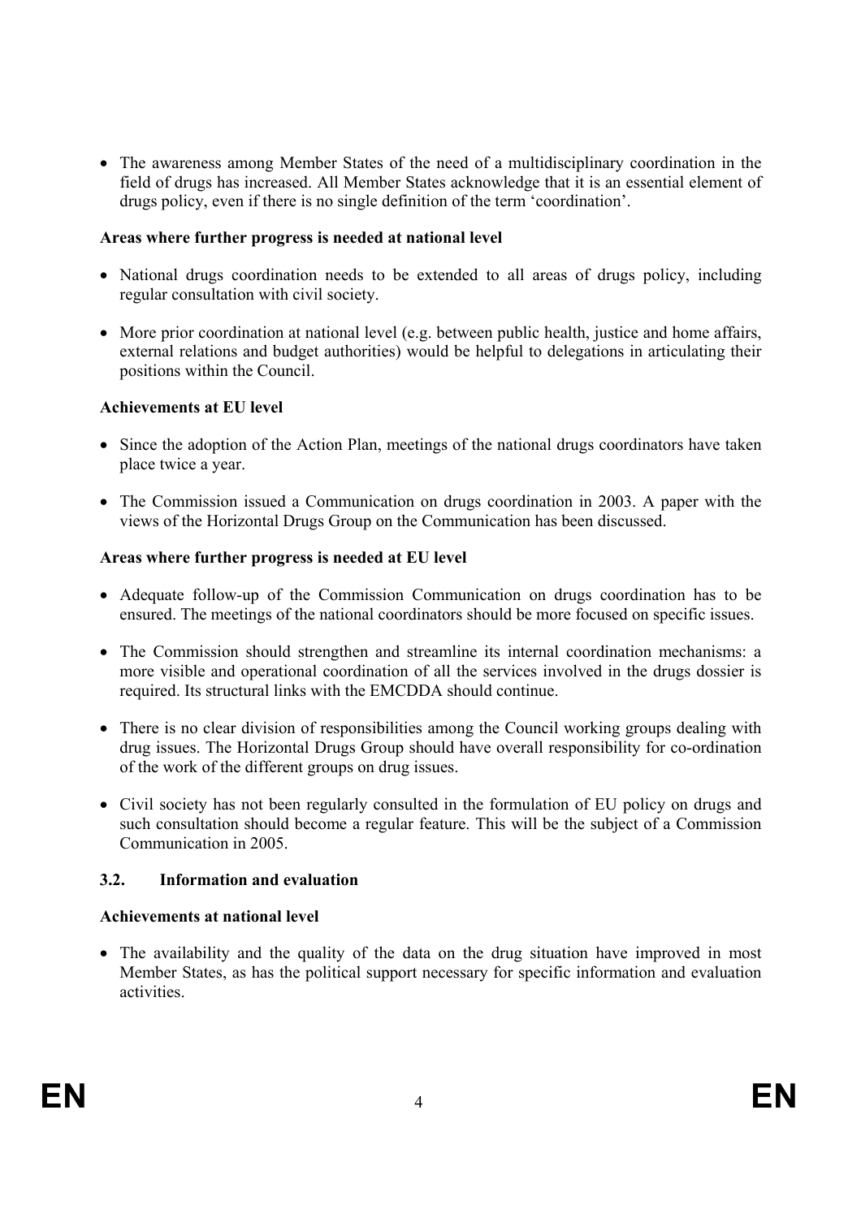- The awareness among Member States of the need of a multidisciplinary coordination in the field of drugs has increased. All Member States acknowledge that it is an essential element of drugs policy, even if there is no single definition of the term 'coordination'.

**Areas where further progress is needed at national level**

- National drugs coordination needs to be extended to all areas of drugs policy, including regular consultation with civil society.
- More prior coordination at national level (e.g. between public health, justice and home affairs, external relations and budget authorities) would be helpful to delegations in articulating their positions within the Council.

**Achievements at EU level**

- Since the adoption of the Action Plan, meetings of the national drugs coordinators have taken place twice a year.
- The Commission issued a Communication on drugs coordination in 2003. A paper with the views of the Horizontal Drugs Group on the Communication has been discussed.

**Areas where further progress is needed at EU level**

- Adequate follow-up of the Commission Communication on drugs coordination has to be ensured. The meetings of the national coordinators should be more focused on specific issues.
- The Commission should strengthen and streamline its internal coordination mechanisms: a more visible and operational coordination of all the services involved in the drugs dossier is required. Its structural links with the EMCDDA should continue.
- There is no clear division of responsibilities among the Council working groups dealing with drug issues. The Horizontal Drugs Group should have overall responsibility for co-ordination of the work of the different groups on drug issues.
- Civil society has not been regularly consulted in the formulation of EU policy on drugs and such consultation should become a regular feature. This will be the subject of a Commission Communication in 2005.

## 3.2. Information and evaluation

**Achievements at national level**

- The availability and the quality of the data on the drug situation have improved in most Member States, as has the political support necessary for specific information and evaluation activities.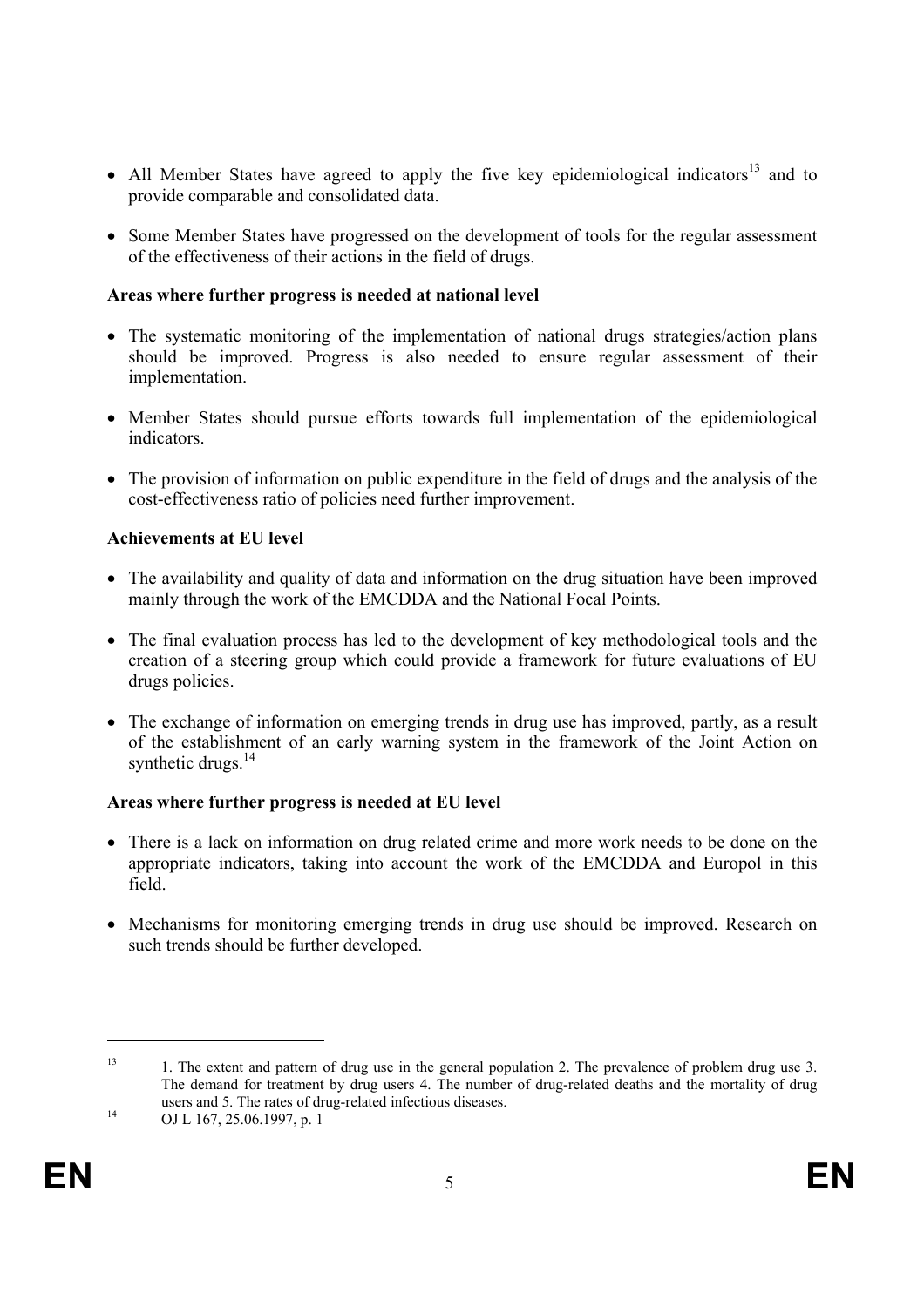- All Member States have agreed to apply the five key epidemiological indicators[13] and to provide comparable and consolidated data.
- Some Member States have progressed on the development of tools for the regular assessment of the effectiveness of their actions in the field of drugs.

**Areas where further progress is needed at national level**

- The systematic monitoring of the implementation of national drugs strategies/action plans should be improved. Progress is also needed to ensure regular assessment of their implementation.
- Member States should pursue efforts towards full implementation of the epidemiological indicators.
- The provision of information on public expenditure in the field of drugs and the analysis of the cost-effectiveness ratio of policies need further improvement.

**Achievements at EU level**

- The availability and quality of data and information on the drug situation have been improved mainly through the work of the EMCDDA and the National Focal Points.
- The final evaluation process has led to the development of key methodological tools and the creation of a steering group which could provide a framework for future evaluations of EU drugs policies.
- The exchange of information on emerging trends in drug use has improved, partly, as a result of the establishment of an early warning system in the framework of the Joint Action on synthetic drugs.[14]

**Areas where further progress is needed at EU level**

- There is a lack on information on drug related crime and more work needs to be done on the appropriate indicators, taking into account the work of the EMCDDA and Europol in this field.
- Mechanisms for monitoring emerging trends in drug use should be improved. Research on such trends should be further developed.

---

[13] 1. The extent and pattern of drug use in the general population 2. The prevalence of problem drug use 3. The demand for treatment by drug users 4. The number of drug-related deaths and the mortality of drug users and 5. The rates of drug-related infectious diseases.

[14] OJ L 167, 25.06.1997, p. 1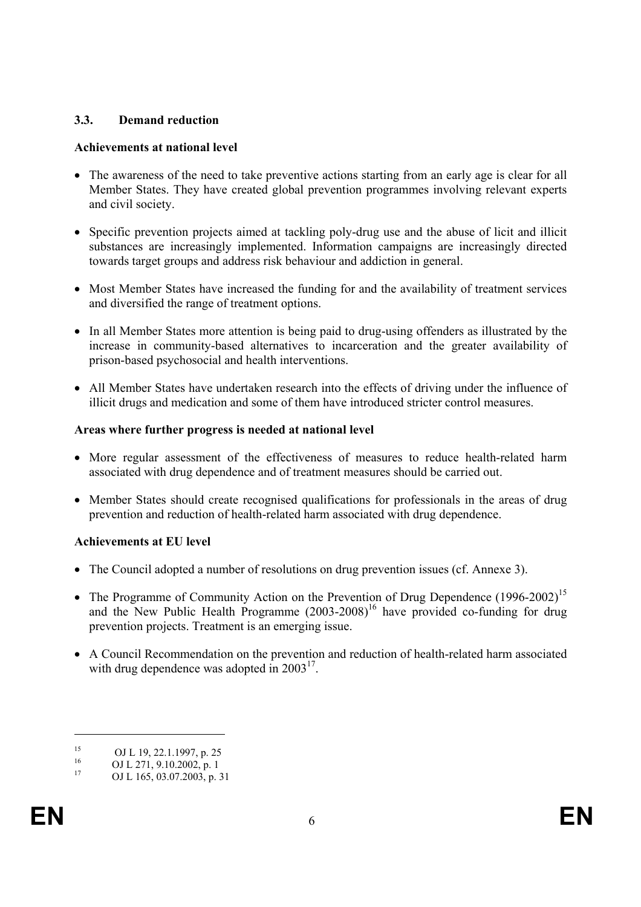### 3.3. Demand reduction

**Achievements at national level**

- The awareness of the need to take preventive actions starting from an early age is clear for all Member States. They have created global prevention programmes involving relevant experts and civil society.
- Specific prevention projects aimed at tackling poly-drug use and the abuse of licit and illicit substances are increasingly implemented. Information campaigns are increasingly directed towards target groups and address risk behaviour and addiction in general.
- Most Member States have increased the funding for and the availability of treatment services and diversified the range of treatment options.
- In all Member States more attention is being paid to drug-using offenders as illustrated by the increase in community-based alternatives to incarceration and the greater availability of prison-based psychosocial and health interventions.
- All Member States have undertaken research into the effects of driving under the influence of illicit drugs and medication and some of them have introduced stricter control measures.

**Areas where further progress is needed at national level**

- More regular assessment of the effectiveness of measures to reduce health-related harm associated with drug dependence and of treatment measures should be carried out.
- Member States should create recognised qualifications for professionals in the areas of drug prevention and reduction of health-related harm associated with drug dependence.

**Achievements at EU level**

- The Council adopted a number of resolutions on drug prevention issues (cf. Annexe 3).
- The Programme of Community Action on the Prevention of Drug Dependence (1996-2002)[15] and the New Public Health Programme (2003-2008)[16] have provided co-funding for drug prevention projects. Treatment is an emerging issue.
- A Council Recommendation on the prevention and reduction of health-related harm associated with drug dependence was adopted in 2003[17].

---

[15] OJ L 19, 22.1.1997, p. 25

[16] OJ L 271, 9.10.2002, p. 1

[17] OJ L 165, 03.07.2003, p. 31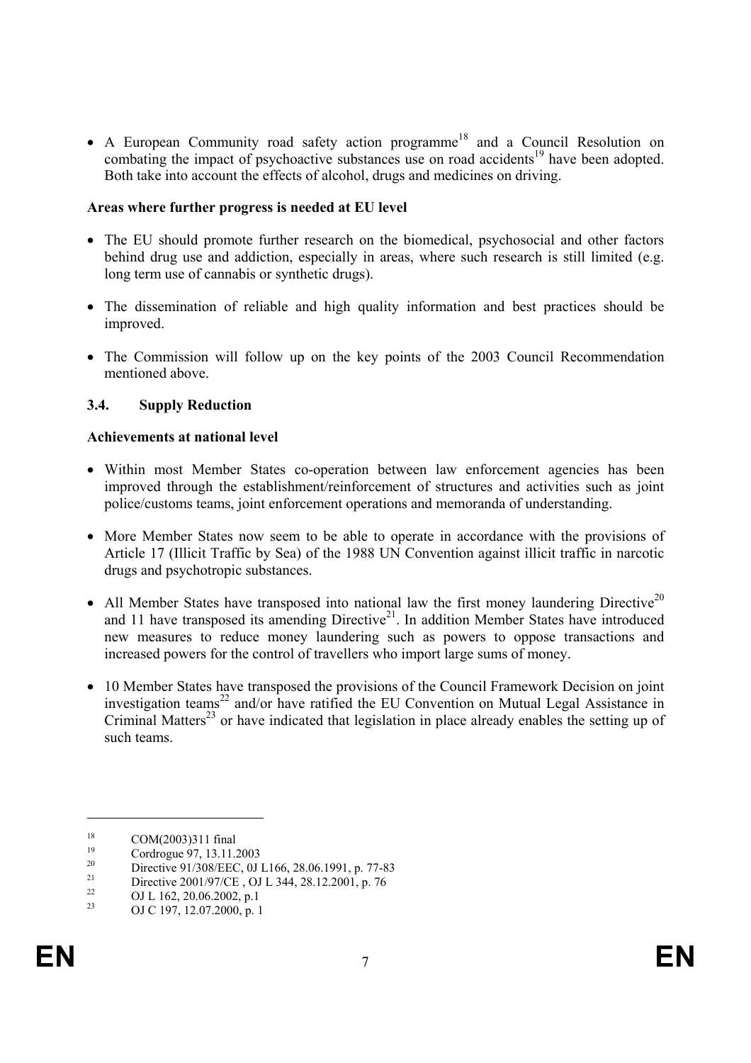- A European Community road safety action programme[18] and a Council Resolution on combating the impact of psychoactive substances use on road accidents[19] have been adopted. Both take into account the effects of alcohol, drugs and medicines on driving.

**Areas where further progress is needed at EU level**

- The EU should promote further research on the biomedical, psychosocial and other factors behind drug use and addiction, especially in areas, where such research is still limited (e.g. long term use of cannabis or synthetic drugs).
- The dissemination of reliable and high quality information and best practices should be improved.
- The Commission will follow up on the key points of the 2003 Council Recommendation mentioned above.

### 3.4. Supply Reduction

**Achievements at national level**

- Within most Member States co-operation between law enforcement agencies has been improved through the establishment/reinforcement of structures and activities such as joint police/customs teams, joint enforcement operations and memoranda of understanding.
- More Member States now seem to be able to operate in accordance with the provisions of Article 17 (Illicit Traffic by Sea) of the 1988 UN Convention against illicit traffic in narcotic drugs and psychotropic substances.
- All Member States have transposed into national law the first money laundering Directive[20] and 11 have transposed its amending Directive[21]. In addition Member States have introduced new measures to reduce money laundering such as powers to oppose transactions and increased powers for the control of travellers who import large sums of money.
- 10 Member States have transposed the provisions of the Council Framework Decision on joint investigation teams[22] and/or have ratified the EU Convention on Mutual Legal Assistance in Criminal Matters[23] or have indicated that legislation in place already enables the setting up of such teams.

---

[18] COM(2003)311 final

[19] Cordrogue 97, 13.11.2003

[20] Directive 91/308/EEC, 0J L166, 28.06.1991, p. 77-83

[21] Directive 2001/97/CE , OJ L 344, 28.12.2001, p. 76

[22] OJ L 162, 20.06.2002, p.1

[23] OJ C 197, 12.07.2000, p. 1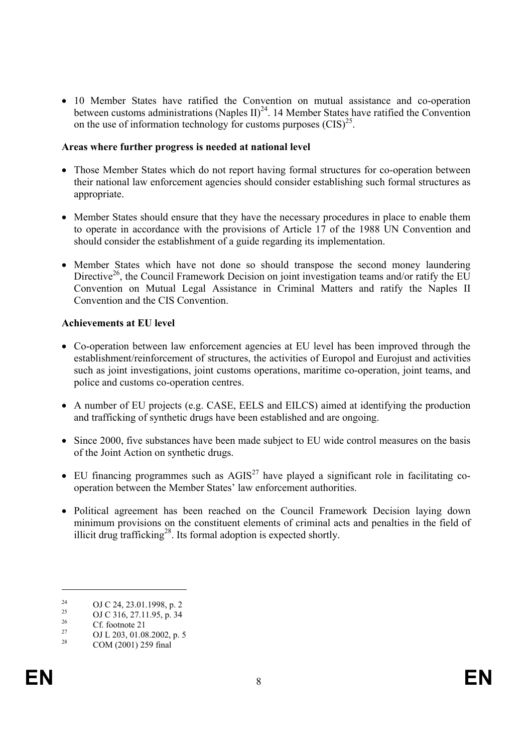- 10 Member States have ratified the Convention on mutual assistance and co-operation between customs administrations (Naples II)[24]. 14 Member States have ratified the Convention on the use of information technology for customs purposes (CIS)[25].

**Areas where further progress is needed at national level**

- Those Member States which do not report having formal structures for co-operation between their national law enforcement agencies should consider establishing such formal structures as appropriate.
- Member States should ensure that they have the necessary procedures in place to enable them to operate in accordance with the provisions of Article 17 of the 1988 UN Convention and should consider the establishment of a guide regarding its implementation.
- Member States which have not done so should transpose the second money laundering Directive[26], the Council Framework Decision on joint investigation teams and/or ratify the EU Convention on Mutual Legal Assistance in Criminal Matters and ratify the Naples II Convention and the CIS Convention.

**Achievements at EU level**

- Co-operation between law enforcement agencies at EU level has been improved through the establishment/reinforcement of structures, the activities of Europol and Eurojust and activities such as joint investigations, joint customs operations, maritime co-operation, joint teams, and police and customs co-operation centres.
- A number of EU projects (e.g. CASE, EELS and EILCS) aimed at identifying the production and trafficking of synthetic drugs have been established and are ongoing.
- Since 2000, five substances have been made subject to EU wide control measures on the basis of the Joint Action on synthetic drugs.
- EU financing programmes such as AGIS[27] have played a significant role in facilitating co-operation between the Member States' law enforcement authorities.
- Political agreement has been reached on the Council Framework Decision laying down minimum provisions on the constituent elements of criminal acts and penalties in the field of illicit drug trafficking[28]. Its formal adoption is expected shortly.

---

[24] OJ C 24, 23.01.1998, p. 2

[25] OJ C 316, 27.11.95, p. 34

[26] Cf. footnote 21

[27] OJ L 203, 01.08.2002, p. 5

[28] COM (2001) 259 final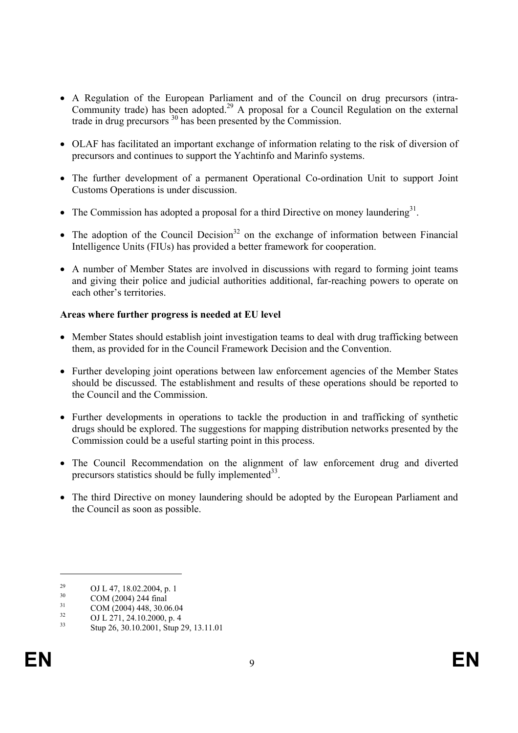- A Regulation of the European Parliament and of the Council on drug precursors (intra-Community trade) has been adopted.[29] A proposal for a Council Regulation on the external trade in drug precursors [30] has been presented by the Commission.

- OLAF has facilitated an important exchange of information relating to the risk of diversion of precursors and continues to support the Yachtinfo and Marinfo systems.

- The further development of a permanent Operational Co-ordination Unit to support Joint Customs Operations is under discussion.

- The Commission has adopted a proposal for a third Directive on money laundering[31].

- The adoption of the Council Decision[32] on the exchange of information between Financial Intelligence Units (FIUs) has provided a better framework for cooperation.

- A number of Member States are involved in discussions with regard to forming joint teams and giving their police and judicial authorities additional, far-reaching powers to operate on each other's territories.

**Areas where further progress is needed at EU level**

- Member States should establish joint investigation teams to deal with drug trafficking between them, as provided for in the Council Framework Decision and the Convention.

- Further developing joint operations between law enforcement agencies of the Member States should be discussed. The establishment and results of these operations should be reported to the Council and the Commission.

- Further developments in operations to tackle the production in and trafficking of synthetic drugs should be explored. The suggestions for mapping distribution networks presented by the Commission could be a useful starting point in this process.

- The Council Recommendation on the alignment of law enforcement drug and diverted precursors statistics should be fully implemented[33].

- The third Directive on money laundering should be adopted by the European Parliament and the Council as soon as possible.

---

[29] OJ L 47, 18.02.2004, p. 1

[30] COM (2004) 244 final

[31] COM (2004) 448, 30.06.04

[32] OJ L 271, 24.10.2000, p. 4

[33] Stup 26, 30.10.2001, Stup 29, 13.11.01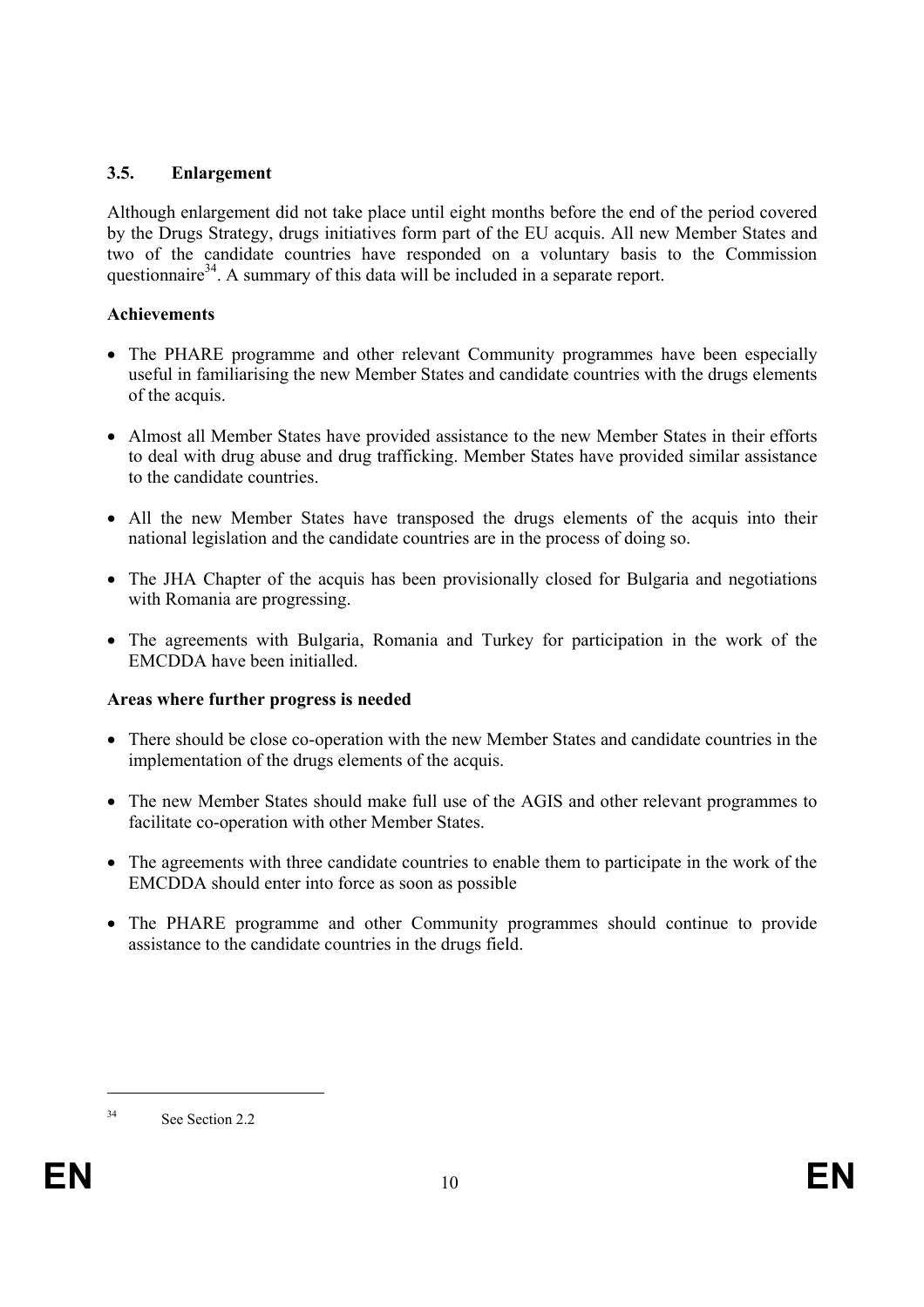### 3.5. Enlargement

Although enlargement did not take place until eight months before the end of the period covered by the Drugs Strategy, drugs initiatives form part of the EU acquis. All new Member States and two of the candidate countries have responded on a voluntary basis to the Commission questionnaire[34]. A summary of this data will be included in a separate report.

**Achievements**

- The PHARE programme and other relevant Community programmes have been especially useful in familiarising the new Member States and candidate countries with the drugs elements of the acquis.
- Almost all Member States have provided assistance to the new Member States in their efforts to deal with drug abuse and drug trafficking. Member States have provided similar assistance to the candidate countries.
- All the new Member States have transposed the drugs elements of the acquis into their national legislation and the candidate countries are in the process of doing so.
- The JHA Chapter of the acquis has been provisionally closed for Bulgaria and negotiations with Romania are progressing.
- The agreements with Bulgaria, Romania and Turkey for participation in the work of the EMCDDA have been initialled.

**Areas where further progress is needed**

- There should be close co-operation with the new Member States and candidate countries in the implementation of the drugs elements of the acquis.
- The new Member States should make full use of the AGIS and other relevant programmes to facilitate co-operation with other Member States.
- The agreements with three candidate countries to enable them to participate in the work of the EMCDDA should enter into force as soon as possible
- The PHARE programme and other Community programmes should continue to provide assistance to the candidate countries in the drugs field.

[34] See Section 2.2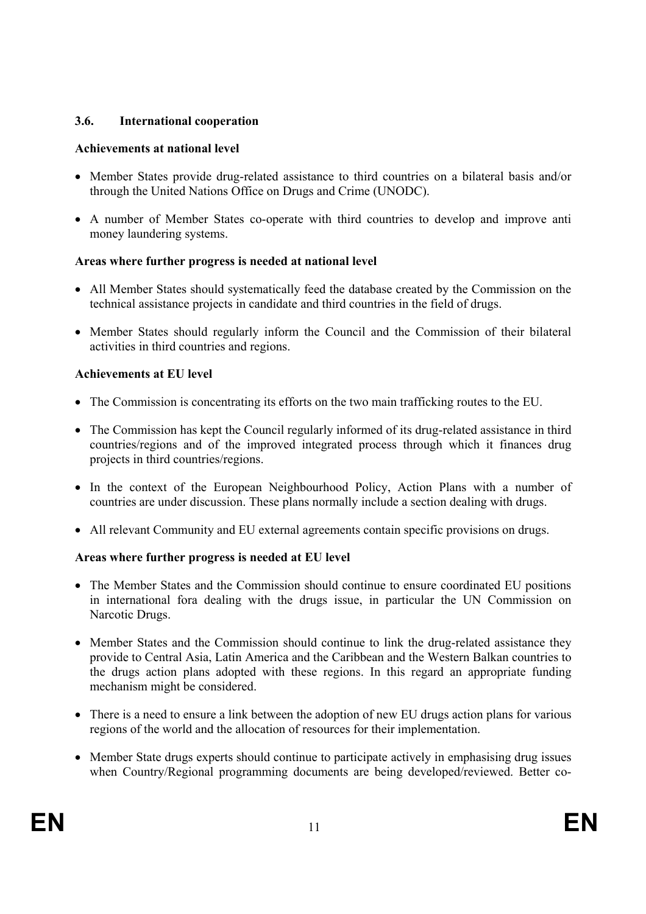### 3.6. International cooperation

**Achievements at national level**

- Member States provide drug-related assistance to third countries on a bilateral basis and/or through the United Nations Office on Drugs and Crime (UNODC).
- A number of Member States co-operate with third countries to develop and improve anti money laundering systems.

**Areas where further progress is needed at national level**

- All Member States should systematically feed the database created by the Commission on the technical assistance projects in candidate and third countries in the field of drugs.
- Member States should regularly inform the Council and the Commission of their bilateral activities in third countries and regions.

**Achievements at EU level**

- The Commission is concentrating its efforts on the two main trafficking routes to the EU.
- The Commission has kept the Council regularly informed of its drug-related assistance in third countries/regions and of the improved integrated process through which it finances drug projects in third countries/regions.
- In the context of the European Neighbourhood Policy, Action Plans with a number of countries are under discussion. These plans normally include a section dealing with drugs.
- All relevant Community and EU external agreements contain specific provisions on drugs.

**Areas where further progress is needed at EU level**

- The Member States and the Commission should continue to ensure coordinated EU positions in international fora dealing with the drugs issue, in particular the UN Commission on Narcotic Drugs.
- Member States and the Commission should continue to link the drug-related assistance they provide to Central Asia, Latin America and the Caribbean and the Western Balkan countries to the drugs action plans adopted with these regions. In this regard an appropriate funding mechanism might be considered.
- There is a need to ensure a link between the adoption of new EU drugs action plans for various regions of the world and the allocation of resources for their implementation.
- Member State drugs experts should continue to participate actively in emphasising drug issues when Country/Regional programming documents are being developed/reviewed. Better co-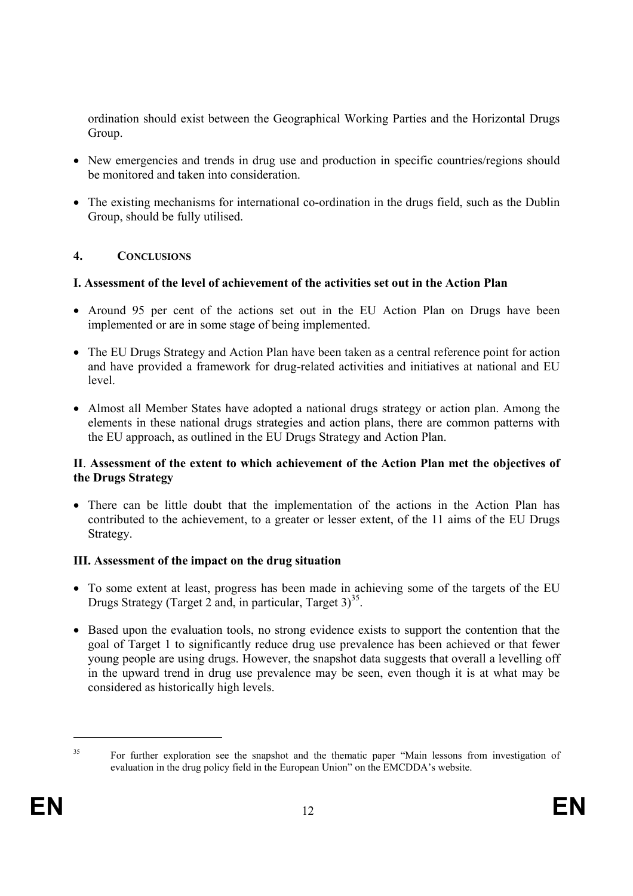ordination should exist between the Geographical Working Parties and the Horizontal Drugs Group.

- New emergencies and trends in drug use and production in specific countries/regions should be monitored and taken into consideration.
- The existing mechanisms for international co-ordination in the drugs field, such as the Dublin Group, should be fully utilised.

## 4. CONCLUSIONS

### I. Assessment of the level of achievement of the activities set out in the Action Plan

- Around 95 per cent of the actions set out in the EU Action Plan on Drugs have been implemented or are in some stage of being implemented.
- The EU Drugs Strategy and Action Plan have been taken as a central reference point for action and have provided a framework for drug-related activities and initiatives at national and EU level.
- Almost all Member States have adopted a national drugs strategy or action plan. Among the elements in these national drugs strategies and action plans, there are common patterns with the EU approach, as outlined in the EU Drugs Strategy and Action Plan.

### II. Assessment of the extent to which achievement of the Action Plan met the objectives of the Drugs Strategy

- There can be little doubt that the implementation of the actions in the Action Plan has contributed to the achievement, to a greater or lesser extent, of the 11 aims of the EU Drugs Strategy.

### III. Assessment of the impact on the drug situation

- To some extent at least, progress has been made in achieving some of the targets of the EU Drugs Strategy (Target 2 and, in particular, Target 3)[35].
- Based upon the evaluation tools, no strong evidence exists to support the contention that the goal of Target 1 to significantly reduce drug use prevalence has been achieved or that fewer young people are using drugs. However, the snapshot data suggests that overall a levelling off in the upward trend in drug use prevalence may be seen, even though it is at what may be considered as historically high levels.

---

[35] For further exploration see the snapshot and the thematic paper "Main lessons from investigation of evaluation in the drug policy field in the European Union" on the EMCDDA's website.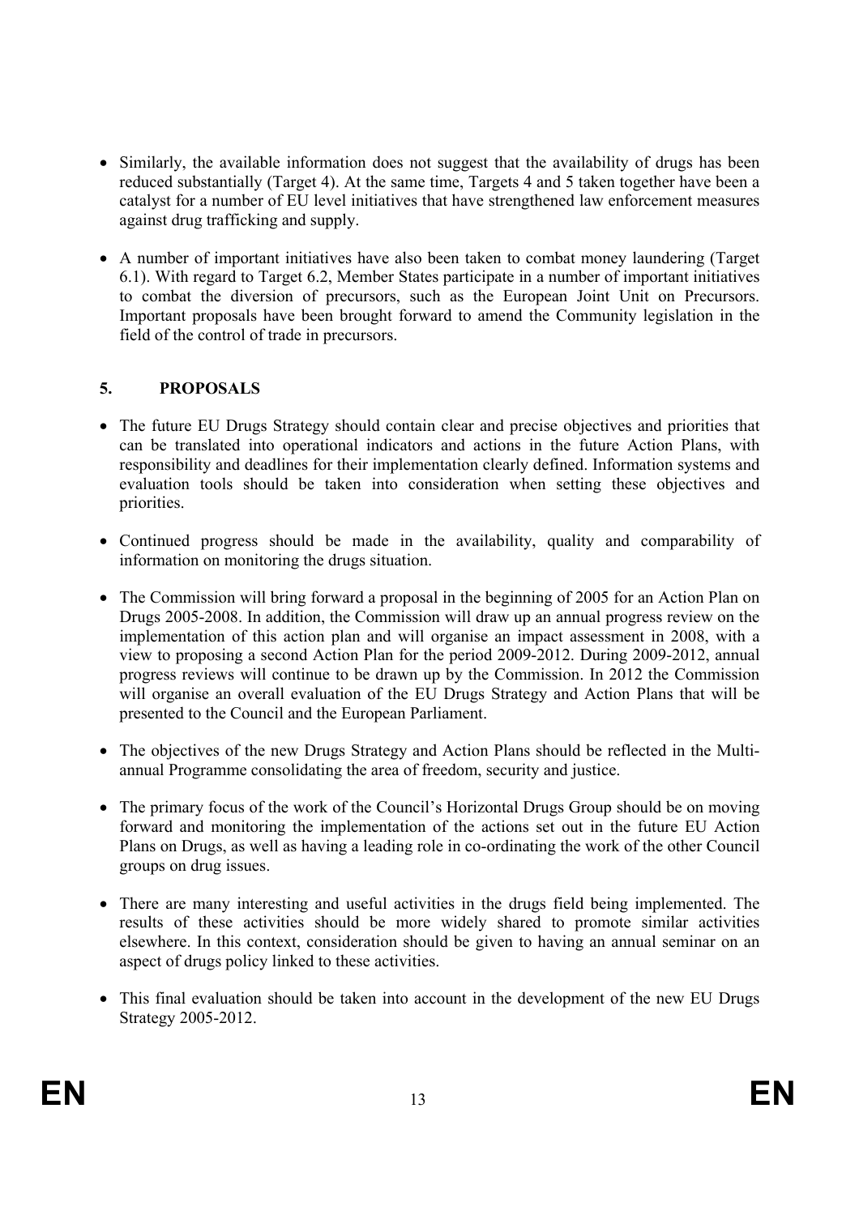- Similarly, the available information does not suggest that the availability of drugs has been reduced substantially (Target 4). At the same time, Targets 4 and 5 taken together have been a catalyst for a number of EU level initiatives that have strengthened law enforcement measures against drug trafficking and supply.

- A number of important initiatives have also been taken to combat money laundering (Target 6.1). With regard to Target 6.2, Member States participate in a number of important initiatives to combat the diversion of precursors, such as the European Joint Unit on Precursors. Important proposals have been brought forward to amend the Community legislation in the field of the control of trade in precursors.

## 5. PROPOSALS

- The future EU Drugs Strategy should contain clear and precise objectives and priorities that can be translated into operational indicators and actions in the future Action Plans, with responsibility and deadlines for their implementation clearly defined. Information systems and evaluation tools should be taken into consideration when setting these objectives and priorities.

- Continued progress should be made in the availability, quality and comparability of information on monitoring the drugs situation.

- The Commission will bring forward a proposal in the beginning of 2005 for an Action Plan on Drugs 2005-2008. In addition, the Commission will draw up an annual progress review on the implementation of this action plan and will organise an impact assessment in 2008, with a view to proposing a second Action Plan for the period 2009-2012. During 2009-2012, annual progress reviews will continue to be drawn up by the Commission. In 2012 the Commission will organise an overall evaluation of the EU Drugs Strategy and Action Plans that will be presented to the Council and the European Parliament.

- The objectives of the new Drugs Strategy and Action Plans should be reflected in the Multi-annual Programme consolidating the area of freedom, security and justice.

- The primary focus of the work of the Council's Horizontal Drugs Group should be on moving forward and monitoring the implementation of the actions set out in the future EU Action Plans on Drugs, as well as having a leading role in co-ordinating the work of the other Council groups on drug issues.

- There are many interesting and useful activities in the drugs field being implemented. The results of these activities should be more widely shared to promote similar activities elsewhere. In this context, consideration should be given to having an annual seminar on an aspect of drugs policy linked to these activities.

- This final evaluation should be taken into account in the development of the new EU Drugs Strategy 2005-2012.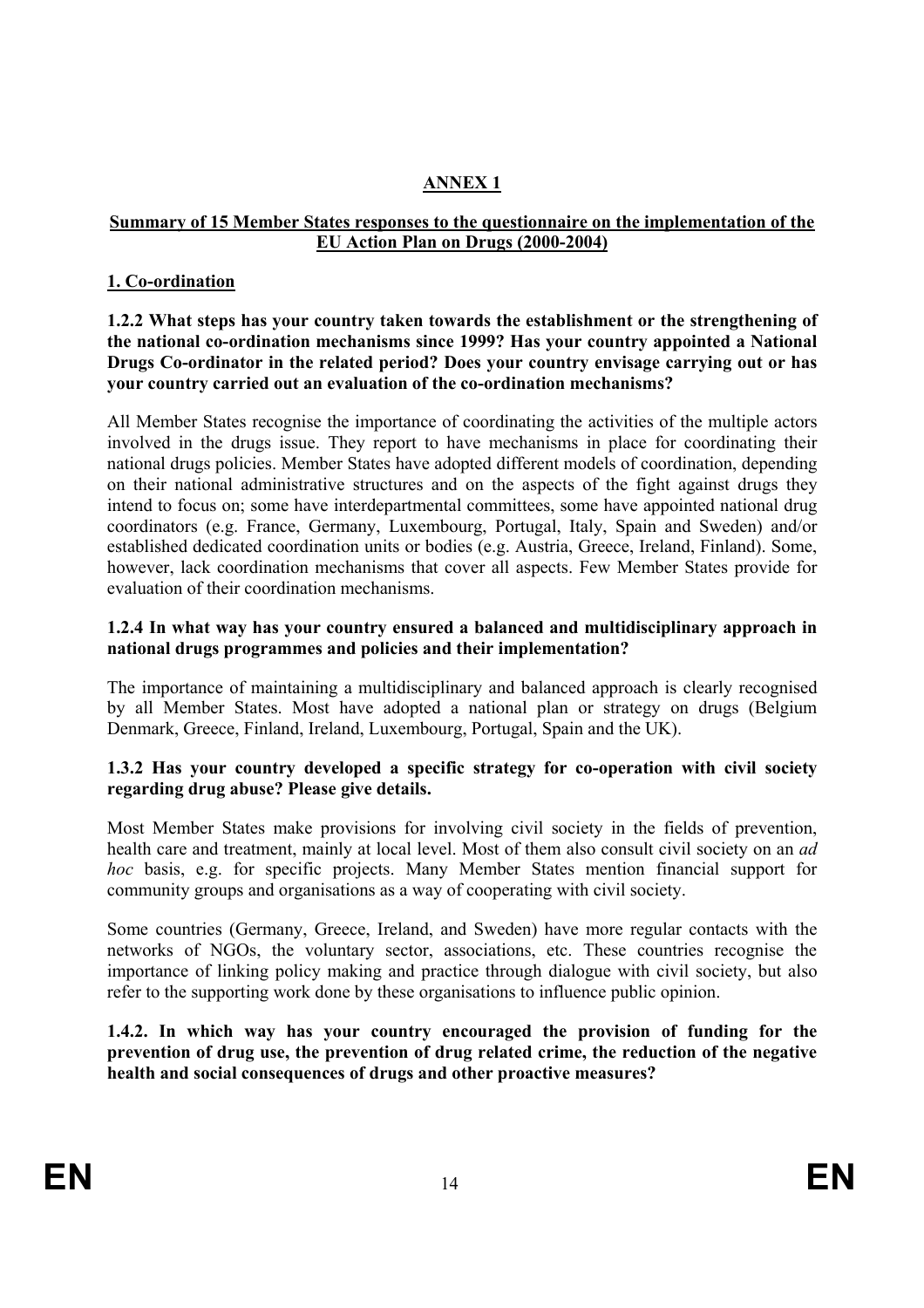## ANNEX 1

**Summary of 15 Member States responses to the questionnaire on the implementation of the EU Action Plan on Drugs (2000-2004)**

### 1. Co-ordination

**1.2.2 What steps has your country taken towards the establishment or the strengthening of the national co-ordination mechanisms since 1999? Has your country appointed a National Drugs Co-ordinator in the related period? Does your country envisage carrying out or has your country carried out an evaluation of the co-ordination mechanisms?**

All Member States recognise the importance of coordinating the activities of the multiple actors involved in the drugs issue. They report to have mechanisms in place for coordinating their national drugs policies. Member States have adopted different models of coordination, depending on their national administrative structures and on the aspects of the fight against drugs they intend to focus on; some have interdepartmental committees, some have appointed national drug coordinators (e.g. France, Germany, Luxembourg, Portugal, Italy, Spain and Sweden) and/or established dedicated coordination units or bodies (e.g. Austria, Greece, Ireland, Finland). Some, however, lack coordination mechanisms that cover all aspects. Few Member States provide for evaluation of their coordination mechanisms.

**1.2.4 In what way has your country ensured a balanced and multidisciplinary approach in national drugs programmes and policies and their implementation?**

The importance of maintaining a multidisciplinary and balanced approach is clearly recognised by all Member States. Most have adopted a national plan or strategy on drugs (Belgium Denmark, Greece, Finland, Ireland, Luxembourg, Portugal, Spain and the UK).

**1.3.2 Has your country developed a specific strategy for co-operation with civil society regarding drug abuse? Please give details.**

Most Member States make provisions for involving civil society in the fields of prevention, health care and treatment, mainly at local level. Most of them also consult civil society on an *ad hoc* basis, e.g. for specific projects. Many Member States mention financial support for community groups and organisations as a way of cooperating with civil society.

Some countries (Germany, Greece, Ireland, and Sweden) have more regular contacts with the networks of NGOs, the voluntary sector, associations, etc. These countries recognise the importance of linking policy making and practice through dialogue with civil society, but also refer to the supporting work done by these organisations to influence public opinion.

**1.4.2. In which way has your country encouraged the provision of funding for the prevention of drug use, the prevention of drug related crime, the reduction of the negative health and social consequences of drugs and other proactive measures?**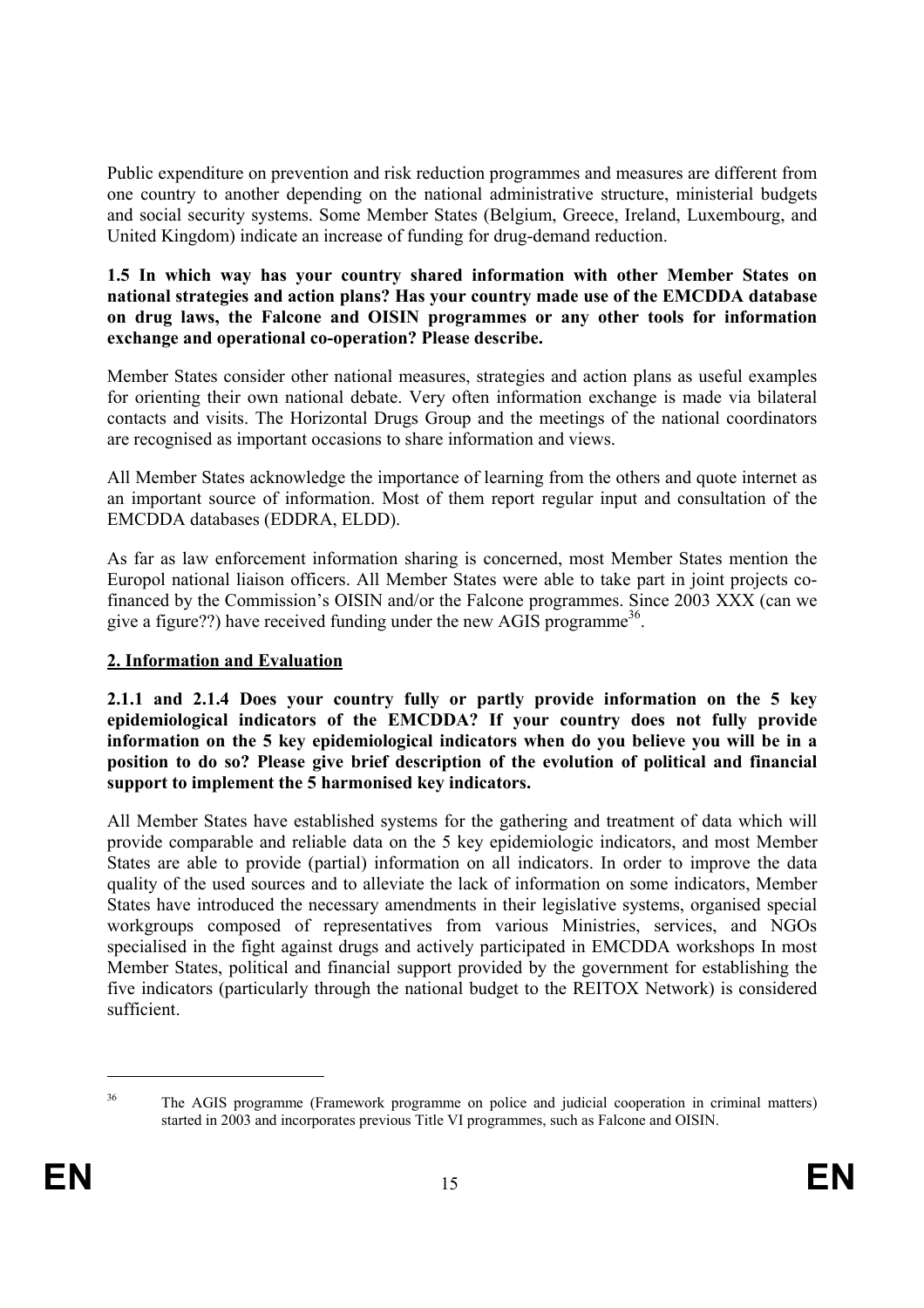Public expenditure on prevention and risk reduction programmes and measures are different from one country to another depending on the national administrative structure, ministerial budgets and social security systems. Some Member States (Belgium, Greece, Ireland, Luxembourg, and United Kingdom) indicate an increase of funding for drug-demand reduction.

**1.5 In which way has your country shared information with other Member States on national strategies and action plans? Has your country made use of the EMCDDA database on drug laws, the Falcone and OISIN programmes or any other tools for information exchange and operational co-operation? Please describe.**

Member States consider other national measures, strategies and action plans as useful examples for orienting their own national debate. Very often information exchange is made via bilateral contacts and visits. The Horizontal Drugs Group and the meetings of the national coordinators are recognised as important occasions to share information and views.

All Member States acknowledge the importance of learning from the others and quote internet as an important source of information. Most of them report regular input and consultation of the EMCDDA databases (EDDRA, ELDD).

As far as law enforcement information sharing is concerned, most Member States mention the Europol national liaison officers. All Member States were able to take part in joint projects co-financed by the Commission's OISIN and/or the Falcone programmes. Since 2003 XXX (can we give a figure??) have received funding under the new AGIS programme[36].

## 2. Information and Evaluation

**2.1.1 and 2.1.4 Does your country fully or partly provide information on the 5 key epidemiological indicators of the EMCDDA? If your country does not fully provide information on the 5 key epidemiological indicators when do you believe you will be in a position to do so? Please give brief description of the evolution of political and financial support to implement the 5 harmonised key indicators.**

All Member States have established systems for the gathering and treatment of data which will provide comparable and reliable data on the 5 key epidemiologic indicators, and most Member States are able to provide (partial) information on all indicators. In order to improve the data quality of the used sources and to alleviate the lack of information on some indicators, Member States have introduced the necessary amendments in their legislative systems, organised special workgroups composed of representatives from various Ministries, services, and NGOs specialised in the fight against drugs and actively participated in EMCDDA workshops In most Member States, political and financial support provided by the government for establishing the five indicators (particularly through the national budget to the REITOX Network) is considered sufficient.

---

[36] The AGIS programme (Framework programme on police and judicial cooperation in criminal matters) started in 2003 and incorporates previous Title VI programmes, such as Falcone and OISIN.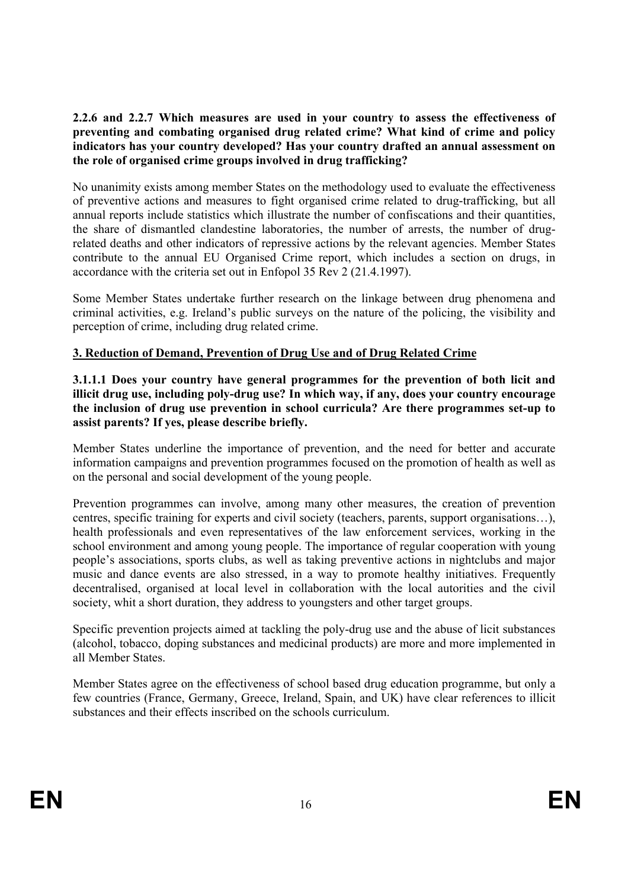**2.2.6 and 2.2.7 Which measures are used in your country to assess the effectiveness of preventing and combating organised drug related crime? What kind of crime and policy indicators has your country developed? Has your country drafted an annual assessment on the role of organised crime groups involved in drug trafficking?**

No unanimity exists among member States on the methodology used to evaluate the effectiveness of preventive actions and measures to fight organised crime related to drug-trafficking, but all annual reports include statistics which illustrate the number of confiscations and their quantities, the share of dismantled clandestine laboratories, the number of arrests, the number of drug-related deaths and other indicators of repressive actions by the relevant agencies. Member States contribute to the annual EU Organised Crime report, which includes a section on drugs, in accordance with the criteria set out in Enfopol 35 Rev 2 (21.4.1997).

Some Member States undertake further research on the linkage between drug phenomena and criminal activities, e.g. Ireland's public surveys on the nature of the policing, the visibility and perception of crime, including drug related crime.

## 3. Reduction of Demand, Prevention of Drug Use and of Drug Related Crime

**3.1.1.1 Does your country have general programmes for the prevention of both licit and illicit drug use, including poly-drug use? In which way, if any, does your country encourage the inclusion of drug use prevention in school curricula? Are there programmes set-up to assist parents? If yes, please describe briefly.**

Member States underline the importance of prevention, and the need for better and accurate information campaigns and prevention programmes focused on the promotion of health as well as on the personal and social development of the young people.

Prevention programmes can involve, among many other measures, the creation of prevention centres, specific training for experts and civil society (teachers, parents, support organisations…), health professionals and even representatives of the law enforcement services, working in the school environment and among young people. The importance of regular cooperation with young people's associations, sports clubs, as well as taking preventive actions in nightclubs and major music and dance events are also stressed, in a way to promote healthy initiatives. Frequently decentralised, organised at local level in collaboration with the local autorities and the civil society, whit a short duration, they address to youngsters and other target groups.

Specific prevention projects aimed at tackling the poly-drug use and the abuse of licit substances (alcohol, tobacco, doping substances and medicinal products) are more and more implemented in all Member States.

Member States agree on the effectiveness of school based drug education programme, but only a few countries (France, Germany, Greece, Ireland, Spain, and UK) have clear references to illicit substances and their effects inscribed on the schools curriculum.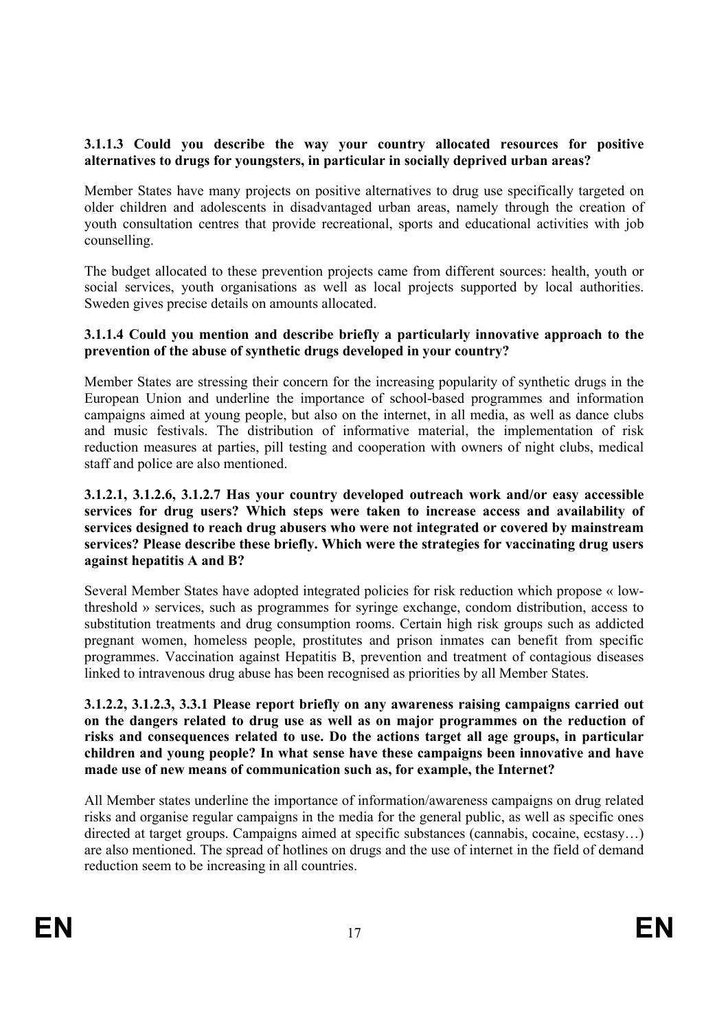**3.1.1.3 Could you describe the way your country allocated resources for positive alternatives to drugs for youngsters, in particular in socially deprived urban areas?**

Member States have many projects on positive alternatives to drug use specifically targeted on older children and adolescents in disadvantaged urban areas, namely through the creation of youth consultation centres that provide recreational, sports and educational activities with job counselling.

The budget allocated to these prevention projects came from different sources: health, youth or social services, youth organisations as well as local projects supported by local authorities. Sweden gives precise details on amounts allocated.

**3.1.1.4 Could you mention and describe briefly a particularly innovative approach to the prevention of the abuse of synthetic drugs developed in your country?**

Member States are stressing their concern for the increasing popularity of synthetic drugs in the European Union and underline the importance of school-based programmes and information campaigns aimed at young people, but also on the internet, in all media, as well as dance clubs and music festivals. The distribution of informative material, the implementation of risk reduction measures at parties, pill testing and cooperation with owners of night clubs, medical staff and police are also mentioned.

**3.1.2.1, 3.1.2.6, 3.1.2.7 Has your country developed outreach work and/or easy accessible services for drug users? Which steps were taken to increase access and availability of services designed to reach drug abusers who were not integrated or covered by mainstream services? Please describe these briefly. Which were the strategies for vaccinating drug users against hepatitis A and B?**

Several Member States have adopted integrated policies for risk reduction which propose « low-threshold » services, such as programmes for syringe exchange, condom distribution, access to substitution treatments and drug consumption rooms. Certain high risk groups such as addicted pregnant women, homeless people, prostitutes and prison inmates can benefit from specific programmes. Vaccination against Hepatitis B, prevention and treatment of contagious diseases linked to intravenous drug abuse has been recognised as priorities by all Member States.

**3.1.2.2, 3.1.2.3, 3.3.1 Please report briefly on any awareness raising campaigns carried out on the dangers related to drug use as well as on major programmes on the reduction of risks and consequences related to use. Do the actions target all age groups, in particular children and young people? In what sense have these campaigns been innovative and have made use of new means of communication such as, for example, the Internet?**

All Member states underline the importance of information/awareness campaigns on drug related risks and organise regular campaigns in the media for the general public, as well as specific ones directed at target groups. Campaigns aimed at specific substances (cannabis, cocaine, ecstasy…) are also mentioned. The spread of hotlines on drugs and the use of internet in the field of demand reduction seem to be increasing in all countries.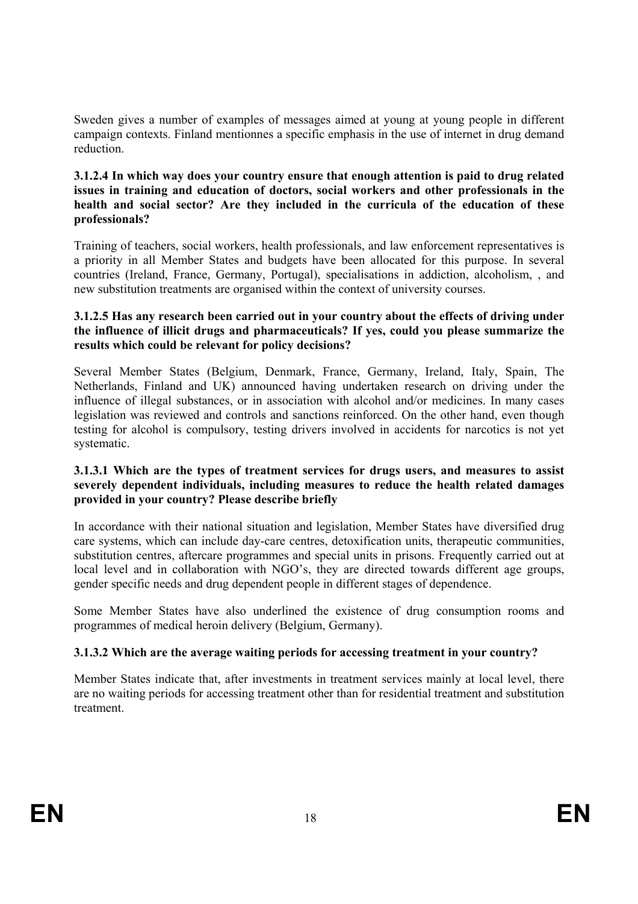Sweden gives a number of examples of messages aimed at young at young people in different campaign contexts. Finland mentionnes a specific emphasis in the use of internet in drug demand reduction.

**3.1.2.4 In which way does your country ensure that enough attention is paid to drug related issues in training and education of doctors, social workers and other professionals in the health and social sector? Are they included in the curricula of the education of these professionals?**

Training of teachers, social workers, health professionals, and law enforcement representatives is a priority in all Member States and budgets have been allocated for this purpose. In several countries (Ireland, France, Germany, Portugal), specialisations in addiction, alcoholism, , and new substitution treatments are organised within the context of university courses.

**3.1.2.5 Has any research been carried out in your country about the effects of driving under the influence of illicit drugs and pharmaceuticals? If yes, could you please summarize the results which could be relevant for policy decisions?**

Several Member States (Belgium, Denmark, France, Germany, Ireland, Italy, Spain, The Netherlands, Finland and UK) announced having undertaken research on driving under the influence of illegal substances, or in association with alcohol and/or medicines. In many cases legislation was reviewed and controls and sanctions reinforced. On the other hand, even though testing for alcohol is compulsory, testing drivers involved in accidents for narcotics is not yet systematic.

**3.1.3.1 Which are the types of treatment services for drugs users, and measures to assist severely dependent individuals, including measures to reduce the health related damages provided in your country? Please describe briefly**

In accordance with their national situation and legislation, Member States have diversified drug care systems, which can include day-care centres, detoxification units, therapeutic communities, substitution centres, aftercare programmes and special units in prisons. Frequently carried out at local level and in collaboration with NGO's, they are directed towards different age groups, gender specific needs and drug dependent people in different stages of dependence.

Some Member States have also underlined the existence of drug consumption rooms and programmes of medical heroin delivery (Belgium, Germany).

**3.1.3.2 Which are the average waiting periods for accessing treatment in your country?**

Member States indicate that, after investments in treatment services mainly at local level, there are no waiting periods for accessing treatment other than for residential treatment and substitution treatment.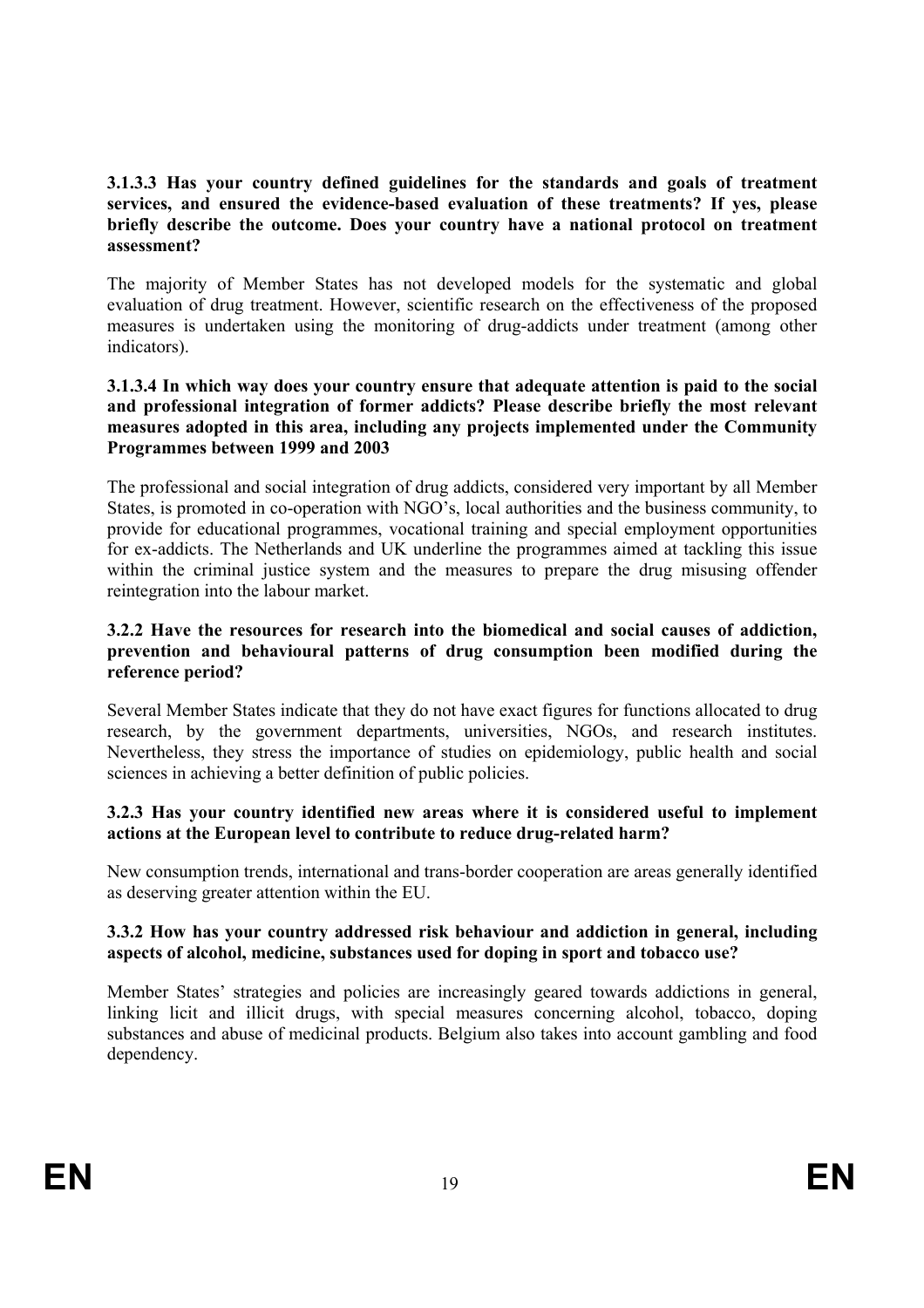**3.1.3.3 Has your country defined guidelines for the standards and goals of treatment services, and ensured the evidence-based evaluation of these treatments? If yes, please briefly describe the outcome. Does your country have a national protocol on treatment assessment?**

The majority of Member States has not developed models for the systematic and global evaluation of drug treatment. However, scientific research on the effectiveness of the proposed measures is undertaken using the monitoring of drug-addicts under treatment (among other indicators).

**3.1.3.4 In which way does your country ensure that adequate attention is paid to the social and professional integration of former addicts? Please describe briefly the most relevant measures adopted in this area, including any projects implemented under the Community Programmes between 1999 and 2003**

The professional and social integration of drug addicts, considered very important by all Member States, is promoted in co-operation with NGO's, local authorities and the business community, to provide for educational programmes, vocational training and special employment opportunities for ex-addicts. The Netherlands and UK underline the programmes aimed at tackling this issue within the criminal justice system and the measures to prepare the drug misusing offender reintegration into the labour market.

**3.2.2 Have the resources for research into the biomedical and social causes of addiction, prevention and behavioural patterns of drug consumption been modified during the reference period?**

Several Member States indicate that they do not have exact figures for functions allocated to drug research, by the government departments, universities, NGOs, and research institutes. Nevertheless, they stress the importance of studies on epidemiology, public health and social sciences in achieving a better definition of public policies.

**3.2.3 Has your country identified new areas where it is considered useful to implement actions at the European level to contribute to reduce drug-related harm?**

New consumption trends, international and trans-border cooperation are areas generally identified as deserving greater attention within the EU.

**3.3.2 How has your country addressed risk behaviour and addiction in general, including aspects of alcohol, medicine, substances used for doping in sport and tobacco use?**

Member States' strategies and policies are increasingly geared towards addictions in general, linking licit and illicit drugs, with special measures concerning alcohol, tobacco, doping substances and abuse of medicinal products. Belgium also takes into account gambling and food dependency.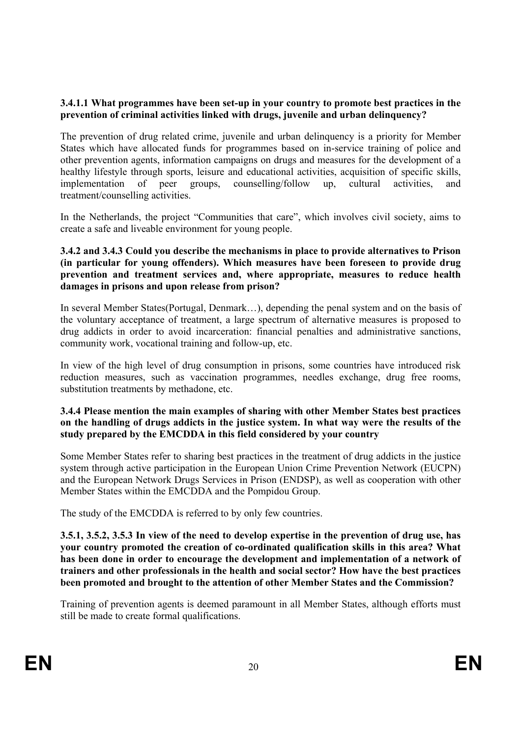**3.4.1.1 What programmes have been set-up in your country to promote best practices in the prevention of criminal activities linked with drugs, juvenile and urban delinquency?**

The prevention of drug related crime, juvenile and urban delinquency is a priority for Member States which have allocated funds for programmes based on in-service training of police and other prevention agents, information campaigns on drugs and measures for the development of a healthy lifestyle through sports, leisure and educational activities, acquisition of specific skills, implementation of peer groups, counselling/follow up, cultural activities, and treatment/counselling activities.

In the Netherlands, the project "Communities that care", which involves civil society, aims to create a safe and liveable environment for young people.

**3.4.2 and 3.4.3 Could you describe the mechanisms in place to provide alternatives to Prison (in particular for young offenders). Which measures have been foreseen to provide drug prevention and treatment services and, where appropriate, measures to reduce health damages in prisons and upon release from prison?**

In several Member States(Portugal, Denmark…), depending the penal system and on the basis of the voluntary acceptance of treatment, a large spectrum of alternative measures is proposed to drug addicts in order to avoid incarceration: financial penalties and administrative sanctions, community work, vocational training and follow-up, etc.

In view of the high level of drug consumption in prisons, some countries have introduced risk reduction measures, such as vaccination programmes, needles exchange, drug free rooms, substitution treatments by methadone, etc.

**3.4.4 Please mention the main examples of sharing with other Member States best practices on the handling of drugs addicts in the justice system. In what way were the results of the study prepared by the EMCDDA in this field considered by your country**

Some Member States refer to sharing best practices in the treatment of drug addicts in the justice system through active participation in the European Union Crime Prevention Network (EUCPN) and the European Network Drugs Services in Prison (ENDSP), as well as cooperation with other Member States within the EMCDDA and the Pompidou Group.

The study of the EMCDDA is referred to by only few countries.

**3.5.1, 3.5.2, 3.5.3 In view of the need to develop expertise in the prevention of drug use, has your country promoted the creation of co-ordinated qualification skills in this area? What has been done in order to encourage the development and implementation of a network of trainers and other professionals in the health and social sector? How have the best practices been promoted and brought to the attention of other Member States and the Commission?**

Training of prevention agents is deemed paramount in all Member States, although efforts must still be made to create formal qualifications.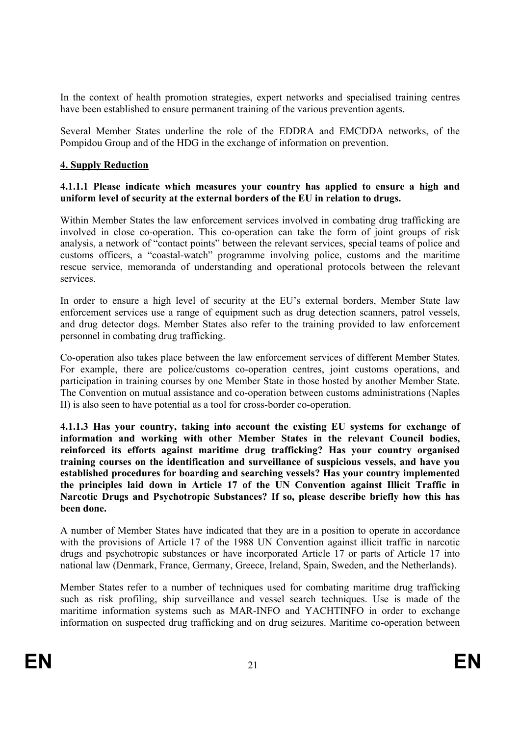In the context of health promotion strategies, expert networks and specialised training centres have been established to ensure permanent training of the various prevention agents.

Several Member States underline the role of the EDDRA and EMCDDA networks, of the Pompidou Group and of the HDG in the exchange of information on prevention.

## 4. Supply Reduction

**4.1.1.1 Please indicate which measures your country has applied to ensure a high and uniform level of security at the external borders of the EU in relation to drugs.**

Within Member States the law enforcement services involved in combating drug trafficking are involved in close co-operation. This co-operation can take the form of joint groups of risk analysis, a network of "contact points" between the relevant services, special teams of police and customs officers, a "coastal-watch" programme involving police, customs and the maritime rescue service, memoranda of understanding and operational protocols between the relevant services.

In order to ensure a high level of security at the EU's external borders, Member State law enforcement services use a range of equipment such as drug detection scanners, patrol vessels, and drug detector dogs. Member States also refer to the training provided to law enforcement personnel in combating drug trafficking.

Co-operation also takes place between the law enforcement services of different Member States. For example, there are police/customs co-operation centres, joint customs operations, and participation in training courses by one Member State in those hosted by another Member State. The Convention on mutual assistance and co-operation between customs administrations (Naples II) is also seen to have potential as a tool for cross-border co-operation.

**4.1.1.3 Has your country, taking into account the existing EU systems for exchange of information and working with other Member States in the relevant Council bodies, reinforced its efforts against maritime drug trafficking? Has your country organised training courses on the identification and surveillance of suspicious vessels, and have you established procedures for boarding and searching vessels? Has your country implemented the principles laid down in Article 17 of the UN Convention against Illicit Traffic in Narcotic Drugs and Psychotropic Substances? If so, please describe briefly how this has been done.**

A number of Member States have indicated that they are in a position to operate in accordance with the provisions of Article 17 of the 1988 UN Convention against illicit traffic in narcotic drugs and psychotropic substances or have incorporated Article 17 or parts of Article 17 into national law (Denmark, France, Germany, Greece, Ireland, Spain, Sweden, and the Netherlands).

Member States refer to a number of techniques used for combating maritime drug trafficking such as risk profiling, ship surveillance and vessel search techniques. Use is made of the maritime information systems such as MAR-INFO and YACHTINFO in order to exchange information on suspected drug trafficking and on drug seizures. Maritime co-operation between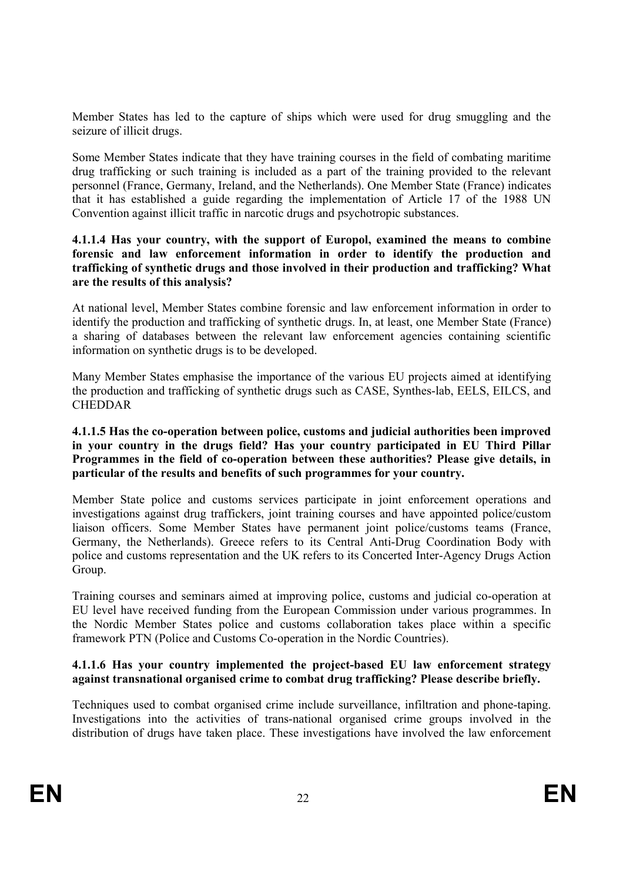Member States has led to the capture of ships which were used for drug smuggling and the seizure of illicit drugs.

Some Member States indicate that they have training courses in the field of combating maritime drug trafficking or such training is included as a part of the training provided to the relevant personnel (France, Germany, Ireland, and the Netherlands). One Member State (France) indicates that it has established a guide regarding the implementation of Article 17 of the 1988 UN Convention against illicit traffic in narcotic drugs and psychotropic substances.

**4.1.1.4 Has your country, with the support of Europol, examined the means to combine forensic and law enforcement information in order to identify the production and trafficking of synthetic drugs and those involved in their production and trafficking? What are the results of this analysis?**

At national level, Member States combine forensic and law enforcement information in order to identify the production and trafficking of synthetic drugs. In, at least, one Member State (France) a sharing of databases between the relevant law enforcement agencies containing scientific information on synthetic drugs is to be developed.

Many Member States emphasise the importance of the various EU projects aimed at identifying the production and trafficking of synthetic drugs such as CASE, Synthes-lab, EELS, EILCS, and CHEDDAR

**4.1.1.5 Has the co-operation between police, customs and judicial authorities been improved in your country in the drugs field? Has your country participated in EU Third Pillar Programmes in the field of co-operation between these authorities? Please give details, in particular of the results and benefits of such programmes for your country.**

Member State police and customs services participate in joint enforcement operations and investigations against drug traffickers, joint training courses and have appointed police/custom liaison officers. Some Member States have permanent joint police/customs teams (France, Germany, the Netherlands). Greece refers to its Central Anti-Drug Coordination Body with police and customs representation and the UK refers to its Concerted Inter-Agency Drugs Action Group.

Training courses and seminars aimed at improving police, customs and judicial co-operation at EU level have received funding from the European Commission under various programmes. In the Nordic Member States police and customs collaboration takes place within a specific framework PTN (Police and Customs Co-operation in the Nordic Countries).

**4.1.1.6 Has your country implemented the project-based EU law enforcement strategy against transnational organised crime to combat drug trafficking? Please describe briefly.**

Techniques used to combat organised crime include surveillance, infiltration and phone-taping. Investigations into the activities of trans-national organised crime groups involved in the distribution of drugs have taken place. These investigations have involved the law enforcement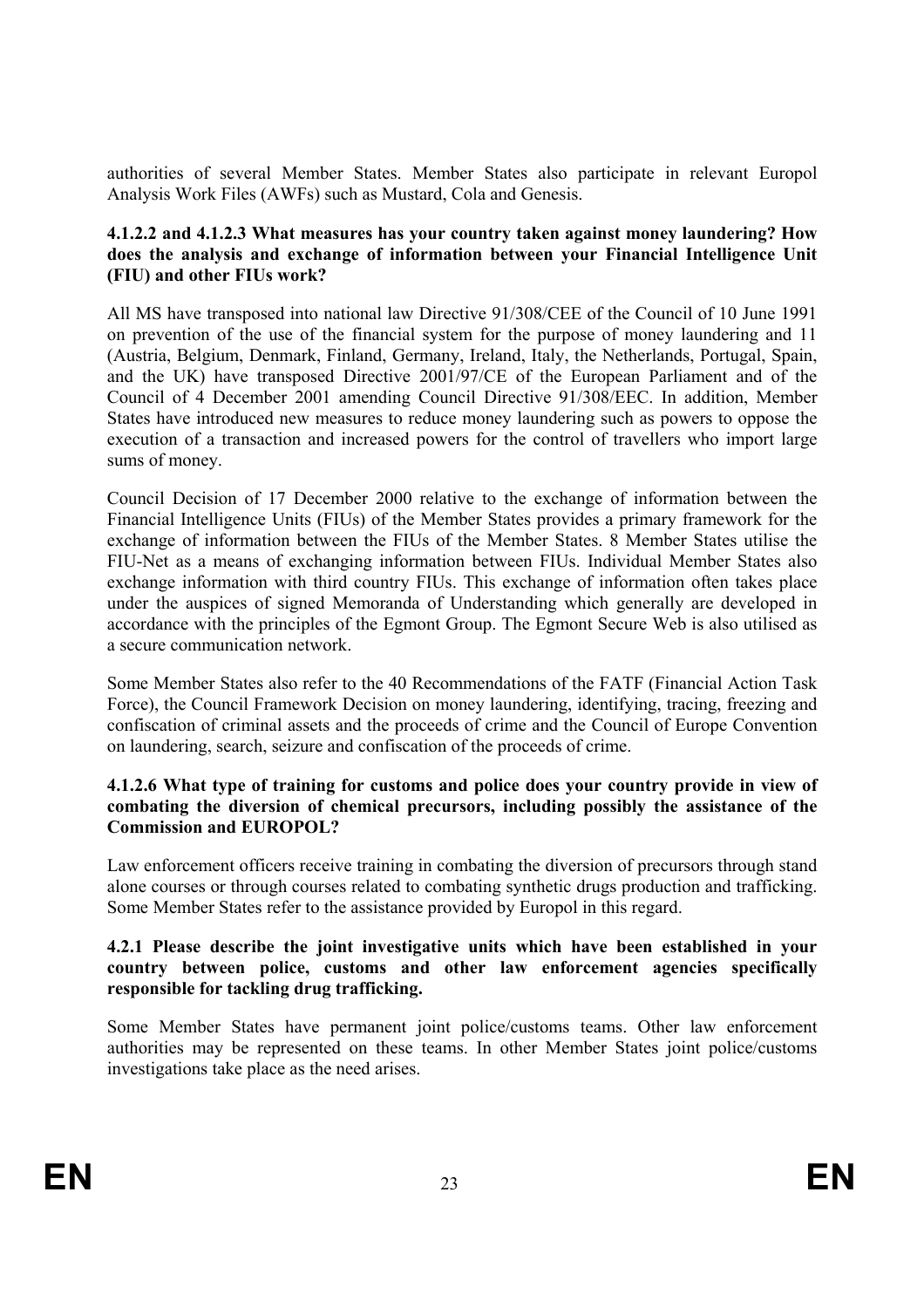authorities of several Member States. Member States also participate in relevant Europol Analysis Work Files (AWFs) such as Mustard, Cola and Genesis.

**4.1.2.2 and 4.1.2.3 What measures has your country taken against money laundering? How does the analysis and exchange of information between your Financial Intelligence Unit (FIU) and other FIUs work?**

All MS have transposed into national law Directive 91/308/CEE of the Council of 10 June 1991 on prevention of the use of the financial system for the purpose of money laundering and 11 (Austria, Belgium, Denmark, Finland, Germany, Ireland, Italy, the Netherlands, Portugal, Spain, and the UK) have transposed Directive 2001/97/CE of the European Parliament and of the Council of 4 December 2001 amending Council Directive 91/308/EEC. In addition, Member States have introduced new measures to reduce money laundering such as powers to oppose the execution of a transaction and increased powers for the control of travellers who import large sums of money.

Council Decision of 17 December 2000 relative to the exchange of information between the Financial Intelligence Units (FIUs) of the Member States provides a primary framework for the exchange of information between the FIUs of the Member States. 8 Member States utilise the FIU-Net as a means of exchanging information between FIUs. Individual Member States also exchange information with third country FIUs. This exchange of information often takes place under the auspices of signed Memoranda of Understanding which generally are developed in accordance with the principles of the Egmont Group. The Egmont Secure Web is also utilised as a secure communication network.

Some Member States also refer to the 40 Recommendations of the FATF (Financial Action Task Force), the Council Framework Decision on money laundering, identifying, tracing, freezing and confiscation of criminal assets and the proceeds of crime and the Council of Europe Convention on laundering, search, seizure and confiscation of the proceeds of crime.

**4.1.2.6 What type of training for customs and police does your country provide in view of combating the diversion of chemical precursors, including possibly the assistance of the Commission and EUROPOL?**

Law enforcement officers receive training in combating the diversion of precursors through stand alone courses or through courses related to combating synthetic drugs production and trafficking. Some Member States refer to the assistance provided by Europol in this regard.

**4.2.1 Please describe the joint investigative units which have been established in your country between police, customs and other law enforcement agencies specifically responsible for tackling drug trafficking.**

Some Member States have permanent joint police/customs teams. Other law enforcement authorities may be represented on these teams. In other Member States joint police/customs investigations take place as the need arises.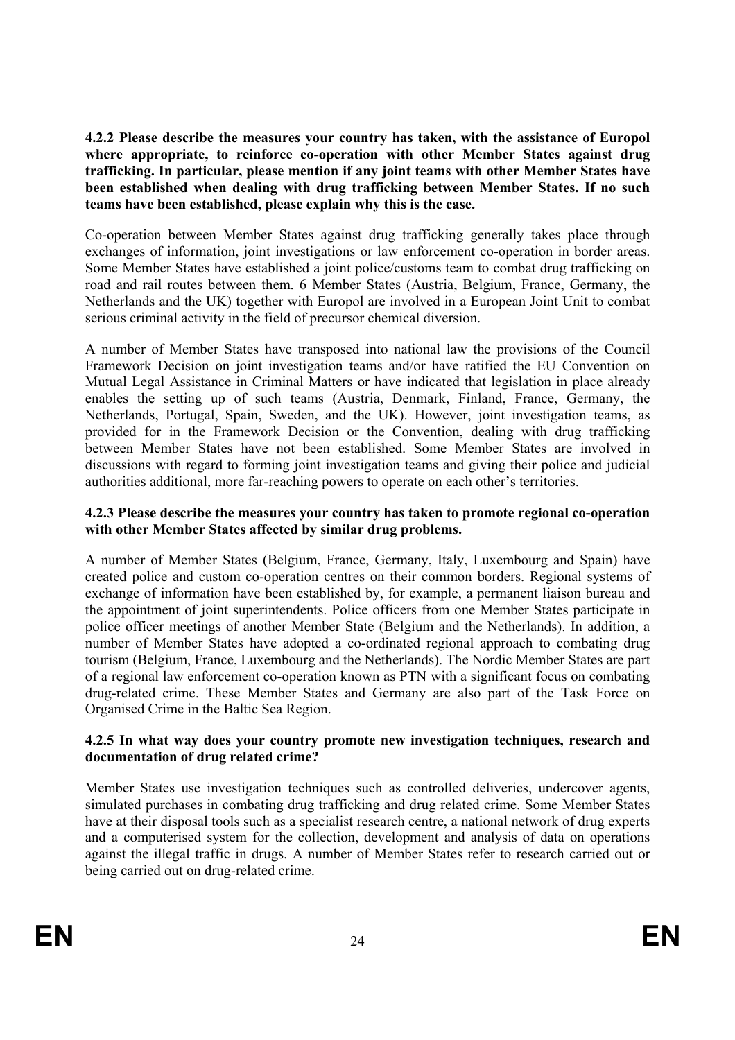**4.2.2 Please describe the measures your country has taken, with the assistance of Europol where appropriate, to reinforce co-operation with other Member States against drug trafficking. In particular, please mention if any joint teams with other Member States have been established when dealing with drug trafficking between Member States. If no such teams have been established, please explain why this is the case.**

Co-operation between Member States against drug trafficking generally takes place through exchanges of information, joint investigations or law enforcement co-operation in border areas. Some Member States have established a joint police/customs team to combat drug trafficking on road and rail routes between them. 6 Member States (Austria, Belgium, France, Germany, the Netherlands and the UK) together with Europol are involved in a European Joint Unit to combat serious criminal activity in the field of precursor chemical diversion.

A number of Member States have transposed into national law the provisions of the Council Framework Decision on joint investigation teams and/or have ratified the EU Convention on Mutual Legal Assistance in Criminal Matters or have indicated that legislation in place already enables the setting up of such teams (Austria, Denmark, Finland, France, Germany, the Netherlands, Portugal, Spain, Sweden, and the UK). However, joint investigation teams, as provided for in the Framework Decision or the Convention, dealing with drug trafficking between Member States have not been established. Some Member States are involved in discussions with regard to forming joint investigation teams and giving their police and judicial authorities additional, more far-reaching powers to operate on each other's territories.

**4.2.3 Please describe the measures your country has taken to promote regional co-operation with other Member States affected by similar drug problems.**

A number of Member States (Belgium, France, Germany, Italy, Luxembourg and Spain) have created police and custom co-operation centres on their common borders. Regional systems of exchange of information have been established by, for example, a permanent liaison bureau and the appointment of joint superintendents. Police officers from one Member States participate in police officer meetings of another Member State (Belgium and the Netherlands). In addition, a number of Member States have adopted a co-ordinated regional approach to combating drug tourism (Belgium, France, Luxembourg and the Netherlands). The Nordic Member States are part of a regional law enforcement co-operation known as PTN with a significant focus on combating drug-related crime. These Member States and Germany are also part of the Task Force on Organised Crime in the Baltic Sea Region.

**4.2.5 In what way does your country promote new investigation techniques, research and documentation of drug related crime?**

Member States use investigation techniques such as controlled deliveries, undercover agents, simulated purchases in combating drug trafficking and drug related crime. Some Member States have at their disposal tools such as a specialist research centre, a national network of drug experts and a computerised system for the collection, development and analysis of data on operations against the illegal traffic in drugs. A number of Member States refer to research carried out or being carried out on drug-related crime.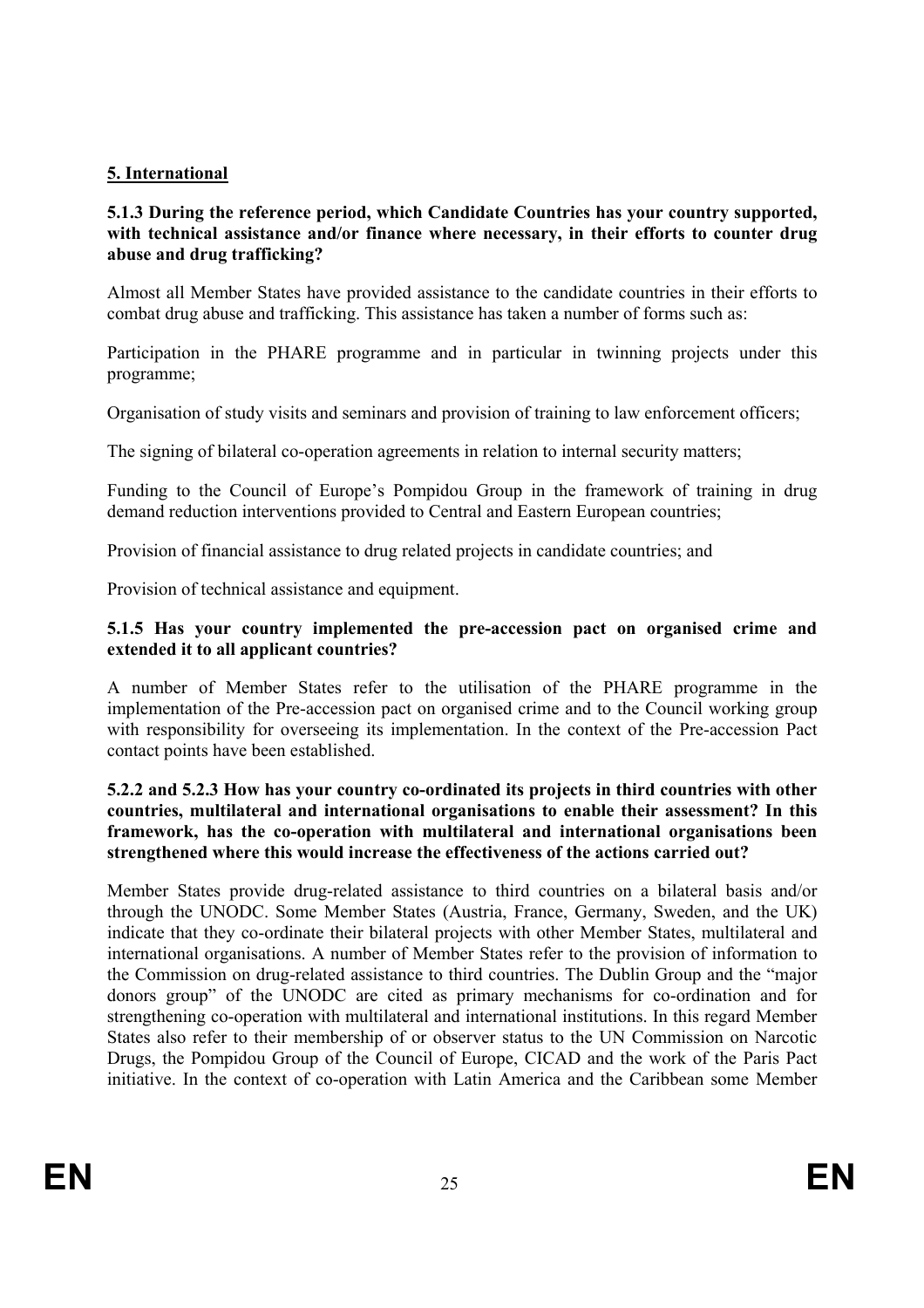## 5. International

**5.1.3 During the reference period, which Candidate Countries has your country supported, with technical assistance and/or finance where necessary, in their efforts to counter drug abuse and drug trafficking?**

Almost all Member States have provided assistance to the candidate countries in their efforts to combat drug abuse and trafficking. This assistance has taken a number of forms such as:

Participation in the PHARE programme and in particular in twinning projects under this programme;

Organisation of study visits and seminars and provision of training to law enforcement officers;

The signing of bilateral co-operation agreements in relation to internal security matters;

Funding to the Council of Europe's Pompidou Group in the framework of training in drug demand reduction interventions provided to Central and Eastern European countries;

Provision of financial assistance to drug related projects in candidate countries; and

Provision of technical assistance and equipment.

**5.1.5 Has your country implemented the pre-accession pact on organised crime and extended it to all applicant countries?**

A number of Member States refer to the utilisation of the PHARE programme in the implementation of the Pre-accession pact on organised crime and to the Council working group with responsibility for overseeing its implementation. In the context of the Pre-accession Pact contact points have been established.

**5.2.2 and 5.2.3 How has your country co-ordinated its projects in third countries with other countries, multilateral and international organisations to enable their assessment? In this framework, has the co-operation with multilateral and international organisations been strengthened where this would increase the effectiveness of the actions carried out?**

Member States provide drug-related assistance to third countries on a bilateral basis and/or through the UNODC. Some Member States (Austria, France, Germany, Sweden, and the UK) indicate that they co-ordinate their bilateral projects with other Member States, multilateral and international organisations. A number of Member States refer to the provision of information to the Commission on drug-related assistance to third countries. The Dublin Group and the "major donors group" of the UNODC are cited as primary mechanisms for co-ordination and for strengthening co-operation with multilateral and international institutions. In this regard Member States also refer to their membership of or observer status to the UN Commission on Narcotic Drugs, the Pompidou Group of the Council of Europe, CICAD and the work of the Paris Pact initiative. In the context of co-operation with Latin America and the Caribbean some Member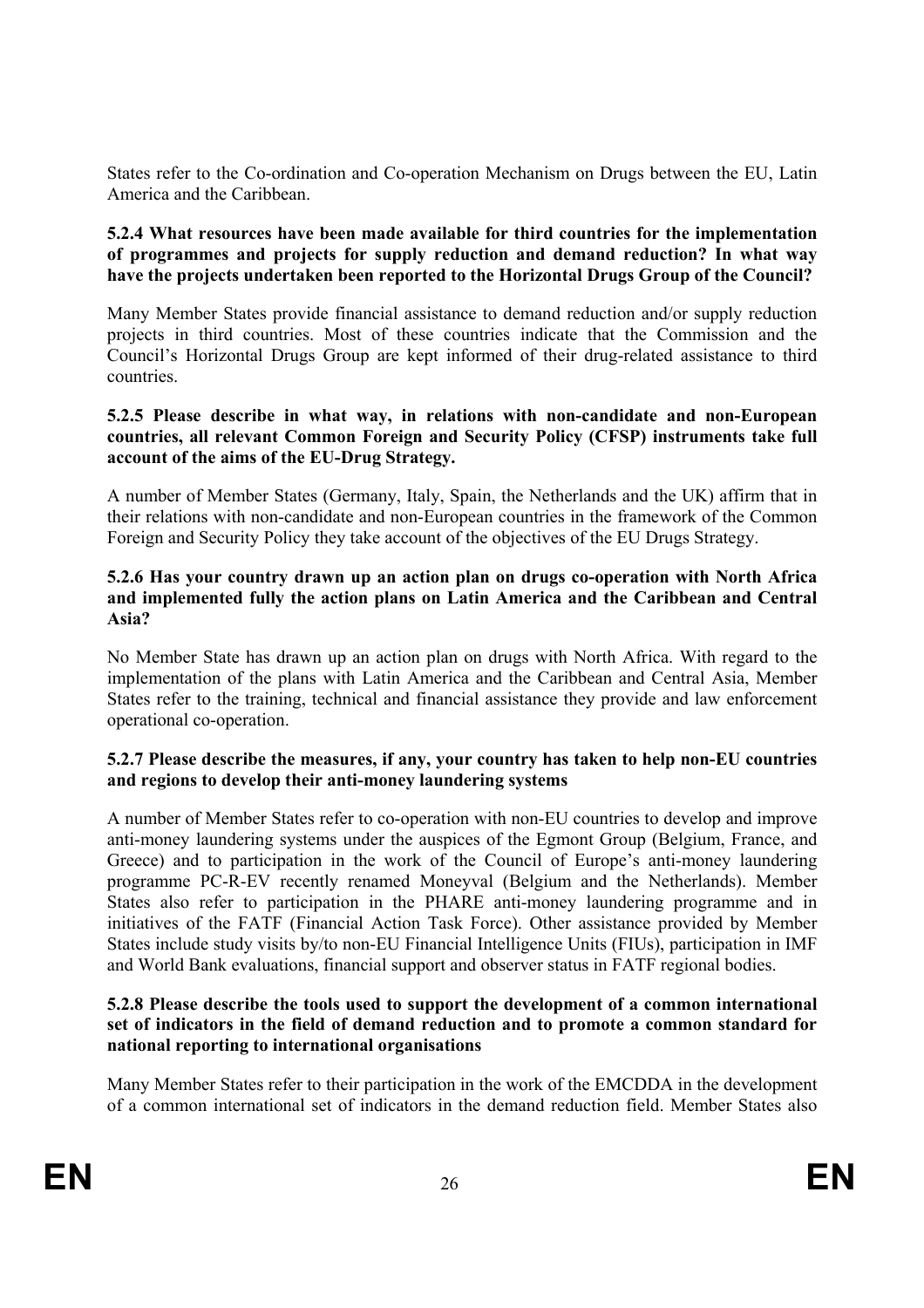States refer to the Co-ordination and Co-operation Mechanism on Drugs between the EU, Latin America and the Caribbean.

**5.2.4 What resources have been made available for third countries for the implementation of programmes and projects for supply reduction and demand reduction? In what way have the projects undertaken been reported to the Horizontal Drugs Group of the Council?**

Many Member States provide financial assistance to demand reduction and/or supply reduction projects in third countries. Most of these countries indicate that the Commission and the Council's Horizontal Drugs Group are kept informed of their drug-related assistance to third countries.

**5.2.5 Please describe in what way, in relations with non-candidate and non-European countries, all relevant Common Foreign and Security Policy (CFSP) instruments take full account of the aims of the EU-Drug Strategy.**

A number of Member States (Germany, Italy, Spain, the Netherlands and the UK) affirm that in their relations with non-candidate and non-European countries in the framework of the Common Foreign and Security Policy they take account of the objectives of the EU Drugs Strategy.

**5.2.6 Has your country drawn up an action plan on drugs co-operation with North Africa and implemented fully the action plans on Latin America and the Caribbean and Central Asia?**

No Member State has drawn up an action plan on drugs with North Africa. With regard to the implementation of the plans with Latin America and the Caribbean and Central Asia, Member States refer to the training, technical and financial assistance they provide and law enforcement operational co-operation.

**5.2.7 Please describe the measures, if any, your country has taken to help non-EU countries and regions to develop their anti-money laundering systems**

A number of Member States refer to co-operation with non-EU countries to develop and improve anti-money laundering systems under the auspices of the Egmont Group (Belgium, France, and Greece) and to participation in the work of the Council of Europe's anti-money laundering programme PC-R-EV recently renamed Moneyval (Belgium and the Netherlands). Member States also refer to participation in the PHARE anti-money laundering programme and in initiatives of the FATF (Financial Action Task Force). Other assistance provided by Member States include study visits by/to non-EU Financial Intelligence Units (FIUs), participation in IMF and World Bank evaluations, financial support and observer status in FATF regional bodies.

**5.2.8 Please describe the tools used to support the development of a common international set of indicators in the field of demand reduction and to promote a common standard for national reporting to international organisations**

Many Member States refer to their participation in the work of the EMCDDA in the development of a common international set of indicators in the demand reduction field. Member States also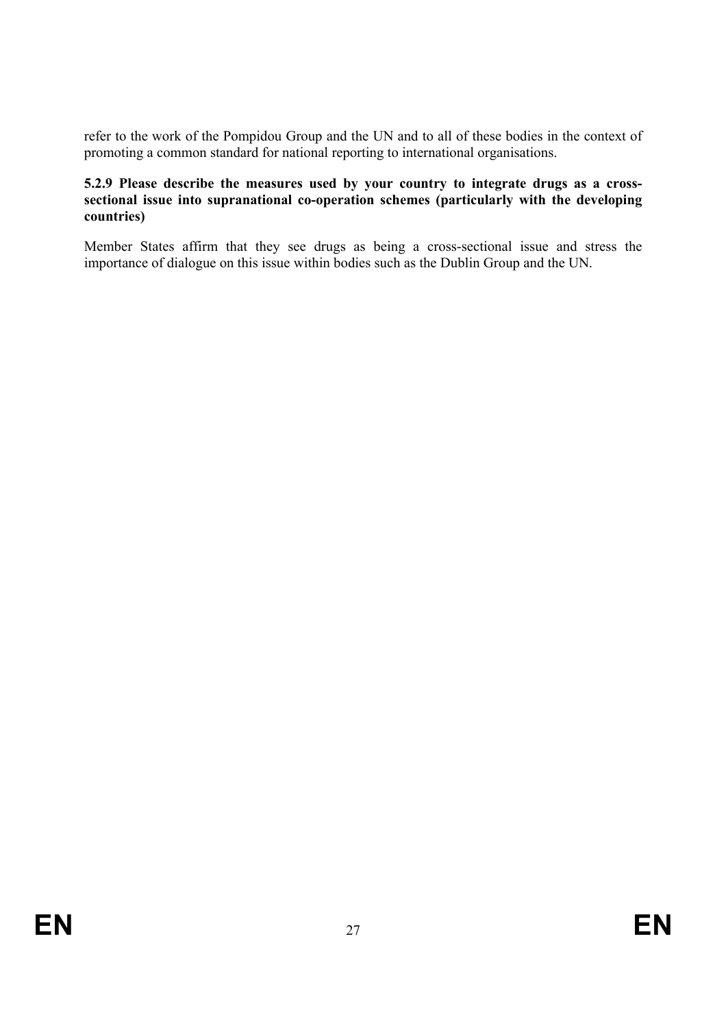refer to the work of the Pompidou Group and the UN and to all of these bodies in the context of promoting a common standard for national reporting to international organisations.

**5.2.9 Please describe the measures used by your country to integrate drugs as a cross-sectional issue into supranational co-operation schemes (particularly with the developing countries)**

Member States affirm that they see drugs as being a cross-sectional issue and stress the importance of dialogue on this issue within bodies such as the Dublin Group and the UN.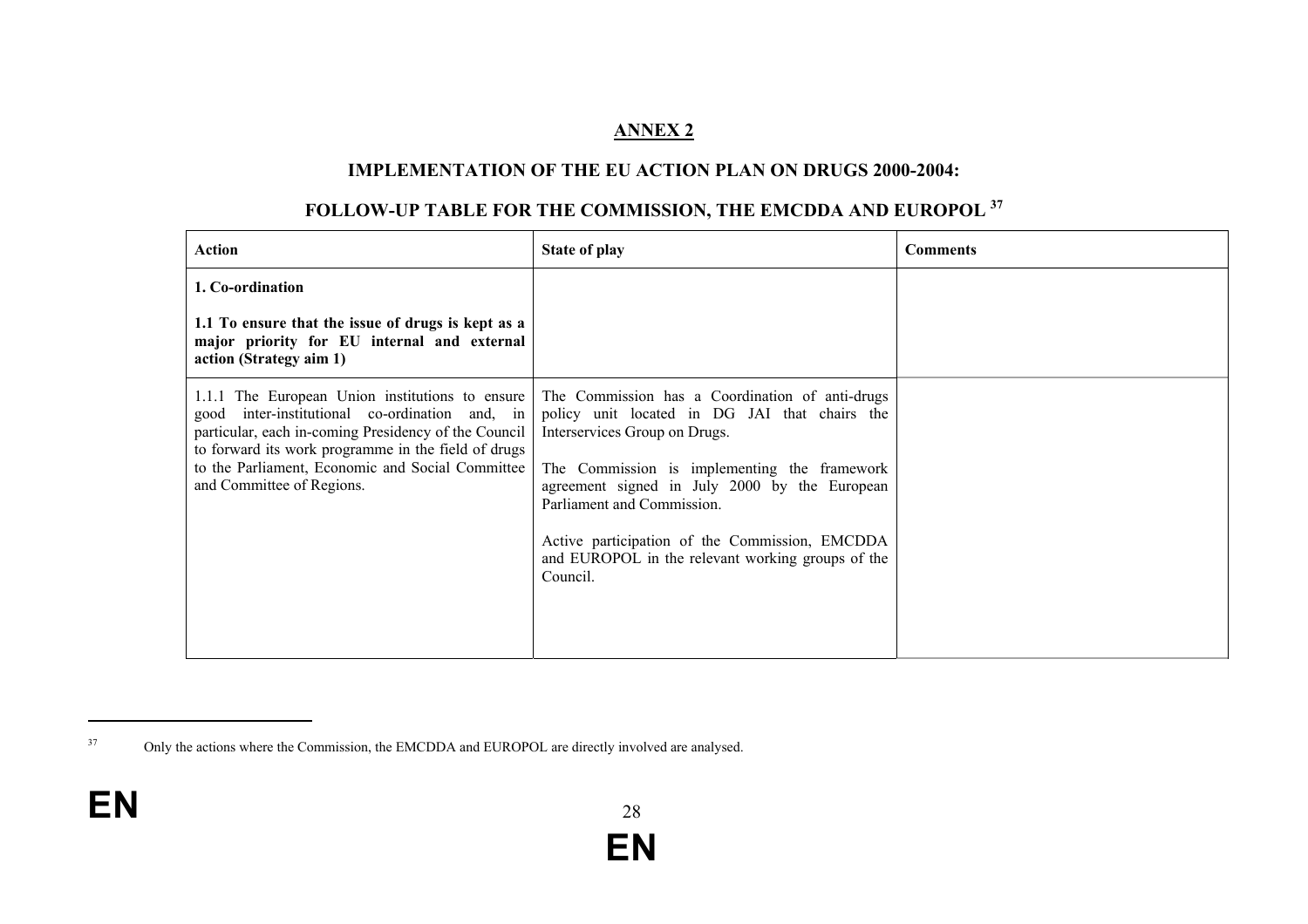## ANNEX 2

### IMPLEMENTATION OF THE EU ACTION PLAN ON DRUGS 2000-2004:

### FOLLOW-UP TABLE FOR THE COMMISSION, THE EMCDDA AND EUROPOL [37]

| Action | State of play | Comments |
|---|---|---|
| **1. Co-ordination**<br><br>**1.1 To ensure that the issue of drugs is kept as a major priority for EU internal and external action (Strategy aim 1)** | | |
| 1.1.1 The European Union institutions to ensure good inter-institutional co-ordination and, in particular, each in-coming Presidency of the Council to forward its work programme in the field of drugs to the Parliament, Economic and Social Committee and Committee of Regions. | The Commission has a Coordination of anti-drugs policy unit located in DG JAI that chairs the Interservices Group on Drugs.<br><br>The Commission is implementing the framework agreement signed in July 2000 by the European Parliament and Commission.<br><br>Active participation of the Commission, EMCDDA and EUROPOL in the relevant working groups of the Council. | |

[37] Only the actions where the Commission, the EMCDDA and EUROPOL are directly involved are analysed.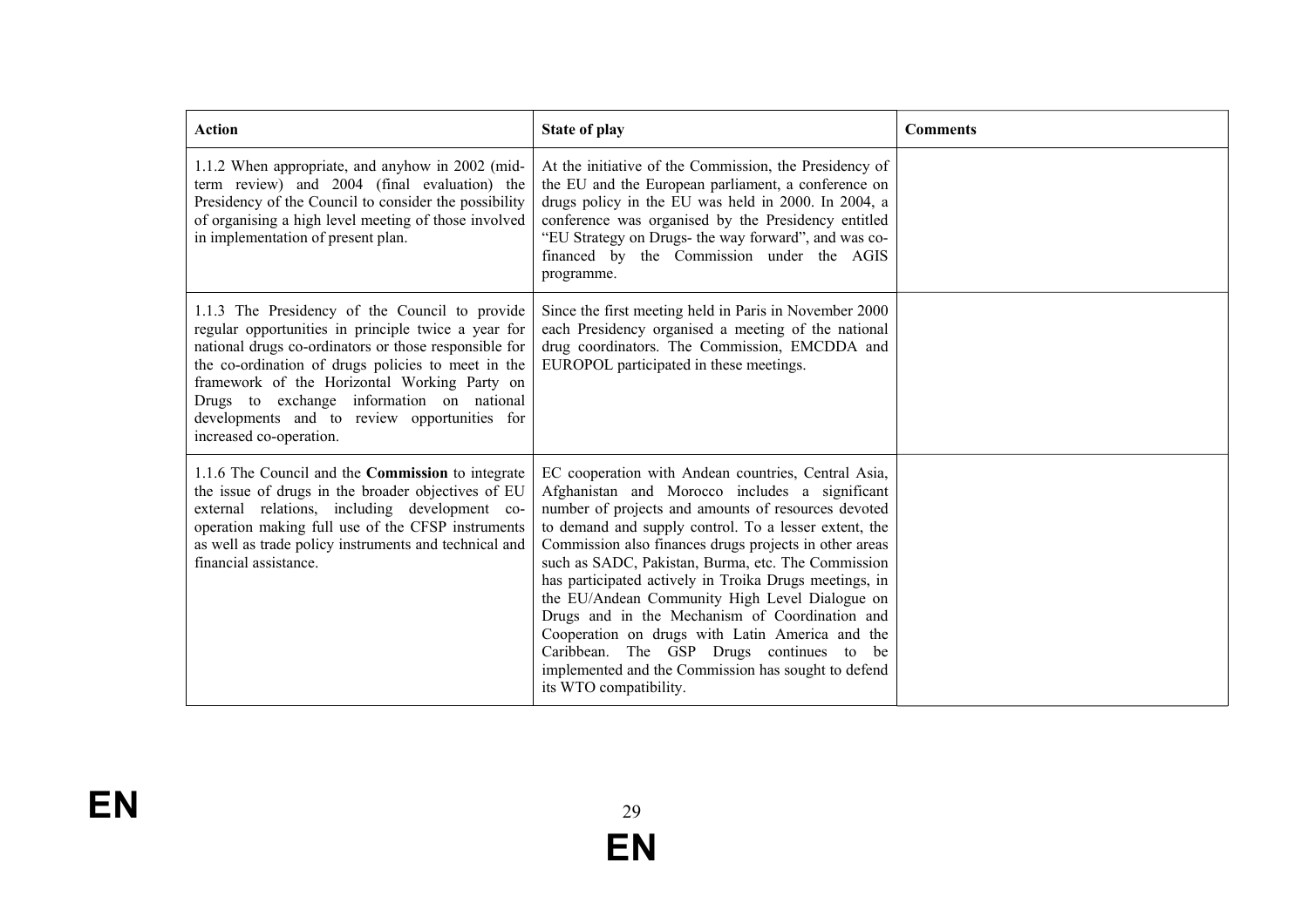| **Action** | **State of play** | **Comments** |
|---|---|---|
| 1.1.2 When appropriate, and anyhow in 2002 (mid-term review) and 2004 (final evaluation) the Presidency of the Council to consider the possibility of organising a high level meeting of those involved in implementation of present plan. | At the initiative of the Commission, the Presidency of the EU and the European parliament, a conference on drugs policy in the EU was held in 2000. In 2004, a conference was organised by the Presidency entitled "EU Strategy on Drugs- the way forward", and was co-financed by the Commission under the AGIS programme. | |
| 1.1.3 The Presidency of the Council to provide regular opportunities in principle twice a year for national drugs co-ordinators or those responsible for the co-ordination of drugs policies to meet in the framework of the Horizontal Working Party on Drugs to exchange information on national developments and to review opportunities for increased co-operation. | Since the first meeting held in Paris in November 2000 each Presidency organised a meeting of the national drug coordinators. The Commission, EMCDDA and EUROPOL participated in these meetings. | |
| 1.1.6 The Council and the **Commission** to integrate the issue of drugs in the broader objectives of EU external relations, including development co-operation making full use of the CFSP instruments as well as trade policy instruments and technical and financial assistance. | EC cooperation with Andean countries, Central Asia, Afghanistan and Morocco includes a significant number of projects and amounts of resources devoted to demand and supply control. To a lesser extent, the Commission also finances drugs projects in other areas such as SADC, Pakistan, Burma, etc. The Commission has participated actively in Troika Drugs meetings, in the EU/Andean Community High Level Dialogue on Drugs and in the Mechanism of Coordination and Cooperation on drugs with Latin America and the Caribbean. The GSP Drugs continues to be implemented and the Commission has sought to defend its WTO compatibility. | |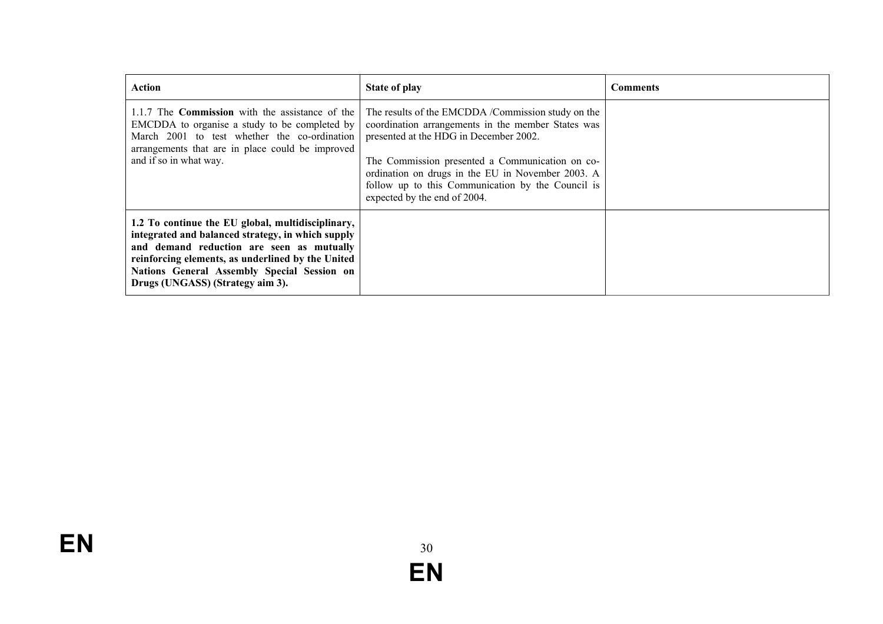| **Action** | **State of play** | **Comments** |
|---|---|---|
| 1.1.7 The **Commission** with the assistance of the EMCDDA to organise a study to be completed by March 2001 to test whether the co-ordination arrangements that are in place could be improved and if so in what way. | The results of the EMCDDA /Commission study on the coordination arrangements in the member States was presented at the HDG in December 2002.<br><br>The Commission presented a Communication on co-ordination on drugs in the EU in November 2003. A follow up to this Communication by the Council is expected by the end of 2004. | |
| **1.2 To continue the EU global, multidisciplinary, integrated and balanced strategy, in which supply and demand reduction are seen as mutually reinforcing elements, as underlined by the United Nations General Assembly Special Session on Drugs (UNGASS) (Strategy aim 3).** | | |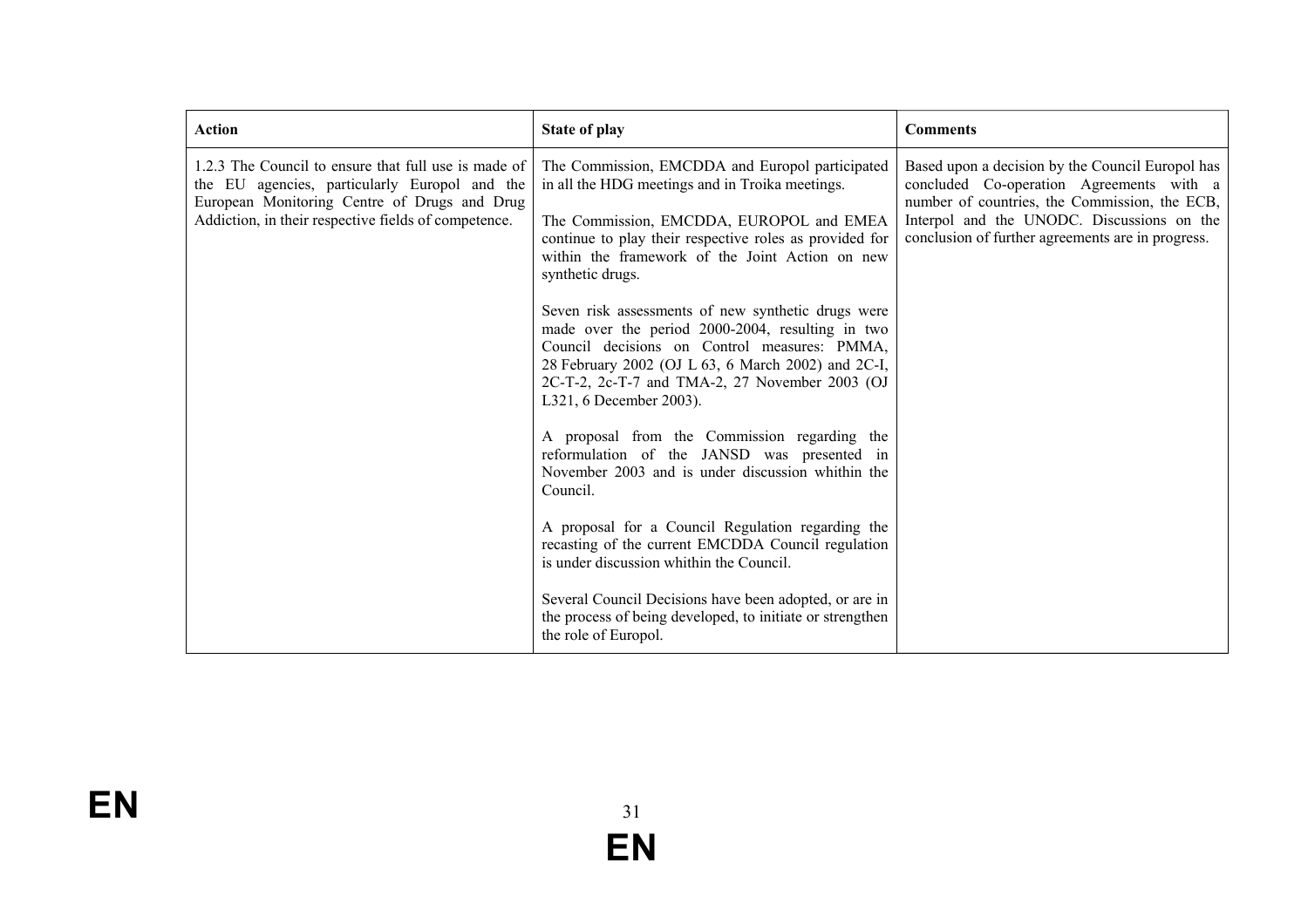| Action | State of play | Comments |
|---|---|---|
| 1.2.3 The Council to ensure that full use is made of the EU agencies, particularly Europol and the European Monitoring Centre of Drugs and Drug Addiction, in their respective fields of competence. | The Commission, EMCDDA and Europol participated in all the HDG meetings and in Troika meetings.<br><br>The Commission, EMCDDA, EUROPOL and EMEA continue to play their respective roles as provided for within the framework of the Joint Action on new synthetic drugs.<br><br>Seven risk assessments of new synthetic drugs were made over the period 2000-2004, resulting in two Council decisions on Control measures: PMMA, 28 February 2002 (OJ L 63, 6 March 2002) and 2C-I, 2C-T-2, 2c-T-7 and TMA-2, 27 November 2003 (OJ L321, 6 December 2003).<br><br>A proposal from the Commission regarding the reformulation of the JANSD was presented in November 2003 and is under discussion whithin the Council.<br><br>A proposal for a Council Regulation regarding the recasting of the current EMCDDA Council regulation is under discussion whithin the Council.<br><br>Several Council Decisions have been adopted, or are in the process of being developed, to initiate or strengthen the role of Europol. | Based upon a decision by the Council Europol has concluded Co-operation Agreements with a number of countries, the Commission, the ECB, Interpol and the UNODC. Discussions on the conclusion of further agreements are in progress. |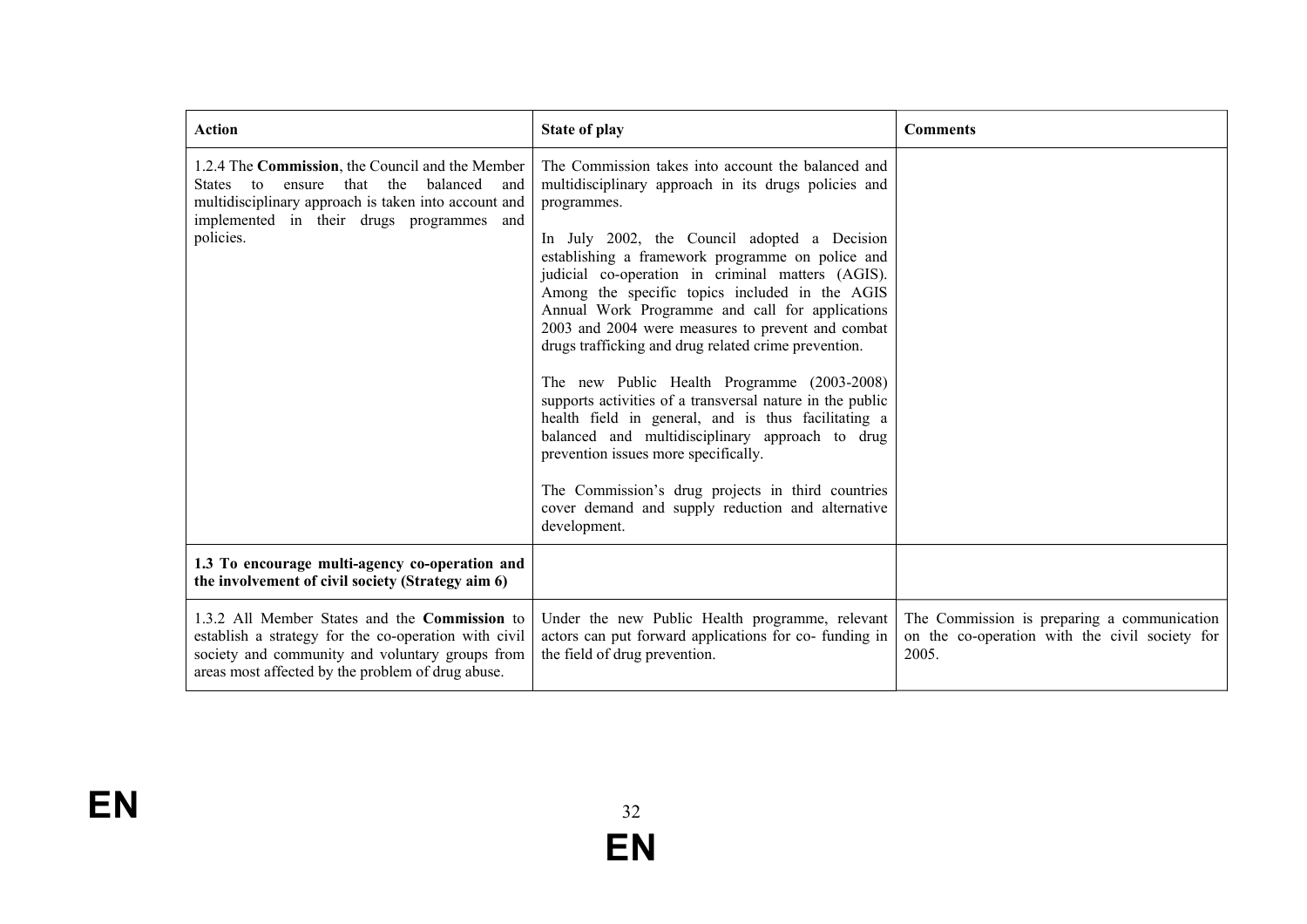| Action | State of play | Comments |
|---|---|---|
| 1.2.4 The **Commission**, the Council and the Member States to ensure that the balanced and multidisciplinary approach is taken into account and implemented in their drugs programmes and policies. | The Commission takes into account the balanced and multidisciplinary approach in its drugs policies and programmes.<br><br>In July 2002, the Council adopted a Decision establishing a framework programme on police and judicial co-operation in criminal matters (AGIS). Among the specific topics included in the AGIS Annual Work Programme and call for applications 2003 and 2004 were measures to prevent and combat drugs trafficking and drug related crime prevention.<br><br>The new Public Health Programme (2003-2008) supports activities of a transversal nature in the public health field in general, and is thus facilitating a balanced and multidisciplinary approach to drug prevention issues more specifically.<br><br>The Commission's drug projects in third countries cover demand and supply reduction and alternative development. | |
| **1.3 To encourage multi-agency co-operation and the involvement of civil society (Strategy aim 6)** | | |
| 1.3.2 All Member States and the **Commission** to establish a strategy for the co-operation with civil society and community and voluntary groups from areas most affected by the problem of drug abuse. | Under the new Public Health programme, relevant actors can put forward applications for co- funding in the field of drug prevention. | The Commission is preparing a communication on the co-operation with the civil society for 2005. |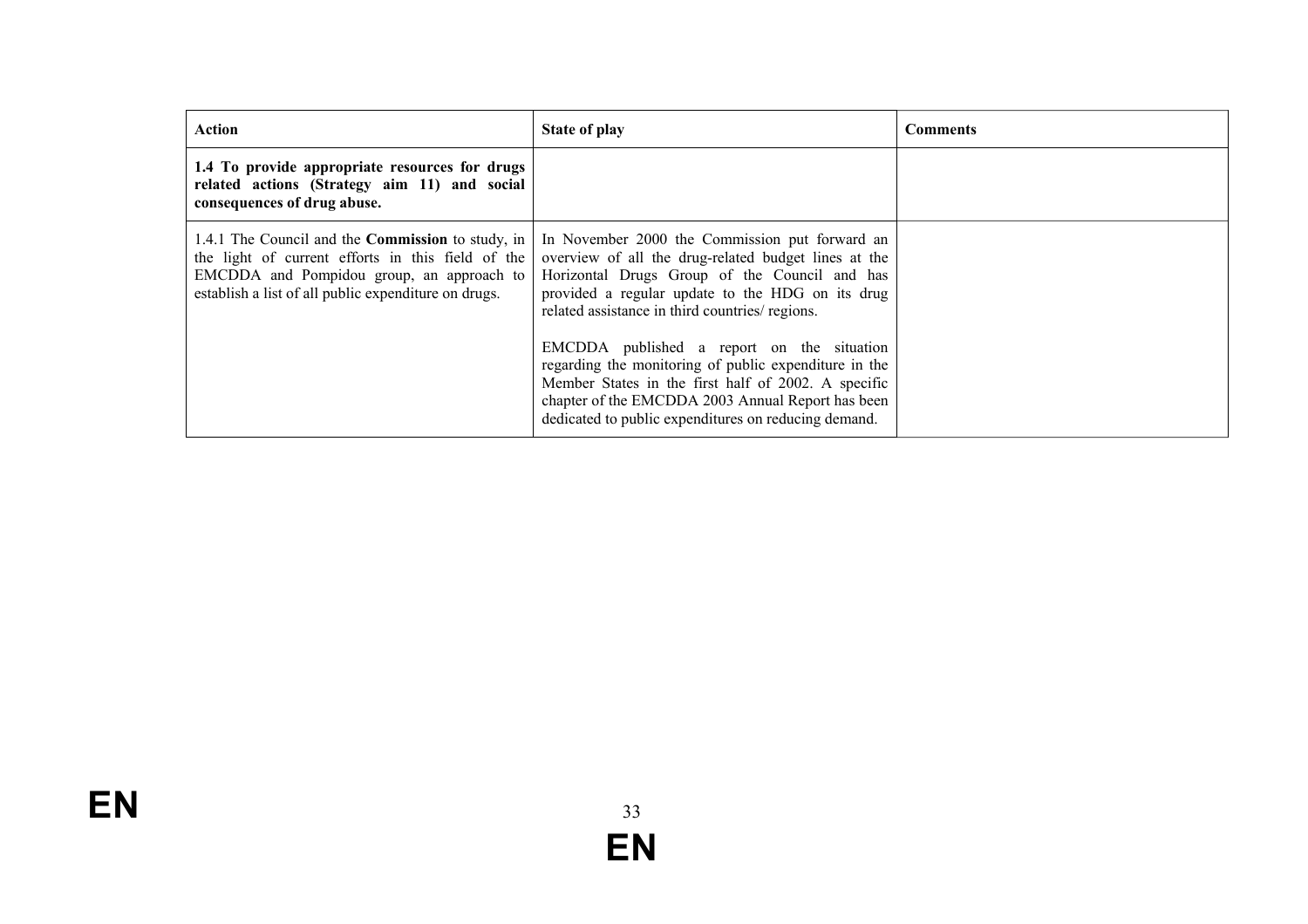| **Action** | **State of play** | **Comments** |
|---|---|---|
| **1.4 To provide appropriate resources for drugs related actions (Strategy aim 11) and social consequences of drug abuse.** | | |
| 1.4.1 The Council and the **Commission** to study, in the light of current efforts in this field of the EMCDDA and Pompidou group, an approach to establish a list of all public expenditure on drugs. | In November 2000 the Commission put forward an overview of all the drug-related budget lines at the Horizontal Drugs Group of the Council and has provided a regular update to the HDG on its drug related assistance in third countries/ regions.<br><br>EMCDDA published a report on the situation regarding the monitoring of public expenditure in the Member States in the first half of 2002. A specific chapter of the EMCDDA 2003 Annual Report has been dedicated to public expenditures on reducing demand. | |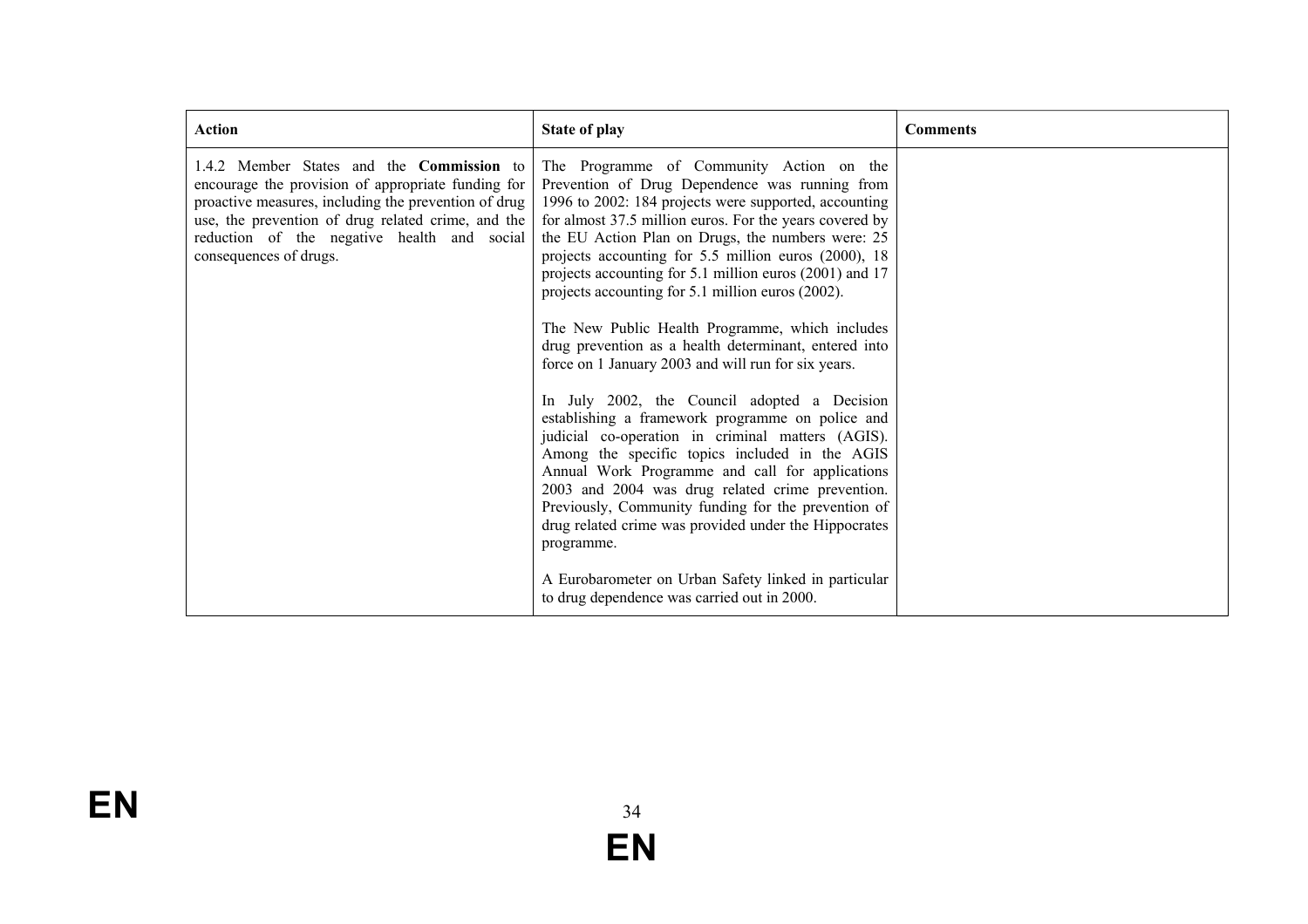| Action | State of play | Comments |
|---|---|---|
| 1.4.2 Member States and the **Commission** to encourage the provision of appropriate funding for proactive measures, including the prevention of drug use, the prevention of drug related crime, and the reduction of the negative health and social consequences of drugs. | The Programme of Community Action on the Prevention of Drug Dependence was running from 1996 to 2002: 184 projects were supported, accounting for almost 37.5 million euros. For the years covered by the EU Action Plan on Drugs, the numbers were: 25 projects accounting for 5.5 million euros (2000), 18 projects accounting for 5.1 million euros (2001) and 17 projects accounting for 5.1 million euros (2002).<br><br>The New Public Health Programme, which includes drug prevention as a health determinant, entered into force on 1 January 2003 and will run for six years.<br><br>In July 2002, the Council adopted a Decision establishing a framework programme on police and judicial co-operation in criminal matters (AGIS). Among the specific topics included in the AGIS Annual Work Programme and call for applications 2003 and 2004 was drug related crime prevention. Previously, Community funding for the prevention of drug related crime was provided under the Hippocrates programme.<br><br>A Eurobarometer on Urban Safety linked in particular to drug dependence was carried out in 2000. | |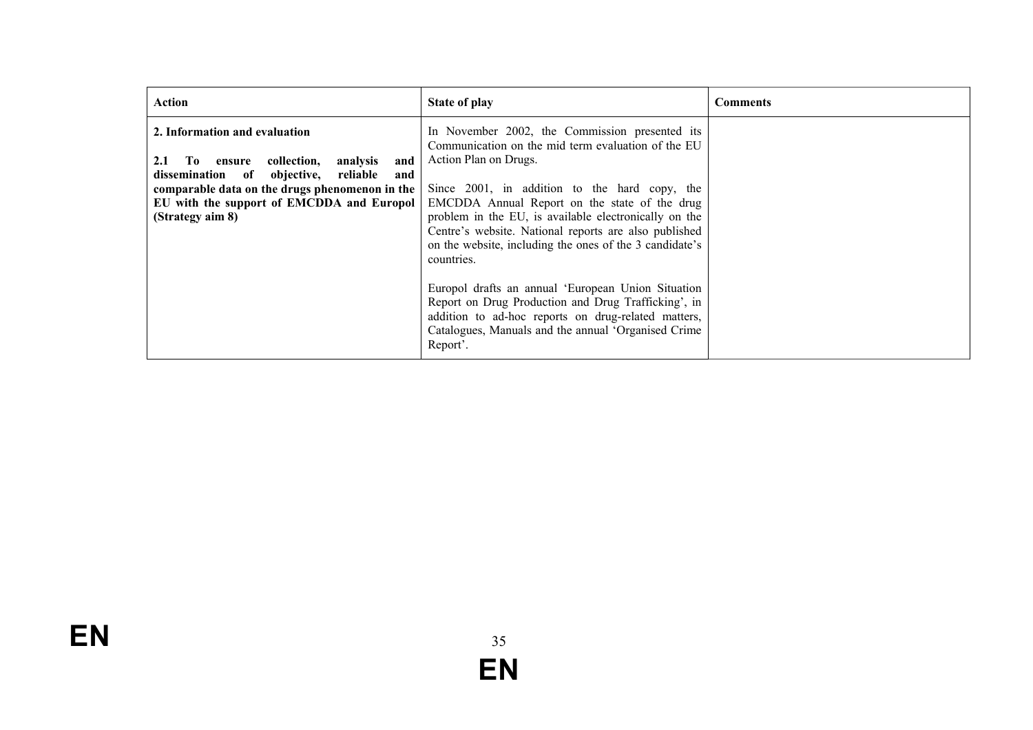| Action | State of play | Comments |
|---|---|---|
| **2. Information and evaluation**<br><br>**2.1 To ensure collection, analysis and dissemination of objective, reliable and comparable data on the drugs phenomenon in the EU with the support of EMCDDA and Europol (Strategy aim 8)** | In November 2002, the Commission presented its Communication on the mid term evaluation of the EU Action Plan on Drugs.<br><br>Since 2001, in addition to the hard copy, the EMCDDA Annual Report on the state of the drug problem in the EU, is available electronically on the Centre's website. National reports are also published on the website, including the ones of the 3 candidate's countries.<br><br>Europol drafts an annual 'European Union Situation Report on Drug Production and Drug Trafficking', in addition to ad-hoc reports on drug-related matters, Catalogues, Manuals and the annual 'Organised Crime Report'. | |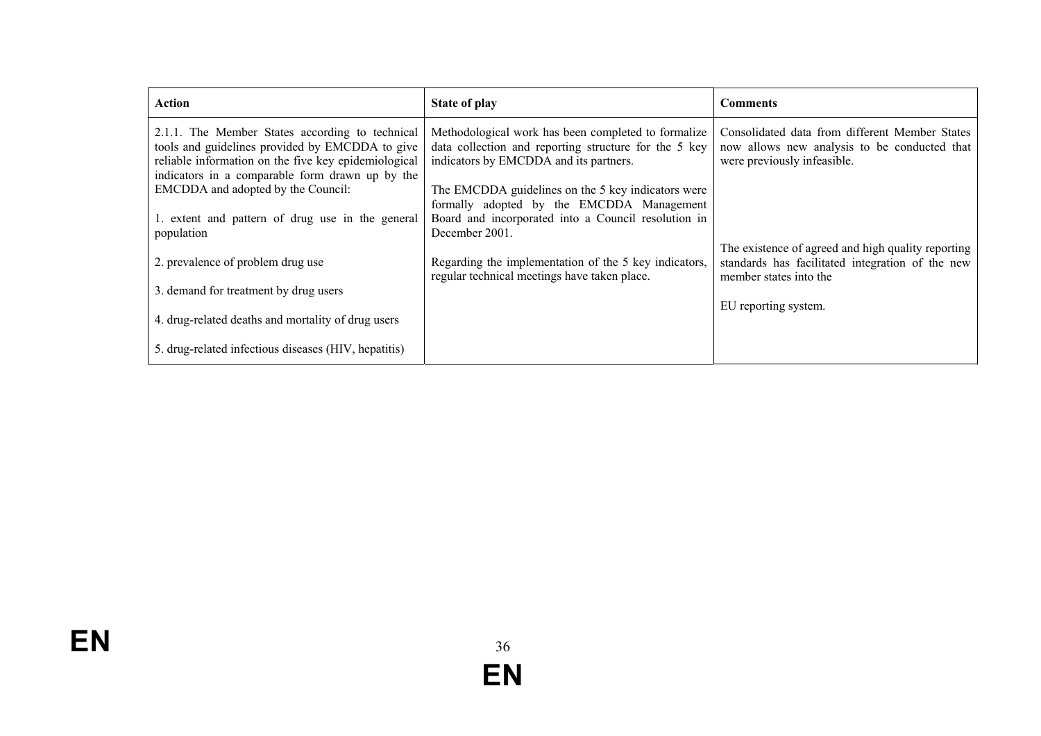| Action | State of play | Comments |
| --- | --- | --- |
| 2.1.1. The Member States according to technical tools and guidelines provided by EMCDDA to give reliable information on the five key epidemiological indicators in a comparable form drawn up by the EMCDDA and adopted by the Council:<br><br>1. extent and pattern of drug use in the general population<br><br>2. prevalence of problem drug use<br><br>3. demand for treatment by drug users<br><br>4. drug-related deaths and mortality of drug users<br><br>5. drug-related infectious diseases (HIV, hepatitis) | Methodological work has been completed to formalize data collection and reporting structure for the 5 key indicators by EMCDDA and its partners.<br><br>The EMCDDA guidelines on the 5 key indicators were formally adopted by the EMCDDA Management Board and incorporated into a Council resolution in December 2001.<br><br>Regarding the implementation of the 5 key indicators, regular technical meetings have taken place. | Consolidated data from different Member States now allows new analysis to be conducted that were previously infeasible.<br><br>The existence of agreed and high quality reporting standards has facilitated integration of the new member states into the<br><br>EU reporting system. |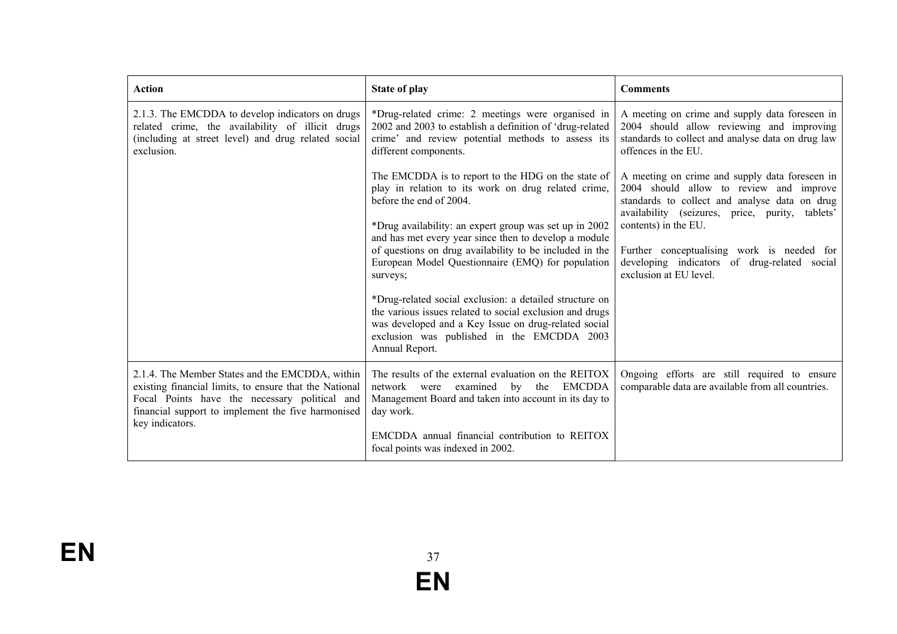| Action | State of play | Comments |
| --- | --- | --- |
| 2.1.3. The EMCDDA to develop indicators on drugs related crime, the availability of illicit drugs (including at street level) and drug related social exclusion. | *Drug-related crime: 2 meetings were organised in 2002 and 2003 to establish a definition of 'drug-related crime' and review potential methods to assess its different components.<br><br>The EMCDDA is to report to the HDG on the state of play in relation to its work on drug related crime, before the end of 2004.<br><br>*Drug availability: an expert group was set up in 2002 and has met every year since then to develop a module of questions on drug availability to be included in the European Model Questionnaire (EMQ) for population surveys;<br><br>*Drug-related social exclusion: a detailed structure on the various issues related to social exclusion and drugs was developed and a Key Issue on drug-related social exclusion was published in the EMCDDA 2003 Annual Report. | A meeting on crime and supply data foreseen in 2004 should allow reviewing and improving standards to collect and analyse data on drug law offences in the EU.<br><br>A meeting on crime and supply data foreseen in 2004 should allow to review and improve standards to collect and analyse data on drug availability (seizures, price, purity, tablets' contents) in the EU.<br><br>Further conceptualising work is needed for developing indicators of drug-related social exclusion at EU level. |
| 2.1.4. The Member States and the EMCDDA, within existing financial limits, to ensure that the National Focal Points have the necessary political and financial support to implement the five harmonised key indicators. | The results of the external evaluation on the REITOX network were examined by the EMCDDA Management Board and taken into account in its day to day work.<br><br>EMCDDA annual financial contribution to REITOX focal points was indexed in 2002. | Ongoing efforts are still required to ensure comparable data are available from all countries. |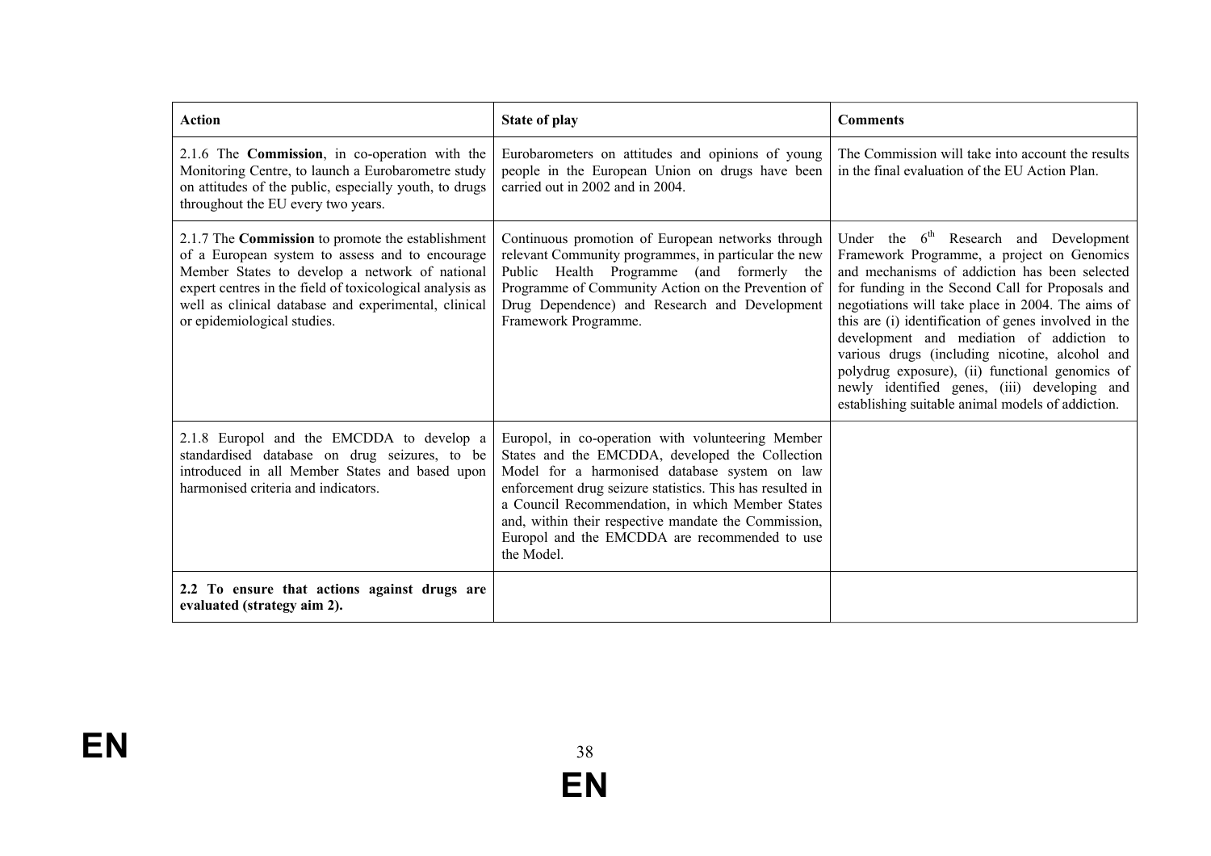| Action | State of play | Comments |
|---|---|---|
| 2.1.6 The **Commission**, in co-operation with the Monitoring Centre, to launch a Eurobarometre study on attitudes of the public, especially youth, to drugs throughout the EU every two years. | Eurobarometers on attitudes and opinions of young people in the European Union on drugs have been carried out in 2002 and in 2004. | The Commission will take into account the results in the final evaluation of the EU Action Plan. |
| 2.1.7 The **Commission** to promote the establishment of a European system to assess and to encourage Member States to develop a network of national expert centres in the field of toxicological analysis as well as clinical database and experimental, clinical or epidemiological studies. | Continuous promotion of European networks through relevant Community programmes, in particular the new Public Health Programme (and formerly the Programme of Community Action on the Prevention of Drug Dependence) and Research and Development Framework Programme. | Under the 6th Research and Development Framework Programme, a project on Genomics and mechanisms of addiction has been selected for funding in the Second Call for Proposals and negotiations will take place in 2004. The aims of this are (i) identification of genes involved in the development and mediation of addiction to various drugs (including nicotine, alcohol and polydrug exposure), (ii) functional genomics of newly identified genes, (iii) developing and establishing suitable animal models of addiction. |
| 2.1.8 Europol and the EMCDDA to develop a standardised database on drug seizures, to be introduced in all Member States and based upon harmonised criteria and indicators. | Europol, in co-operation with volunteering Member States and the EMCDDA, developed the Collection Model for a harmonised database system on law enforcement drug seizure statistics. This has resulted in a Council Recommendation, in which Member States and, within their respective mandate the Commission, Europol and the EMCDDA are recommended to use the Model. | |
| **2.2 To ensure that actions against drugs are evaluated (strategy aim 2).** | | |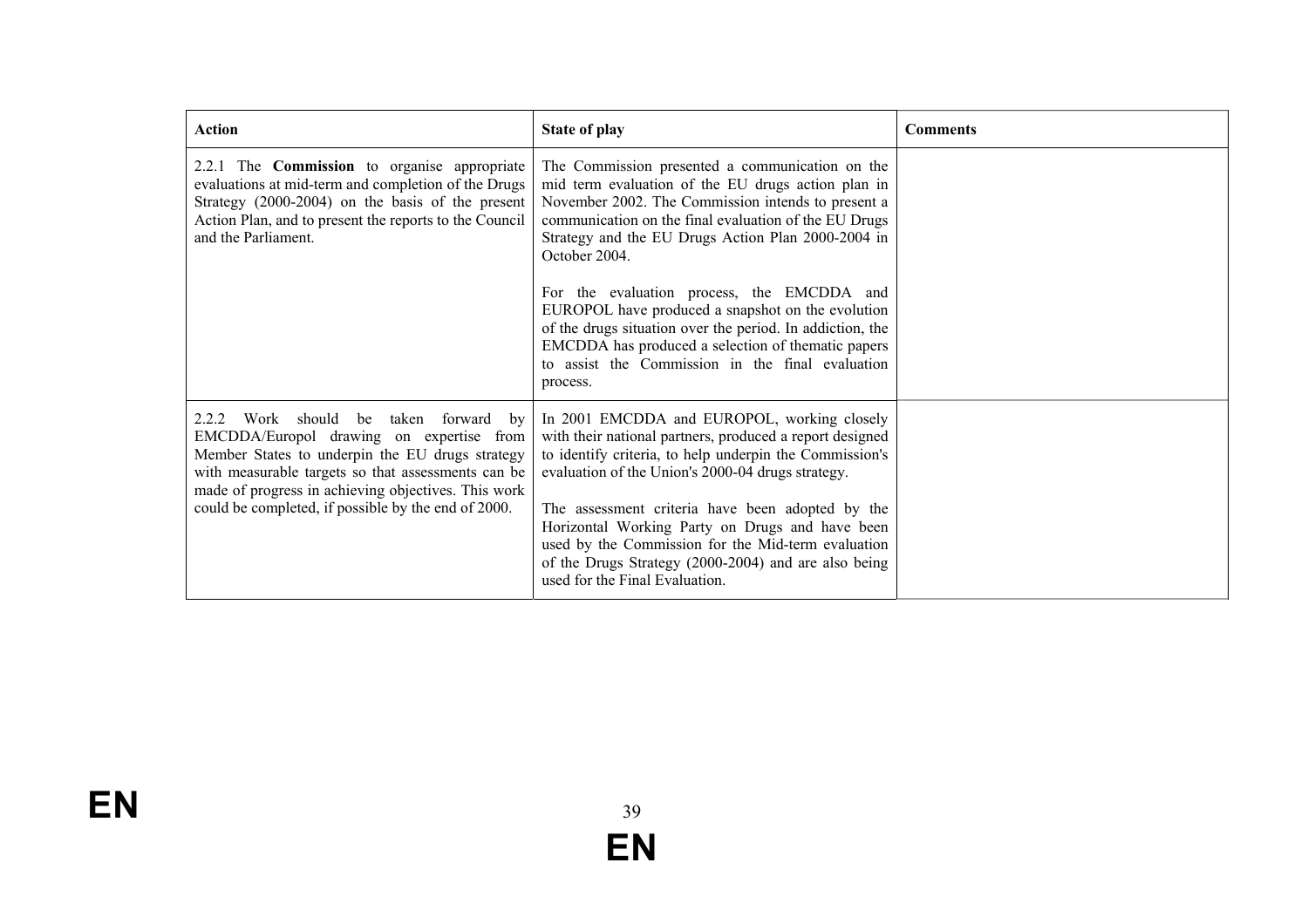| Action | State of play | Comments |
|---|---|---|
| 2.2.1 The **Commission** to organise appropriate evaluations at mid-term and completion of the Drugs Strategy (2000-2004) on the basis of the present Action Plan, and to present the reports to the Council and the Parliament. | The Commission presented a communication on the mid term evaluation of the EU drugs action plan in November 2002. The Commission intends to present a communication on the final evaluation of the EU Drugs Strategy and the EU Drugs Action Plan 2000-2004 in October 2004.<br><br>For the evaluation process, the EMCDDA and EUROPOL have produced a snapshot on the evolution of the drugs situation over the period. In addiction, the EMCDDA has produced a selection of thematic papers to assist the Commission in the final evaluation process. | |
| 2.2.2 Work should be taken forward by EMCDDA/Europol drawing on expertise from Member States to underpin the EU drugs strategy with measurable targets so that assessments can be made of progress in achieving objectives. This work could be completed, if possible by the end of 2000. | In 2001 EMCDDA and EUROPOL, working closely with their national partners, produced a report designed to identify criteria, to help underpin the Commission's evaluation of the Union's 2000-04 drugs strategy.<br><br>The assessment criteria have been adopted by the Horizontal Working Party on Drugs and have been used by the Commission for the Mid-term evaluation of the Drugs Strategy (2000-2004) and are also being used for the Final Evaluation. | |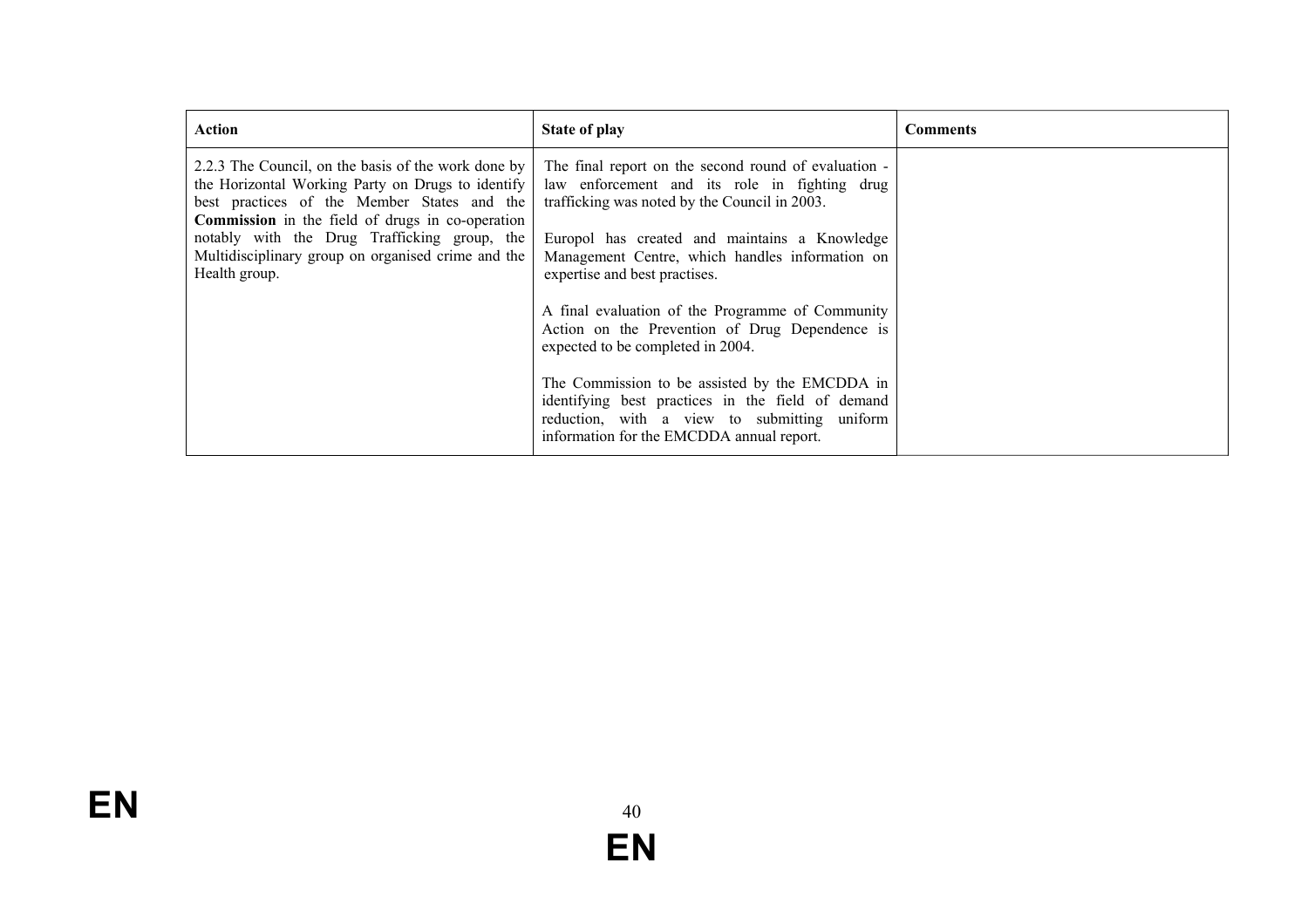| Action | State of play | Comments |
|---|---|---|
| 2.2.3 The Council, on the basis of the work done by the Horizontal Working Party on Drugs to identify best practices of the Member States and the **Commission** in the field of drugs in co-operation notably with the Drug Trafficking group, the Multidisciplinary group on organised crime and the Health group. | The final report on the second round of evaluation - law enforcement and its role in fighting drug trafficking was noted by the Council in 2003.<br><br>Europol has created and maintains a Knowledge Management Centre, which handles information on expertise and best practises.<br><br>A final evaluation of the Programme of Community Action on the Prevention of Drug Dependence is expected to be completed in 2004.<br><br>The Commission to be assisted by the EMCDDA in identifying best practices in the field of demand reduction, with a view to submitting uniform information for the EMCDDA annual report. | |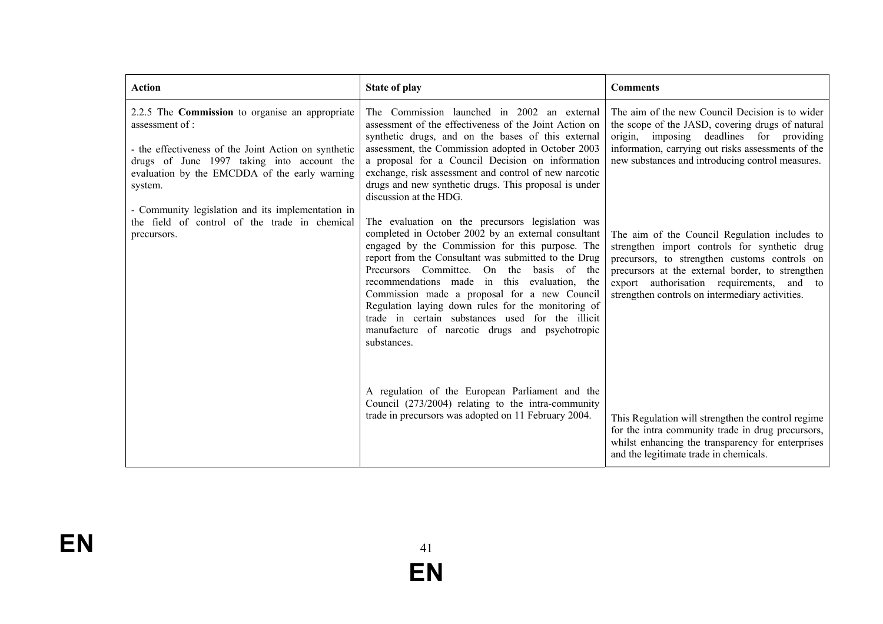| Action | State of play | Comments |
|---|---|---|
| 2.2.5 The **Commission** to organise an appropriate assessment of :<br><br>- the effectiveness of the Joint Action on synthetic drugs of June 1997 taking into account the evaluation by the EMCDDA of the early warning system.<br><br>- Community legislation and its implementation in the field of control of the trade in chemical precursors. | The Commission launched in 2002 an external assessment of the effectiveness of the Joint Action on synthetic drugs, and on the bases of this external assessment, the Commission adopted in October 2003 a proposal for a Council Decision on information exchange, risk assessment and control of new narcotic drugs and new synthetic drugs. This proposal is under discussion at the HDG.<br><br>The evaluation on the precursors legislation was completed in October 2002 by an external consultant engaged by the Commission for this purpose. The report from the Consultant was submitted to the Drug Precursors Committee. On the basis of the recommendations made in this evaluation, the Commission made a proposal for a new Council Regulation laying down rules for the monitoring of trade in certain substances used for the illicit manufacture of narcotic drugs and psychotropic substances.<br><br>A regulation of the European Parliament and the Council (273/2004) relating to the intra-community trade in precursors was adopted on 11 February 2004. | The aim of the new Council Decision is to wider the scope of the JASD, covering drugs of natural origin, imposing deadlines for providing information, carrying out risks assessments of the new substances and introducing control measures.<br><br>The aim of the Council Regulation includes to strengthen import controls for synthetic drug precursors, to strengthen customs controls on precursors at the external border, to strengthen export authorisation requirements, and to strengthen controls on intermediary activities.<br><br>This Regulation will strengthen the control regime for the intra community trade in drug precursors, whilst enhancing the transparency for enterprises and the legitimate trade in chemicals. |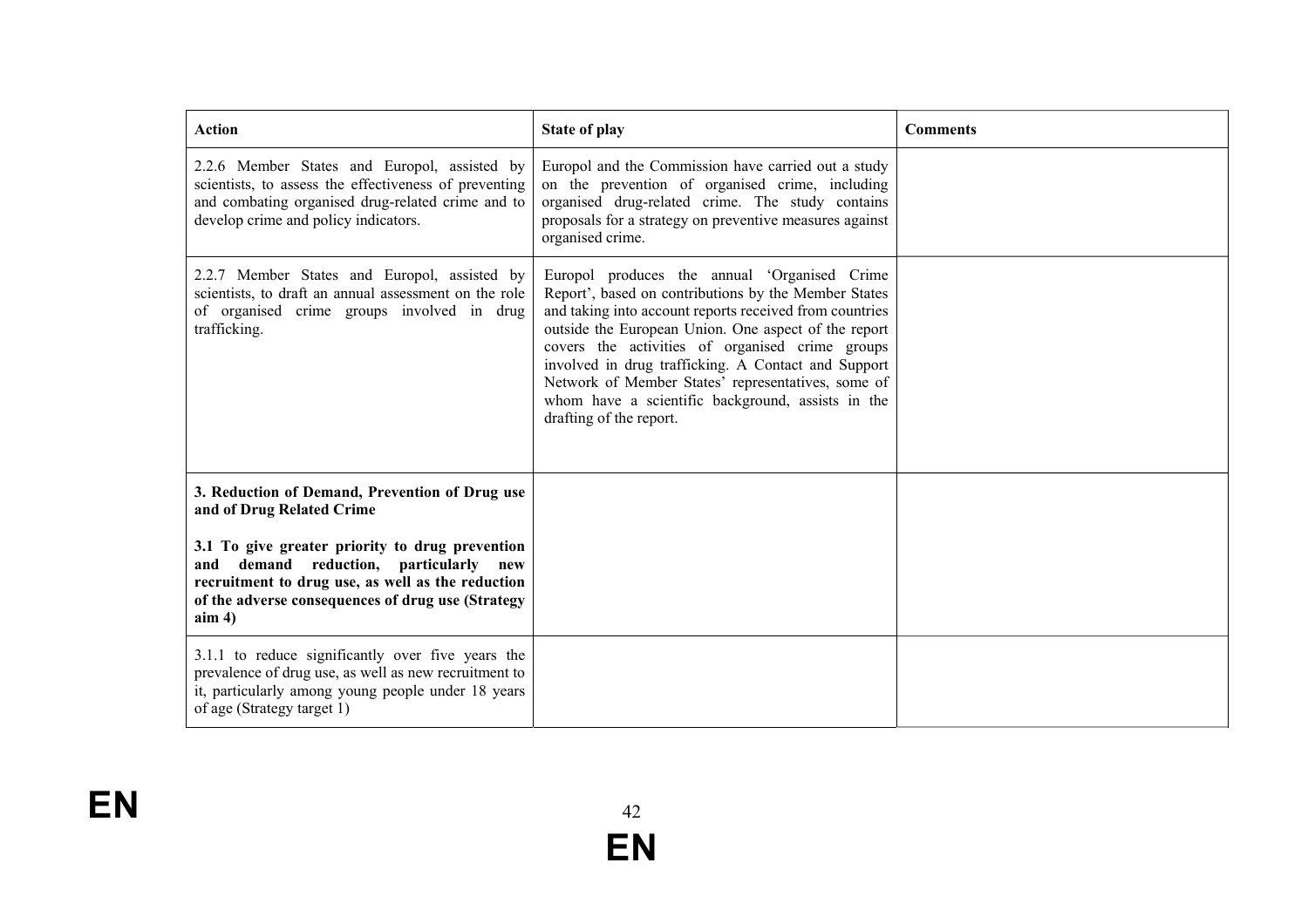| Action | State of play | Comments |
|---|---|---|
| 2.2.6 Member States and Europol, assisted by scientists, to assess the effectiveness of preventing and combating organised drug-related crime and to develop crime and policy indicators. | Europol and the Commission have carried out a study on the prevention of organised crime, including organised drug-related crime. The study contains proposals for a strategy on preventive measures against organised crime. | |
| 2.2.7 Member States and Europol, assisted by scientists, to draft an annual assessment on the role of organised crime groups involved in drug trafficking. | Europol produces the annual 'Organised Crime Report', based on contributions by the Member States and taking into account reports received from countries outside the European Union. One aspect of the report covers the activities of organised crime groups involved in drug trafficking. A Contact and Support Network of Member States' representatives, some of whom have a scientific background, assists in the drafting of the report. | |
| **3. Reduction of Demand, Prevention of Drug use and of Drug Related Crime**<br><br>**3.1 To give greater priority to drug prevention and demand reduction, particularly new recruitment to drug use, as well as the reduction of the adverse consequences of drug use (Strategy aim 4)** | | |
| 3.1.1 to reduce significantly over five years the prevalence of drug use, as well as new recruitment to it, particularly among young people under 18 years of age (Strategy target 1) | | |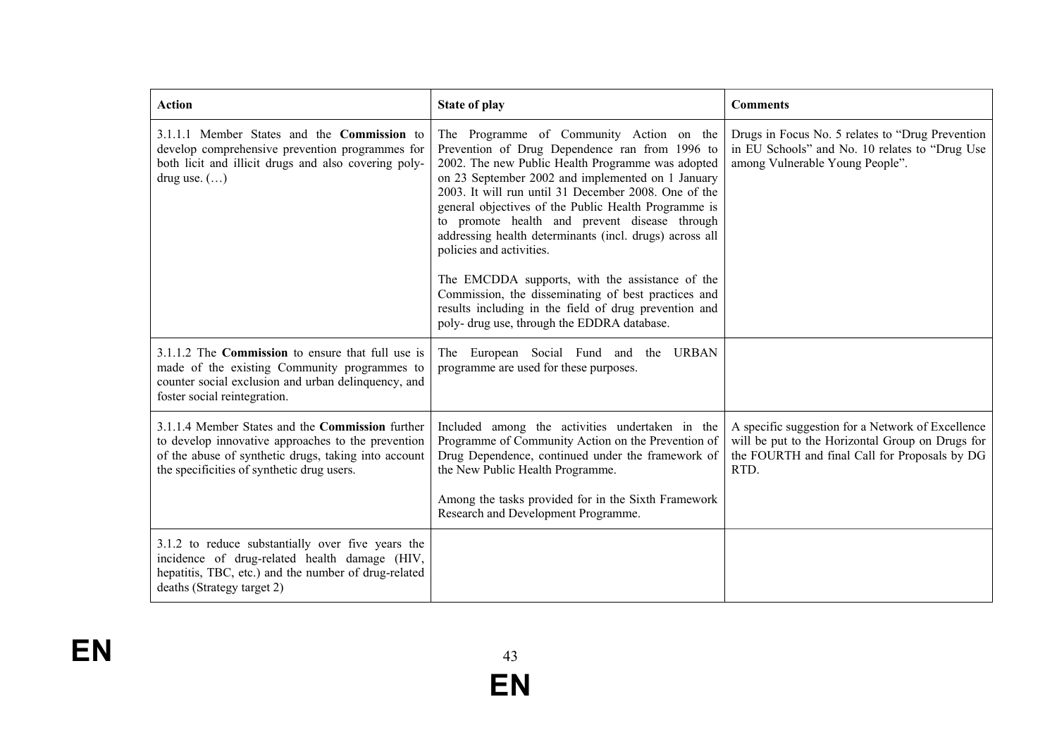| Action | State of play | Comments |
|---|---|---|
| 3.1.1.1 Member States and the **Commission** to develop comprehensive prevention programmes for both licit and illicit drugs and also covering poly-drug use. (…) | The Programme of Community Action on the Prevention of Drug Dependence ran from 1996 to 2002. The new Public Health Programme was adopted on 23 September 2002 and implemented on 1 January 2003. It will run until 31 December 2008. One of the general objectives of the Public Health Programme is to promote health and prevent disease through addressing health determinants (incl. drugs) across all policies and activities.<br><br>The EMCDDA supports, with the assistance of the Commission, the disseminating of best practices and results including in the field of drug prevention and poly- drug use, through the EDDRA database. | Drugs in Focus No. 5 relates to "Drug Prevention in EU Schools" and No. 10 relates to "Drug Use among Vulnerable Young People". |
| 3.1.1.2 The **Commission** to ensure that full use is made of the existing Community programmes to counter social exclusion and urban delinquency, and foster social reintegration. | The European Social Fund and the URBAN programme are used for these purposes. | |
| 3.1.1.4 Member States and the **Commission** further to develop innovative approaches to the prevention of the abuse of synthetic drugs, taking into account the specificities of synthetic drug users. | Included among the activities undertaken in the Programme of Community Action on the Prevention of Drug Dependence, continued under the framework of the New Public Health Programme.<br><br>Among the tasks provided for in the Sixth Framework Research and Development Programme. | A specific suggestion for a Network of Excellence will be put to the Horizontal Group on Drugs for the FOURTH and final Call for Proposals by DG RTD. |
| 3.1.2 to reduce substantially over five years the incidence of drug-related health damage (HIV, hepatitis, TBC, etc.) and the number of drug-related deaths (Strategy target 2) | | |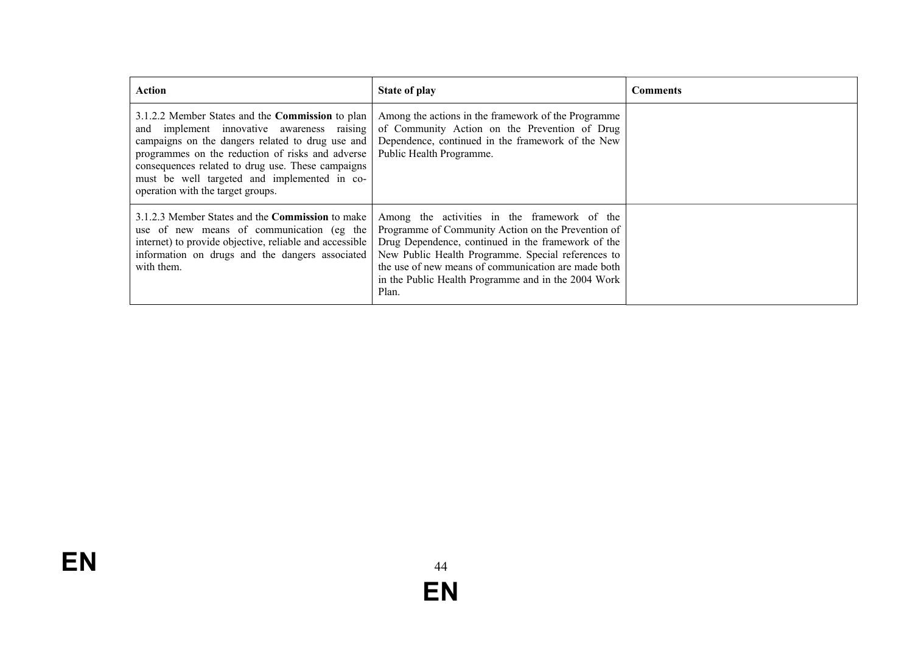| **Action** | **State of play** | **Comments** |
|---|---|---|
| 3.1.2.2 Member States and the **Commission** to plan and implement innovative awareness raising campaigns on the dangers related to drug use and programmes on the reduction of risks and adverse consequences related to drug use. These campaigns must be well targeted and implemented in co-operation with the target groups. | Among the actions in the framework of the Programme of Community Action on the Prevention of Drug Dependence, continued in the framework of the New Public Health Programme. | |
| 3.1.2.3 Member States and the **Commission** to make use of new means of communication (eg the internet) to provide objective, reliable and accessible information on drugs and the dangers associated with them. | Among the activities in the framework of the Programme of Community Action on the Prevention of Drug Dependence, continued in the framework of the New Public Health Programme. Special references to the use of new means of communication are made both in the Public Health Programme and in the 2004 Work Plan. | |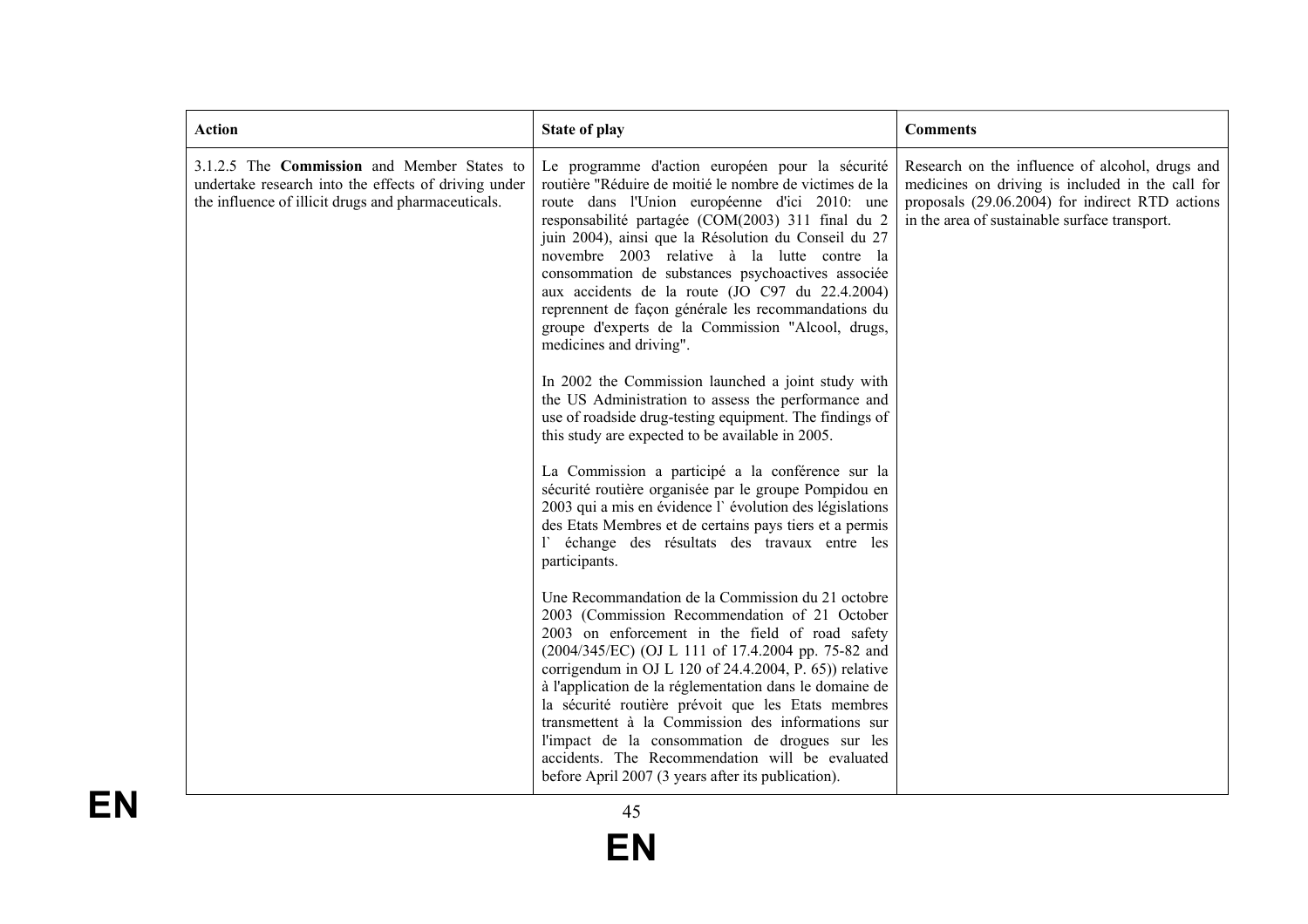| Action | State of play | Comments |
| --- | --- | --- |
| 3.1.2.5 The **Commission** and Member States to undertake research into the effects of driving under the influence of illicit drugs and pharmaceuticals. | Le programme d'action européen pour la sécurité routière "Réduire de moitié le nombre de victimes de la route dans l'Union européenne d'ici 2010: une responsabilité partagée (COM(2003) 311 final du 2 juin 2004), ainsi que la Résolution du Conseil du 27 novembre 2003 relative à la lutte contre la consommation de substances psychoactives associée aux accidents de la route (JO C97 du 22.4.2004) reprennent de façon générale les recommandations du groupe d'experts de la Commission "Alcool, drugs, medicines and driving".<br><br>In 2002 the Commission launched a joint study with the US Administration to assess the performance and use of roadside drug-testing equipment. The findings of this study are expected to be available in 2005.<br><br>La Commission a participé a la conférence sur la sécurité routière organisée par le groupe Pompidou en 2003 qui a mis en évidence l` évolution des législations des Etats Membres et de certains pays tiers et a permis l` échange des résultats des travaux entre les participants.<br><br>Une Recommandation de la Commission du 21 octobre 2003 (Commission Recommendation of 21 October 2003 on enforcement in the field of road safety (2004/345/EC) (OJ L 111 of 17.4.2004 pp. 75-82 and corrigendum in OJ L 120 of 24.4.2004, P. 65)) relative à l'application de la réglementation dans le domaine de la sécurité routière prévoit que les Etats membres transmettent à la Commission des informations sur l'impact de la consommation de drogues sur les accidents. The Recommendation will be evaluated before April 2007 (3 years after its publication). | Research on the influence of alcohol, drugs and medicines on driving is included in the call for proposals (29.06.2004) for indirect RTD actions in the area of sustainable surface transport. |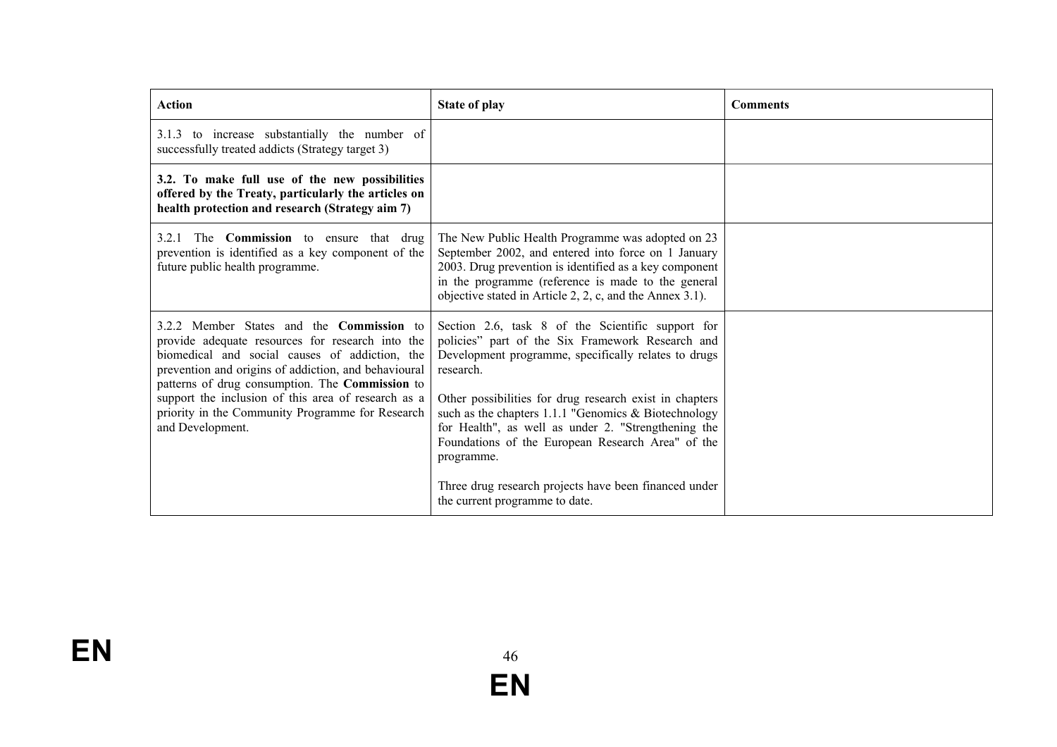| Action | State of play | Comments |
|---|---|---|
| 3.1.3 to increase substantially the number of successfully treated addicts (Strategy target 3) | | |
| **3.2. To make full use of the new possibilities offered by the Treaty, particularly the articles on health protection and research (Strategy aim 7)** | | |
| 3.2.1 The **Commission** to ensure that drug prevention is identified as a key component of the future public health programme. | The New Public Health Programme was adopted on 23 September 2002, and entered into force on 1 January 2003. Drug prevention is identified as a key component in the programme (reference is made to the general objective stated in Article 2, 2, c, and the Annex 3.1). | |
| 3.2.2 Member States and the **Commission** to provide adequate resources for research into the biomedical and social causes of addiction, the prevention and origins of addiction, and behavioural patterns of drug consumption. The **Commission** to support the inclusion of this area of research as a priority in the Community Programme for Research and Development. | Section 2.6, task 8 of the Scientific support for policies" part of the Six Framework Research and Development programme, specifically relates to drugs research.<br><br>Other possibilities for drug research exist in chapters such as the chapters 1.1.1 "Genomics & Biotechnology for Health", as well as under 2. "Strengthening the Foundations of the European Research Area" of the programme.<br><br>Three drug research projects have been financed under the current programme to date. | |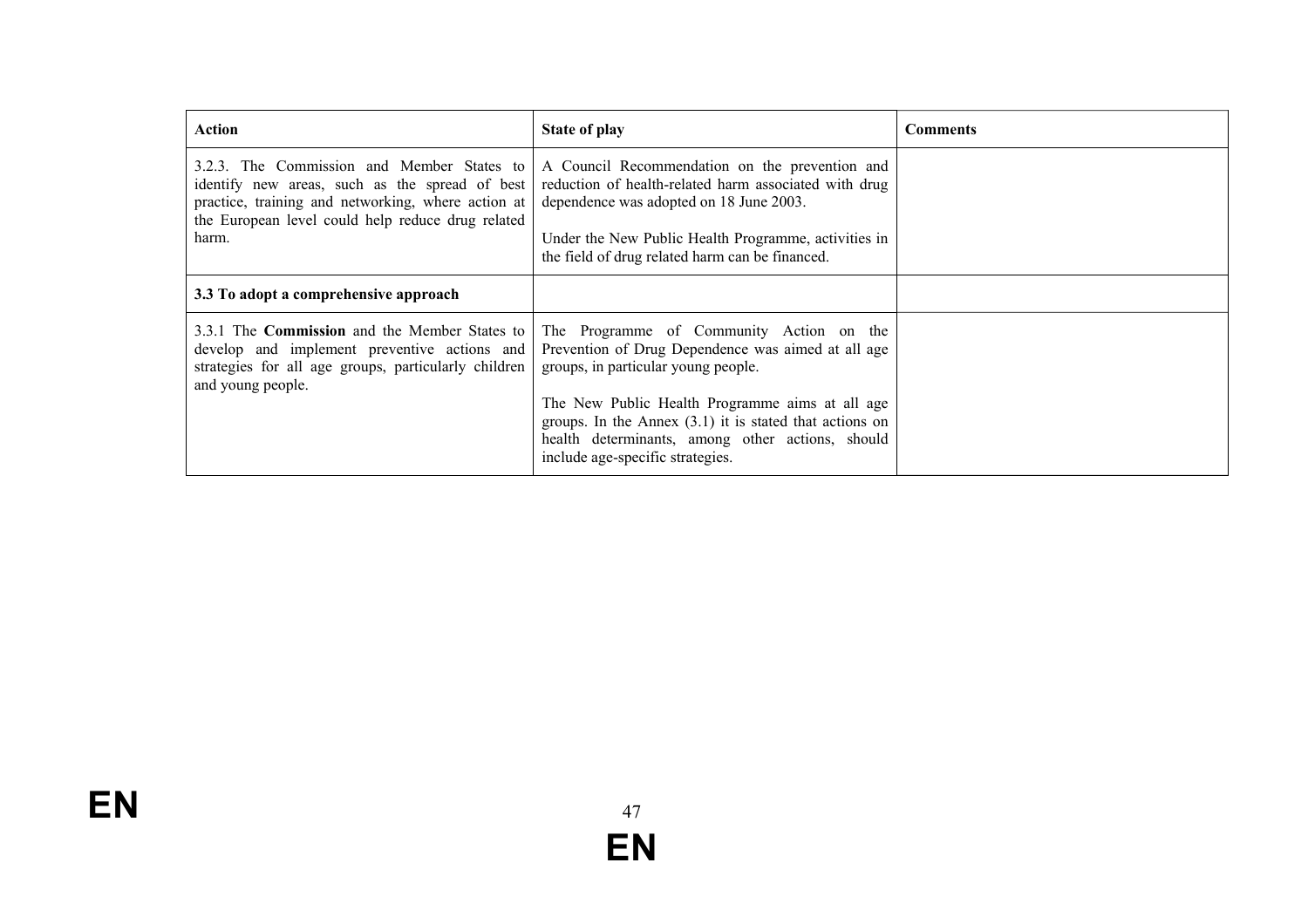| Action | State of play | Comments |
|---|---|---|
| 3.2.3. The Commission and Member States to identify new areas, such as the spread of best practice, training and networking, where action at the European level could help reduce drug related harm. | A Council Recommendation on the prevention and reduction of health-related harm associated with drug dependence was adopted on 18 June 2003.<br><br>Under the New Public Health Programme, activities in the field of drug related harm can be financed. | |
| **3.3 To adopt a comprehensive approach** | | |
| 3.3.1 The **Commission** and the Member States to develop and implement preventive actions and strategies for all age groups, particularly children and young people. | The Programme of Community Action on the Prevention of Drug Dependence was aimed at all age groups, in particular young people.<br><br>The New Public Health Programme aims at all age groups. In the Annex (3.1) it is stated that actions on health determinants, among other actions, should include age-specific strategies. | |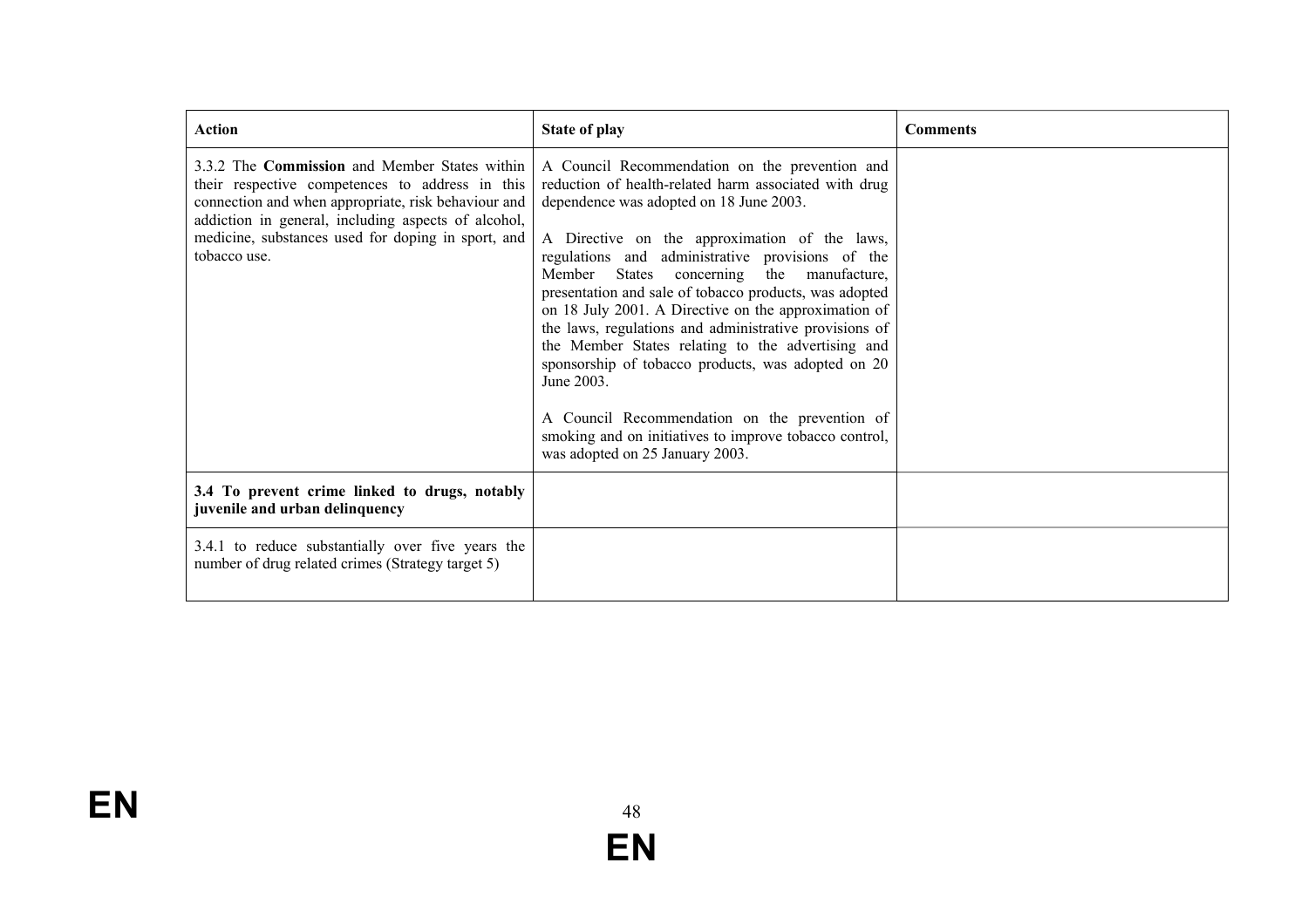| Action | State of play | Comments |
|---|---|---|
| 3.3.2 The **Commission** and Member States within their respective competences to address in this connection and when appropriate, risk behaviour and addiction in general, including aspects of alcohol, medicine, substances used for doping in sport, and tobacco use. | A Council Recommendation on the prevention and reduction of health-related harm associated with drug dependence was adopted on 18 June 2003.<br><br>A Directive on the approximation of the laws, regulations and administrative provisions of the Member States concerning the manufacture, presentation and sale of tobacco products, was adopted on 18 July 2001. A Directive on the approximation of the laws, regulations and administrative provisions of the Member States relating to the advertising and sponsorship of tobacco products, was adopted on 20 June 2003.<br><br>A Council Recommendation on the prevention of smoking and on initiatives to improve tobacco control, was adopted on 25 January 2003. | |
| **3.4 To prevent crime linked to drugs, notably juvenile and urban delinquency** | | |
| 3.4.1 to reduce substantially over five years the number of drug related crimes (Strategy target 5) | | |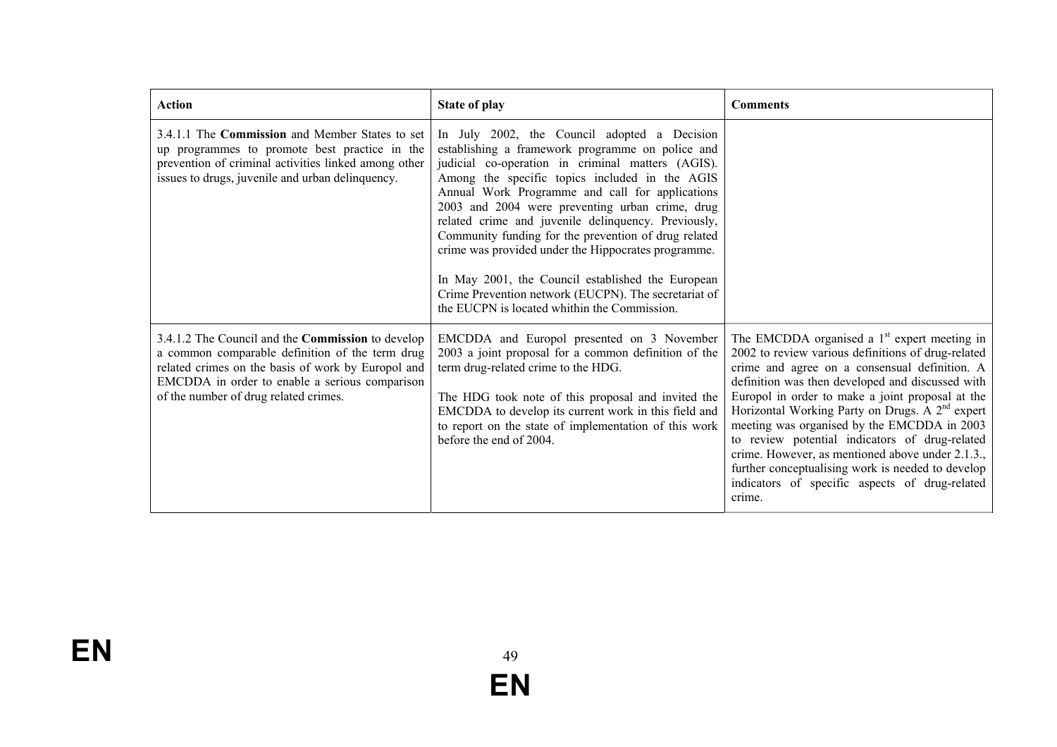| Action | State of play | Comments |
|---|---|---|
| 3.4.1.1 The **Commission** and Member States to set up programmes to promote best practice in the prevention of criminal activities linked among other issues to drugs, juvenile and urban delinquency. | In July 2002, the Council adopted a Decision establishing a framework programme on police and judicial co-operation in criminal matters (AGIS). Among the specific topics included in the AGIS Annual Work Programme and call for applications 2003 and 2004 were preventing urban crime, drug related crime and juvenile delinquency. Previously, Community funding for the prevention of drug related crime was provided under the Hippocrates programme.<br><br>In May 2001, the Council established the European Crime Prevention network (EUCPN). The secretariat of the EUCPN is located whithin the Commission. | |
| 3.4.1.2 The Council and the **Commission** to develop a common comparable definition of the term drug related crimes on the basis of work by Europol and EMCDDA in order to enable a serious comparison of the number of drug related crimes. | EMCDDA and Europol presented on 3 November 2003 a joint proposal for a common definition of the term drug-related crime to the HDG.<br><br>The HDG took note of this proposal and invited the EMCDDA to develop its current work in this field and to report on the state of implementation of this work before the end of 2004. | The EMCDDA organised a 1st expert meeting in 2002 to review various definitions of drug-related crime and agree on a consensual definition. A definition was then developed and discussed with Europol in order to make a joint proposal at the Horizontal Working Party on Drugs. A 2nd expert meeting was organised by the EMCDDA in 2003 to review potential indicators of drug-related crime. However, as mentioned above under 2.1.3., further conceptualising work is needed to develop indicators of specific aspects of drug-related crime. |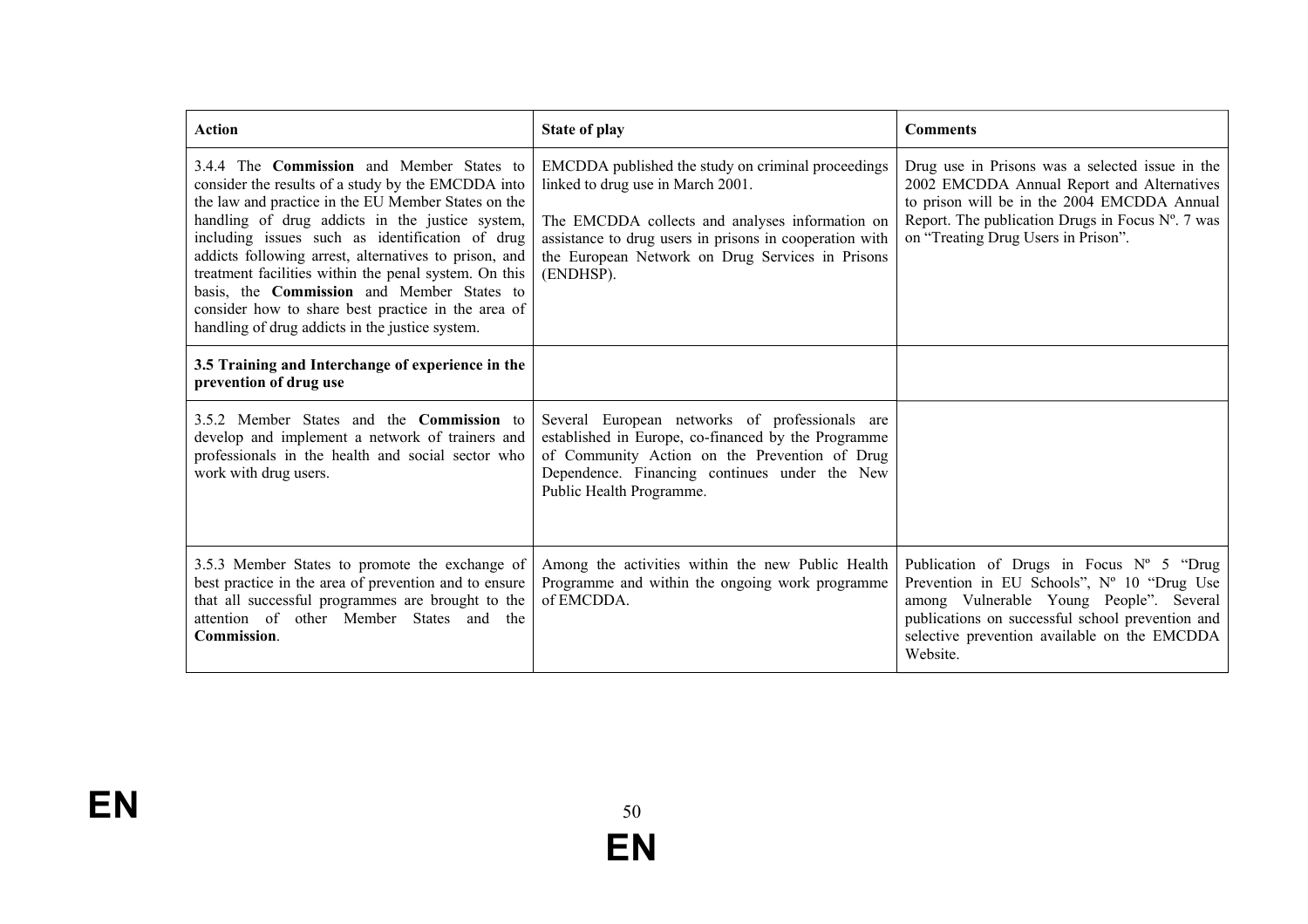| **Action** | **State of play** | **Comments** |
|---|---|---|
| 3.4.4 The **Commission** and Member States to consider the results of a study by the EMCDDA into the law and practice in the EU Member States on the handling of drug addicts in the justice system, including issues such as identification of drug addicts following arrest, alternatives to prison, and treatment facilities within the penal system. On this basis, the **Commission** and Member States to consider how to share best practice in the area of handling of drug addicts in the justice system. | EMCDDA published the study on criminal proceedings linked to drug use in March 2001.<br><br>The EMCDDA collects and analyses information on assistance to drug users in prisons in cooperation with the European Network on Drug Services in Prisons (ENDHSP). | Drug use in Prisons was a selected issue in the 2002 EMCDDA Annual Report and Alternatives to prison will be in the 2004 EMCDDA Annual Report. The publication Drugs in Focus Nº. 7 was on "Treating Drug Users in Prison". |
| **3.5 Training and Interchange of experience in the prevention of drug use** | | |
| 3.5.2 Member States and the **Commission** to develop and implement a network of trainers and professionals in the health and social sector who work with drug users. | Several European networks of professionals are established in Europe, co-financed by the Programme of Community Action on the Prevention of Drug Dependence. Financing continues under the New Public Health Programme. | |
| 3.5.3 Member States to promote the exchange of best practice in the area of prevention and to ensure that all successful programmes are brought to the attention of other Member States and the **Commission**. | Among the activities within the new Public Health Programme and within the ongoing work programme of EMCDDA. | Publication of Drugs in Focus Nº 5 "Drug Prevention in EU Schools", Nº 10 "Drug Use among Vulnerable Young People". Several publications on successful school prevention and selective prevention available on the EMCDDA Website. |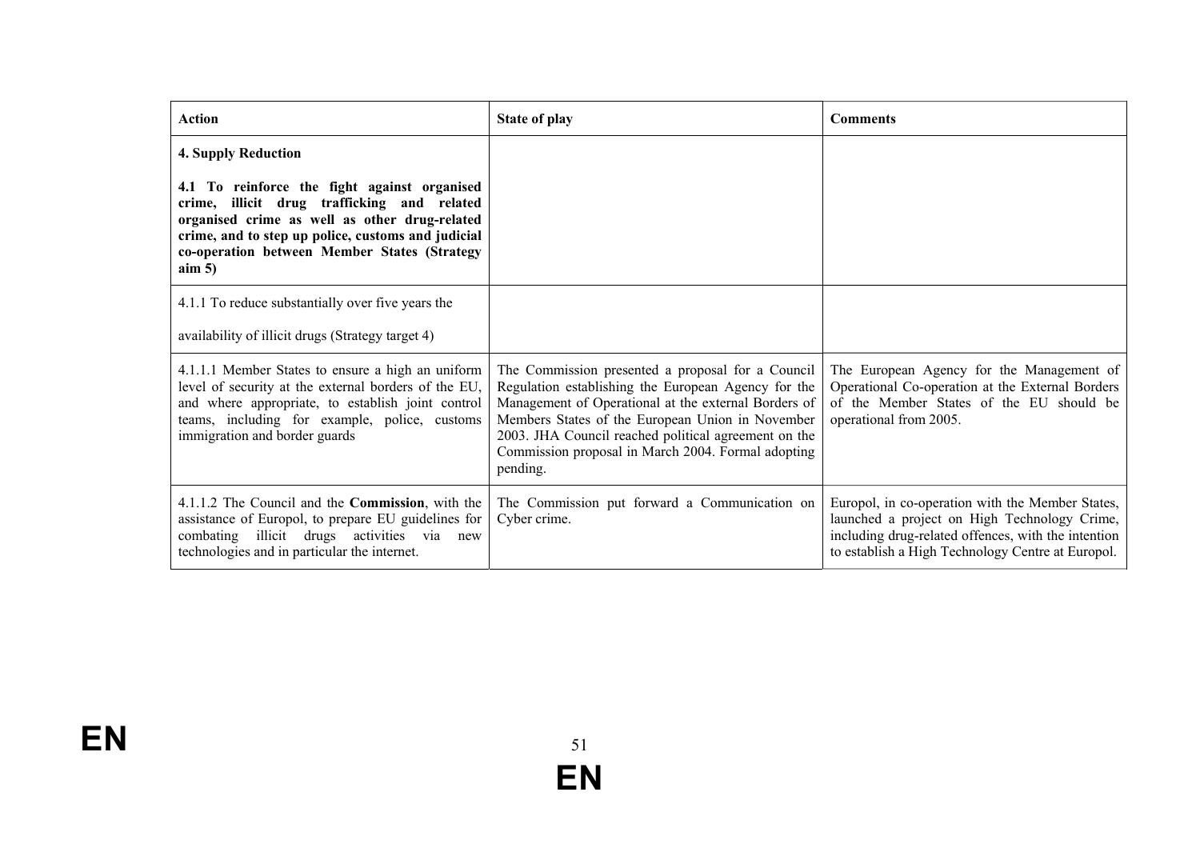| Action | State of play | Comments |
|---|---|---|
| **4. Supply Reduction**<br><br>**4.1 To reinforce the fight against organised crime, illicit drug trafficking and related organised crime as well as other drug-related crime, and to step up police, customs and judicial co-operation between Member States (Strategy aim 5)** | | |
| 4.1.1 To reduce substantially over five years the<br><br>availability of illicit drugs (Strategy target 4) | | |
| 4.1.1.1 Member States to ensure a high an uniform level of security at the external borders of the EU, and where appropriate, to establish joint control teams, including for example, police, customs immigration and border guards | The Commission presented a proposal for a Council Regulation establishing the European Agency for the Management of Operational at the external Borders of Members States of the European Union in November 2003. JHA Council reached political agreement on the Commission proposal in March 2004. Formal adopting pending. | The European Agency for the Management of Operational Co-operation at the External Borders of the Member States of the EU should be operational from 2005. |
| 4.1.1.2 The Council and the **Commission**, with the assistance of Europol, to prepare EU guidelines for combating illicit drugs activities via new technologies and in particular the internet. | The Commission put forward a Communication on Cyber crime. | Europol, in co-operation with the Member States, launched a project on High Technology Crime, including drug-related offences, with the intention to establish a High Technology Centre at Europol. |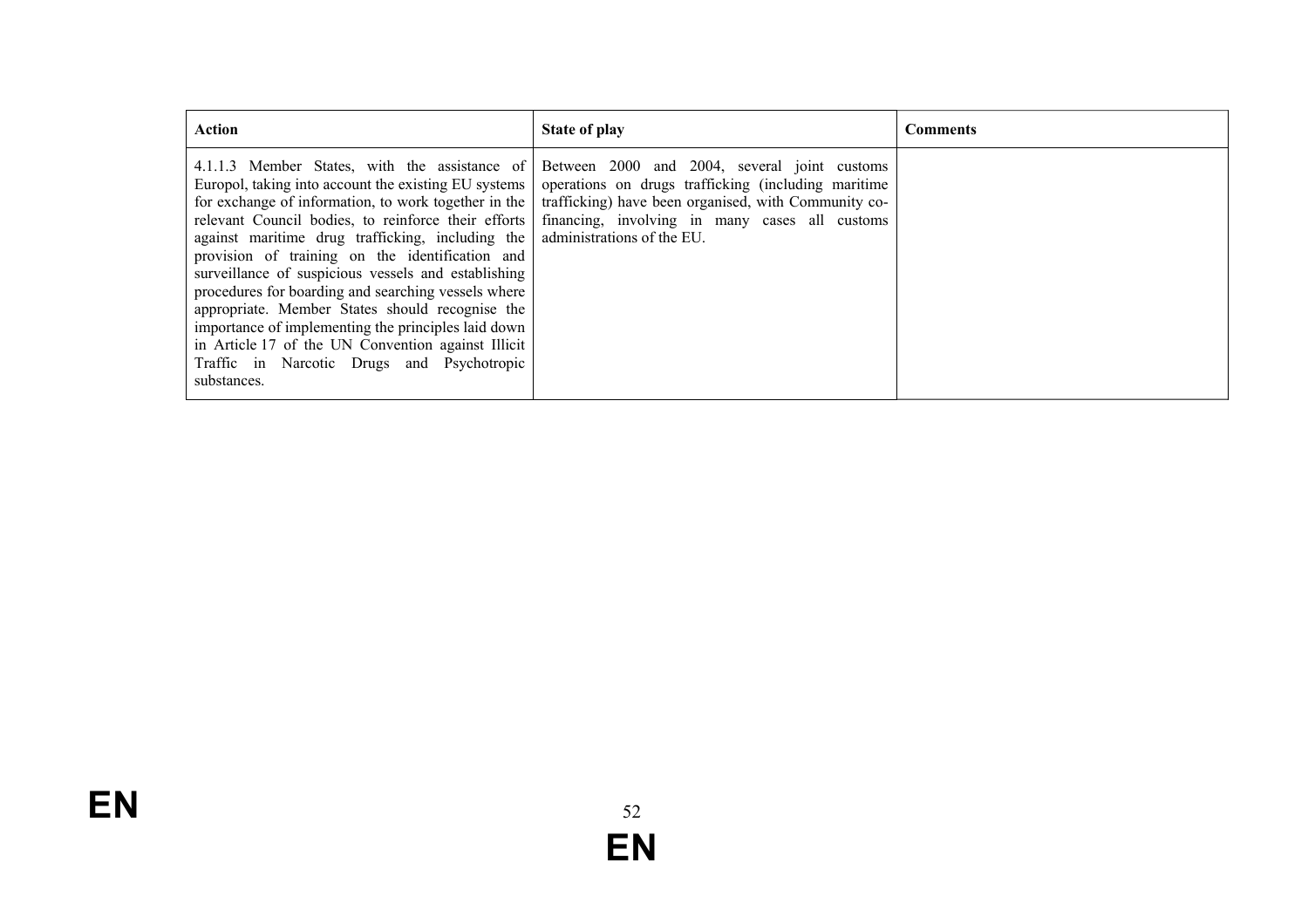| Action | State of play | Comments |
|---|---|---|
| 4.1.1.3 Member States, with the assistance of Europol, taking into account the existing EU systems for exchange of information, to work together in the relevant Council bodies, to reinforce their efforts against maritime drug trafficking, including the provision of training on the identification and surveillance of suspicious vessels and establishing procedures for boarding and searching vessels where appropriate. Member States should recognise the importance of implementing the principles laid down in Article 17 of the UN Convention against Illicit Traffic in Narcotic Drugs and Psychotropic substances. | Between 2000 and 2004, several joint customs operations on drugs trafficking (including maritime trafficking) have been organised, with Community co-financing, involving in many cases all customs administrations of the EU. | |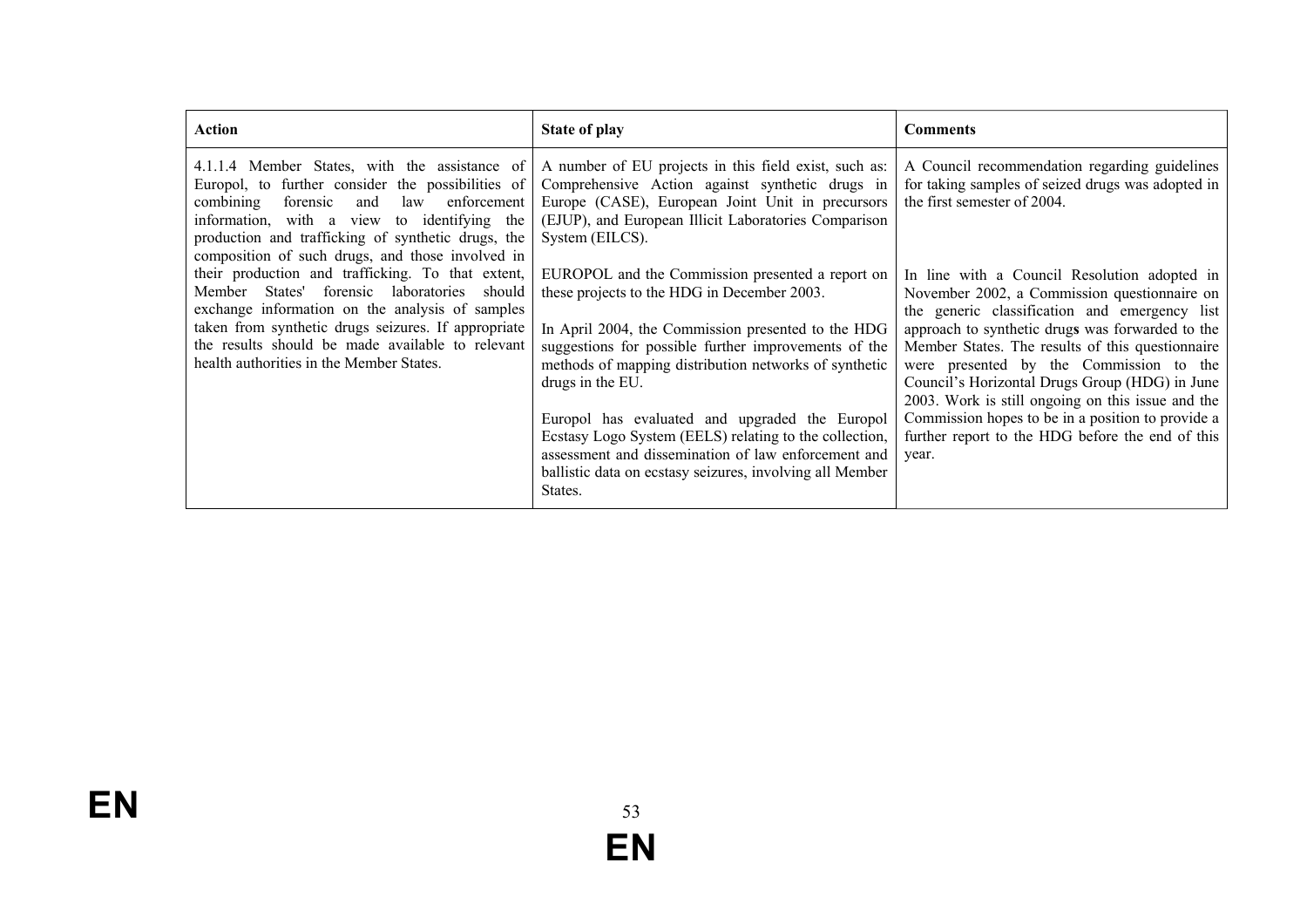| Action | State of play | Comments |
|---|---|---|
| 4.1.1.4 Member States, with the assistance of Europol, to further consider the possibilities of combining forensic and law enforcement information, with a view to identifying the production and trafficking of synthetic drugs, the composition of such drugs, and those involved in their production and trafficking. To that extent, Member States' forensic laboratories should exchange information on the analysis of samples taken from synthetic drugs seizures. If appropriate the results should be made available to relevant health authorities in the Member States. | A number of EU projects in this field exist, such as: Comprehensive Action against synthetic drugs in Europe (CASE), European Joint Unit in precursors (EJUP), and European Illicit Laboratories Comparison System (EILCS).<br><br>EUROPOL and the Commission presented a report on these projects to the HDG in December 2003.<br><br>In April 2004, the Commission presented to the HDG suggestions for possible further improvements of the methods of mapping distribution networks of synthetic drugs in the EU.<br><br>Europol has evaluated and upgraded the Europol Ecstasy Logo System (EELS) relating to the collection, assessment and dissemination of law enforcement and ballistic data on ecstasy seizures, involving all Member States. | A Council recommendation regarding guidelines for taking samples of seized drugs was adopted in the first semester of 2004.<br><br>In line with a Council Resolution adopted in November 2002, a Commission questionnaire on the generic classification and emergency list approach to synthetic drugs was forwarded to the Member States. The results of this questionnaire were presented by the Commission to the Council's Horizontal Drugs Group (HDG) in June 2003. Work is still ongoing on this issue and the Commission hopes to be in a position to provide a further report to the HDG before the end of this year. |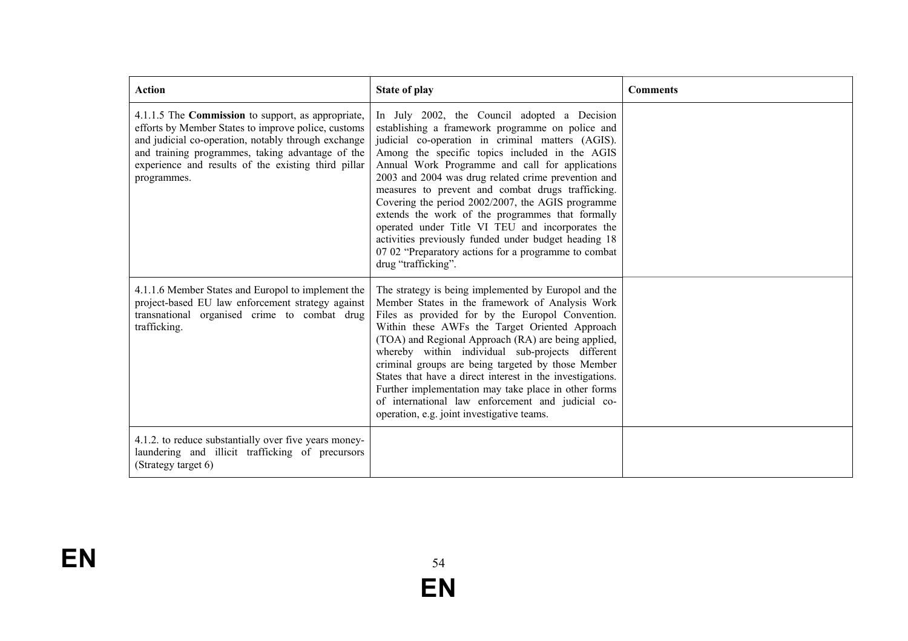| Action | State of play | Comments |
|---|---|---|
| 4.1.1.5 The **Commission** to support, as appropriate, efforts by Member States to improve police, customs and judicial co-operation, notably through exchange and training programmes, taking advantage of the experience and results of the existing third pillar programmes. | In July 2002, the Council adopted a Decision establishing a framework programme on police and judicial co-operation in criminal matters (AGIS). Among the specific topics included in the AGIS Annual Work Programme and call for applications 2003 and 2004 was drug related crime prevention and measures to prevent and combat drugs trafficking. Covering the period 2002/2007, the AGIS programme extends the work of the programmes that formally operated under Title VI TEU and incorporates the activities previously funded under budget heading 18 07 02 "Preparatory actions for a programme to combat drug "trafficking". | |
| 4.1.1.6 Member States and Europol to implement the project-based EU law enforcement strategy against transnational organised crime to combat drug trafficking. | The strategy is being implemented by Europol and the Member States in the framework of Analysis Work Files as provided for by the Europol Convention. Within these AWFs the Target Oriented Approach (TOA) and Regional Approach (RA) are being applied, whereby within individual sub-projects different criminal groups are being targeted by those Member States that have a direct interest in the investigations. Further implementation may take place in other forms of international law enforcement and judicial co-operation, e.g. joint investigative teams. | |
| 4.1.2. to reduce substantially over five years money-laundering and illicit trafficking of precursors (Strategy target 6) | | |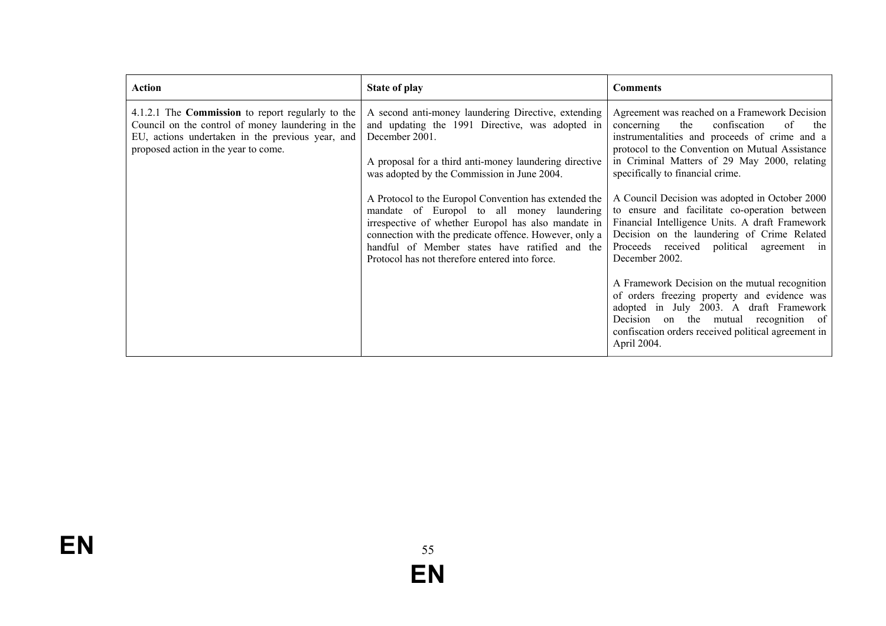| Action | State of play | Comments |
|---|---|---|
| 4.1.2.1 The **Commission** to report regularly to the Council on the control of money laundering in the EU, actions undertaken in the previous year, and proposed action in the year to come. | A second anti-money laundering Directive, extending and updating the 1991 Directive, was adopted in December 2001.<br><br>A proposal for a third anti-money laundering directive was adopted by the Commission in June 2004.<br><br>A Protocol to the Europol Convention has extended the mandate of Europol to all money laundering irrespective of whether Europol has also mandate in connection with the predicate offence. However, only a handful of Member states have ratified and the Protocol has not therefore entered into force. | Agreement was reached on a Framework Decision concerning the confiscation of the instrumentalities and proceeds of crime and a protocol to the Convention on Mutual Assistance in Criminal Matters of 29 May 2000, relating specifically to financial crime.<br><br>A Council Decision was adopted in October 2000 to ensure and facilitate co-operation between Financial Intelligence Units. A draft Framework Decision on the laundering of Crime Related Proceeds received political agreement in December 2002.<br><br>A Framework Decision on the mutual recognition of orders freezing property and evidence was adopted in July 2003. A draft Framework Decision on the mutual recognition of confiscation orders received political agreement in April 2004. |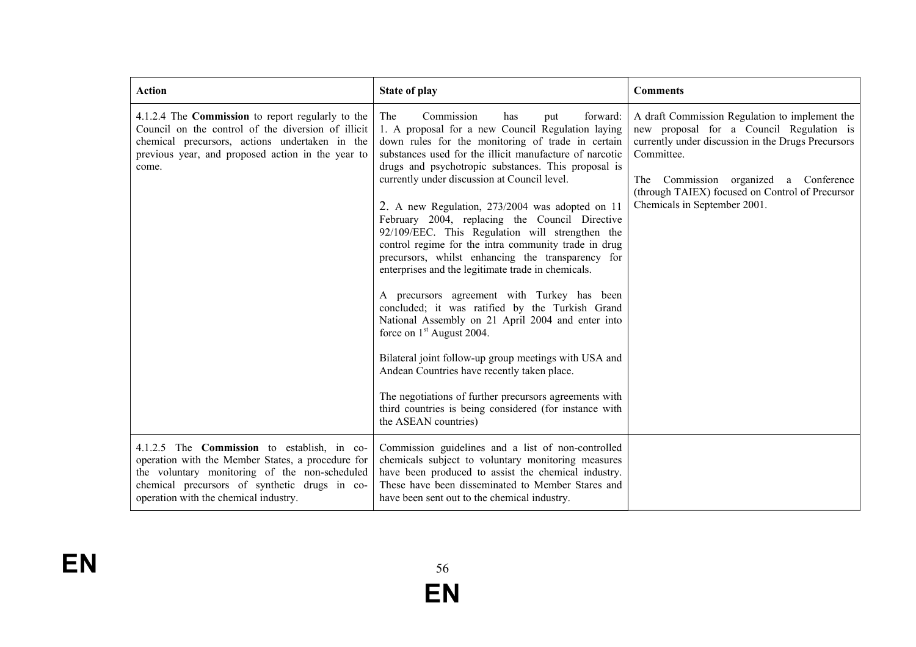| Action | State of play | Comments |
|---|---|---|
| 4.1.2.4 The **Commission** to report regularly to the Council on the control of the diversion of illicit chemical precursors, actions undertaken in the previous year, and proposed action in the year to come. | The Commission has put forward: 1. A proposal for a new Council Regulation laying down rules for the monitoring of trade in certain substances used for the illicit manufacture of narcotic drugs and psychotropic substances. This proposal is currently under discussion at Council level.<br><br>2. A new Regulation, 273/2004 was adopted on 11 February 2004, replacing the Council Directive 92/109/EEC. This Regulation will strengthen the control regime for the intra community trade in drug precursors, whilst enhancing the transparency for enterprises and the legitimate trade in chemicals.<br><br>A precursors agreement with Turkey has been concluded; it was ratified by the Turkish Grand National Assembly on 21 April 2004 and enter into force on 1st August 2004.<br><br>Bilateral joint follow-up group meetings with USA and Andean Countries have recently taken place.<br><br>The negotiations of further precursors agreements with third countries is being considered (for instance with the ASEAN countries) | A draft Commission Regulation to implement the new proposal for a Council Regulation is currently under discussion in the Drugs Precursors Committee.<br><br>The Commission organized a Conference (through TAIEX) focused on Control of Precursor Chemicals in September 2001. |
| 4.1.2.5 The **Commission** to establish, in co-operation with the Member States, a procedure for the voluntary monitoring of the non-scheduled chemical precursors of synthetic drugs in co-operation with the chemical industry. | Commission guidelines and a list of non-controlled chemicals subject to voluntary monitoring measures have been produced to assist the chemical industry. These have been disseminated to Member Stares and have been sent out to the chemical industry. | |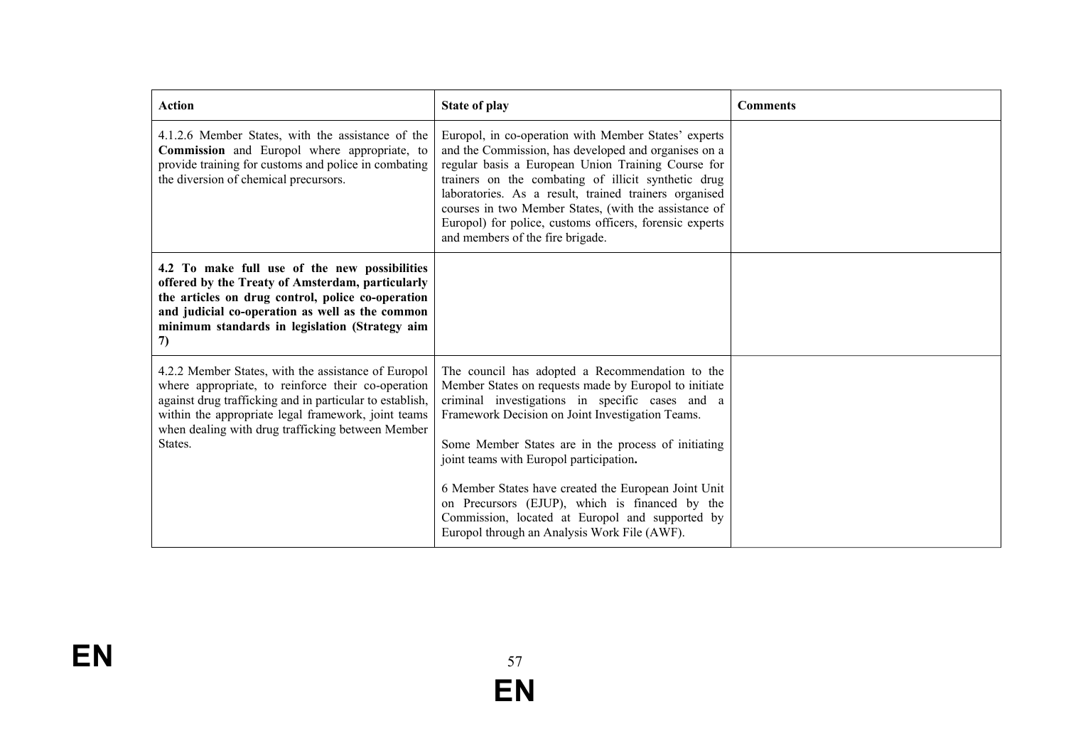| Action | State of play | Comments |
|---|---|---|
| 4.1.2.6 Member States, with the assistance of the **Commission** and Europol where appropriate, to provide training for customs and police in combating the diversion of chemical precursors. | Europol, in co-operation with Member States' experts and the Commission, has developed and organises on a regular basis a European Union Training Course for trainers on the combating of illicit synthetic drug laboratories. As a result, trained trainers organised courses in two Member States, (with the assistance of Europol) for police, customs officers, forensic experts and members of the fire brigade. | |
| **4.2 To make full use of the new possibilities offered by the Treaty of Amsterdam, particularly the articles on drug control, police co-operation and judicial co-operation as well as the common minimum standards in legislation (Strategy aim 7)** | | |
| 4.2.2 Member States, with the assistance of Europol where appropriate, to reinforce their co-operation against drug trafficking and in particular to establish, within the appropriate legal framework, joint teams when dealing with drug trafficking between Member States. | The council has adopted a Recommendation to the Member States on requests made by Europol to initiate criminal investigations in specific cases and a Framework Decision on Joint Investigation Teams.<br><br>Some Member States are in the process of initiating joint teams with Europol participation**.**<br><br>6 Member States have created the European Joint Unit on Precursors (EJUP), which is financed by the Commission, located at Europol and supported by Europol through an Analysis Work File (AWF). | |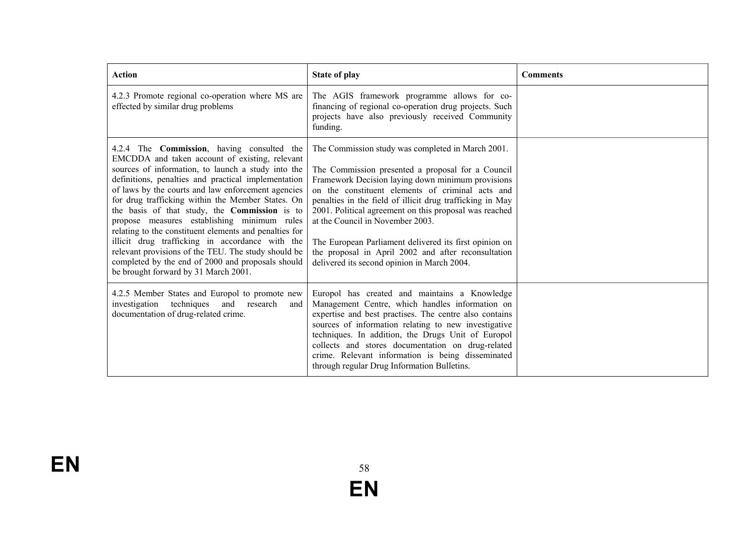| **Action** | **State of play** | **Comments** |
|---|---|---|
| 4.2.3 Promote regional co-operation where MS are effected by similar drug problems | The AGIS framework programme allows for co-financing of regional co-operation drug projects. Such projects have also previously received Community funding. | |
| 4.2.4 The **Commission**, having consulted the EMCDDA and taken account of existing, relevant sources of information, to launch a study into the definitions, penalties and practical implementation of laws by the courts and law enforcement agencies for drug trafficking within the Member States. On the basis of that study, the **Commission** is to propose measures establishing minimum rules relating to the constituent elements and penalties for illicit drug trafficking in accordance with the relevant provisions of the TEU. The study should be completed by the end of 2000 and proposals should be brought forward by 31 March 2001. | The Commission study was completed in March 2001.<br><br>The Commission presented a proposal for a Council Framework Decision laying down minimum provisions on the constituent elements of criminal acts and penalties in the field of illicit drug trafficking in May 2001. Political agreement on this proposal was reached at the Council in November 2003.<br><br>The European Parliament delivered its first opinion on the proposal in April 2002 and after reconsultation delivered its second opinion in March 2004. | |
| 4.2.5 Member States and Europol to promote new investigation techniques and research and documentation of drug-related crime. | Europol has created and maintains a Knowledge Management Centre, which handles information on expertise and best practises. The centre also contains sources of information relating to new investigative techniques. In addition, the Drugs Unit of Europol collects and stores documentation on drug-related crime. Relevant information is being disseminated through regular Drug Information Bulletins. | |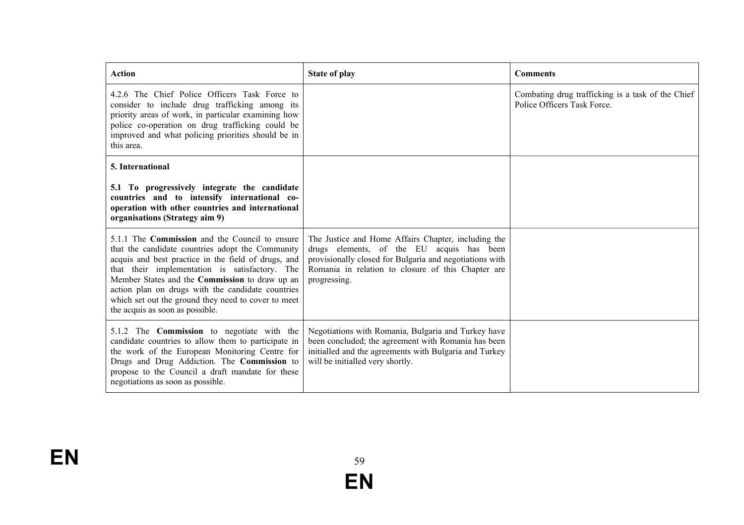| Action | State of play | Comments |
|---|---|---|
| 4.2.6 The Chief Police Officers Task Force to consider to include drug trafficking among its priority areas of work, in particular examining how police co-operation on drug trafficking could be improved and what policing priorities should be in this area. | | Combating drug trafficking is a task of the Chief Police Officers Task Force. |
| **5. International**<br><br>**5.1 To progressively integrate the candidate countries and to intensify international co-operation with other countries and international organisations (Strategy aim 9)** | | |
| 5.1.1 The **Commission** and the Council to ensure that the candidate countries adopt the Community acquis and best practice in the field of drugs, and that their implementation is satisfactory. The Member States and the **Commission** to draw up an action plan on drugs with the candidate countries which set out the ground they need to cover to meet the acquis as soon as possible. | The Justice and Home Affairs Chapter, including the drugs elements, of the EU acquis has been provisionally closed for Bulgaria and negotiations with Romania in relation to closure of this Chapter are progressing. | |
| 5.1.2 The **Commission** to negotiate with the candidate countries to allow them to participate in the work of the European Monitoring Centre for Drugs and Drug Addiction. The **Commission** to propose to the Council a draft mandate for these negotiations as soon as possible. | Negotiations with Romania, Bulgaria and Turkey have been concluded; the agreement with Romania has been initialled and the agreements with Bulgaria and Turkey will be initialled very shortly. | |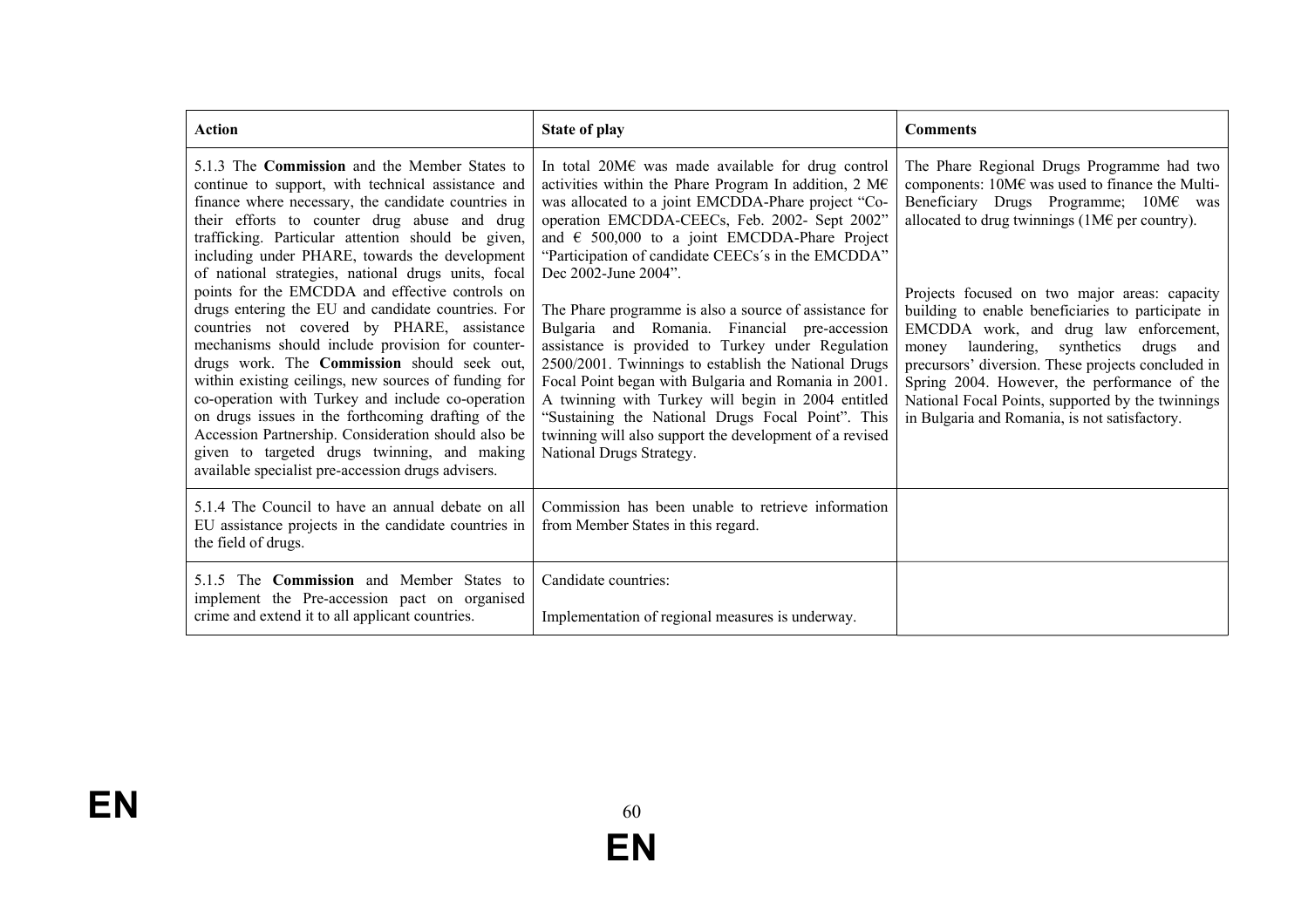| Action | State of play | Comments |
|---|---|---|
| 5.1.3 The **Commission** and the Member States to continue to support, with technical assistance and finance where necessary, the candidate countries in their efforts to counter drug abuse and drug trafficking. Particular attention should be given, including under PHARE, towards the development of national strategies, national drugs units, focal points for the EMCDDA and effective controls on drugs entering the EU and candidate countries. For countries not covered by PHARE, assistance mechanisms should include provision for counter-drugs work. The **Commission** should seek out, within existing ceilings, new sources of funding for co-operation with Turkey and include co-operation on drugs issues in the forthcoming drafting of the Accession Partnership. Consideration should also be given to targeted drugs twinning, and making available specialist pre-accession drugs advisers. | In total 20M€ was made available for drug control activities within the Phare Program In addition, 2 M€ was allocated to a joint EMCDDA-Phare project "Co-operation EMCDDA-CEECs, Feb. 2002- Sept 2002" and € 500,000 to a joint EMCDDA-Phare Project "Participation of candidate CEECs´s in the EMCDDA" Dec 2002-June 2004".<br><br>The Phare programme is also a source of assistance for Bulgaria and Romania. Financial pre-accession assistance is provided to Turkey under Regulation 2500/2001. Twinnings to establish the National Drugs Focal Point began with Bulgaria and Romania in 2001. A twinning with Turkey will begin in 2004 entitled "Sustaining the National Drugs Focal Point". This twinning will also support the development of a revised National Drugs Strategy. | The Phare Regional Drugs Programme had two components: 10M€ was used to finance the Multi-Beneficiary Drugs Programme; 10M€ was allocated to drug twinnings (1M€ per country).<br><br>Projects focused on two major areas: capacity building to enable beneficiaries to participate in EMCDDA work, and drug law enforcement, money laundering, synthetics drugs and precursors' diversion. These projects concluded in Spring 2004. However, the performance of the National Focal Points, supported by the twinnings in Bulgaria and Romania, is not satisfactory. |
| 5.1.4 The Council to have an annual debate on all EU assistance projects in the candidate countries in the field of drugs. | Commission has been unable to retrieve information from Member States in this regard. | |
| 5.1.5 The **Commission** and Member States to implement the Pre-accession pact on organised crime and extend it to all applicant countries. | Candidate countries:<br><br>Implementation of regional measures is underway. | |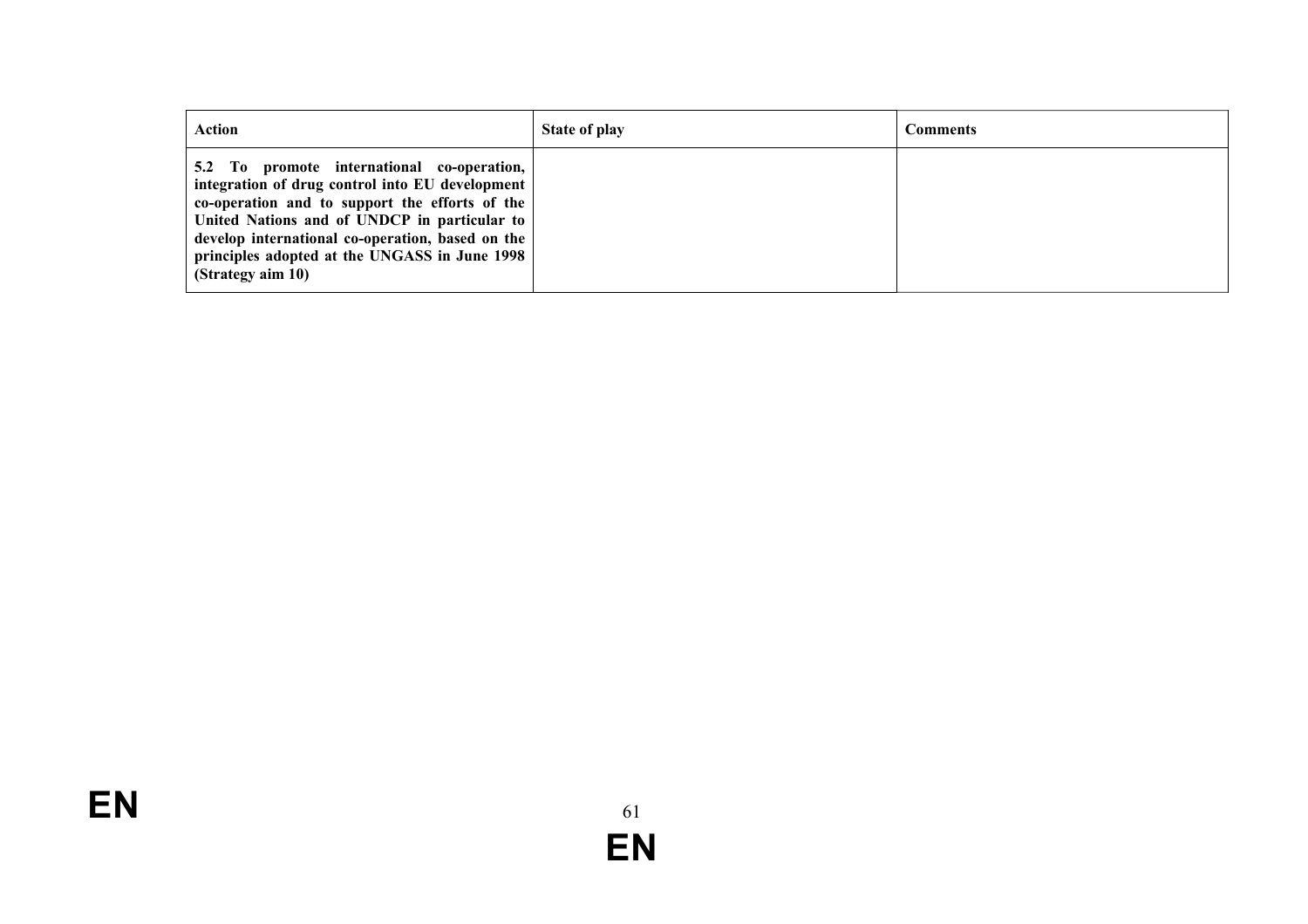| Action | State of play | Comments |
| --- | --- | --- |
| **5.2 To promote international co-operation, integration of drug control into EU development co-operation and to support the efforts of the United Nations and of UNDCP in particular to develop international co-operation, based on the principles adopted at the UNGASS in June 1998 (Strategy aim 10)** | | |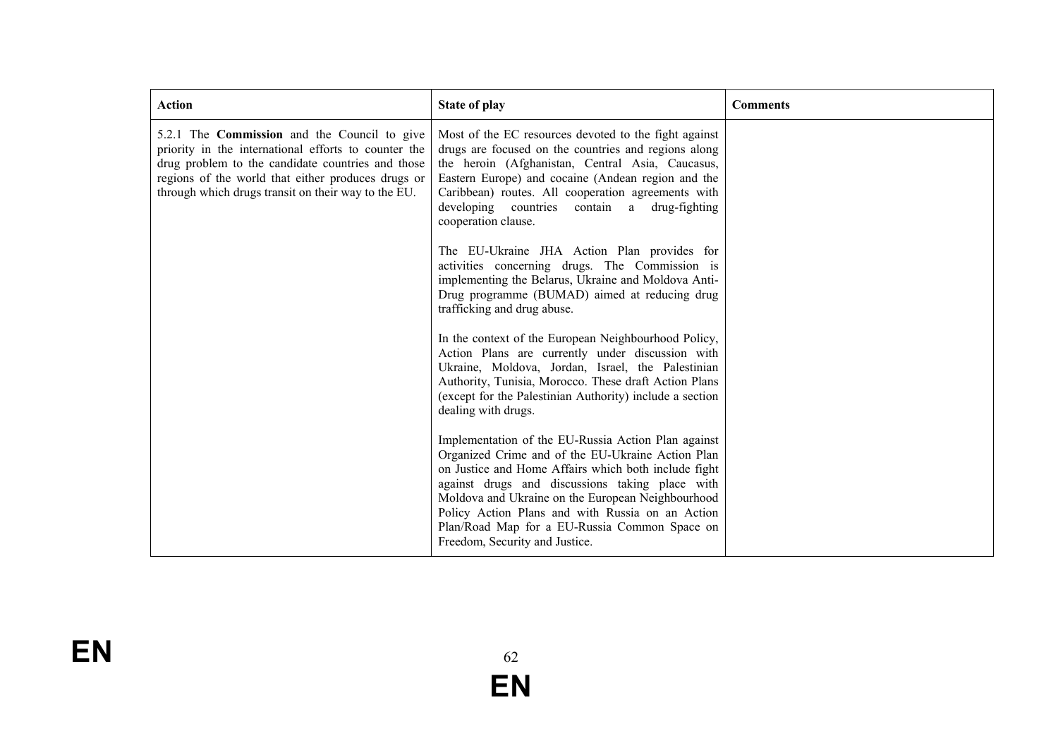| Action | State of play | Comments |
|---|---|---|
| 5.2.1 The **Commission** and the Council to give priority in the international efforts to counter the drug problem to the candidate countries and those regions of the world that either produces drugs or through which drugs transit on their way to the EU. | Most of the EC resources devoted to the fight against drugs are focused on the countries and regions along the heroin (Afghanistan, Central Asia, Caucasus, Eastern Europe) and cocaine (Andean region and the Caribbean) routes. All cooperation agreements with developing countries contain a drug-fighting cooperation clause.<br><br>The EU-Ukraine JHA Action Plan provides for activities concerning drugs. The Commission is implementing the Belarus, Ukraine and Moldova Anti-Drug programme (BUMAD) aimed at reducing drug trafficking and drug abuse.<br><br>In the context of the European Neighbourhood Policy, Action Plans are currently under discussion with Ukraine, Moldova, Jordan, Israel, the Palestinian Authority, Tunisia, Morocco. These draft Action Plans (except for the Palestinian Authority) include a section dealing with drugs.<br><br>Implementation of the EU-Russia Action Plan against Organized Crime and of the EU-Ukraine Action Plan on Justice and Home Affairs which both include fight against drugs and discussions taking place with Moldova and Ukraine on the European Neighbourhood Policy Action Plans and with Russia on an Action Plan/Road Map for a EU-Russia Common Space on Freedom, Security and Justice. | |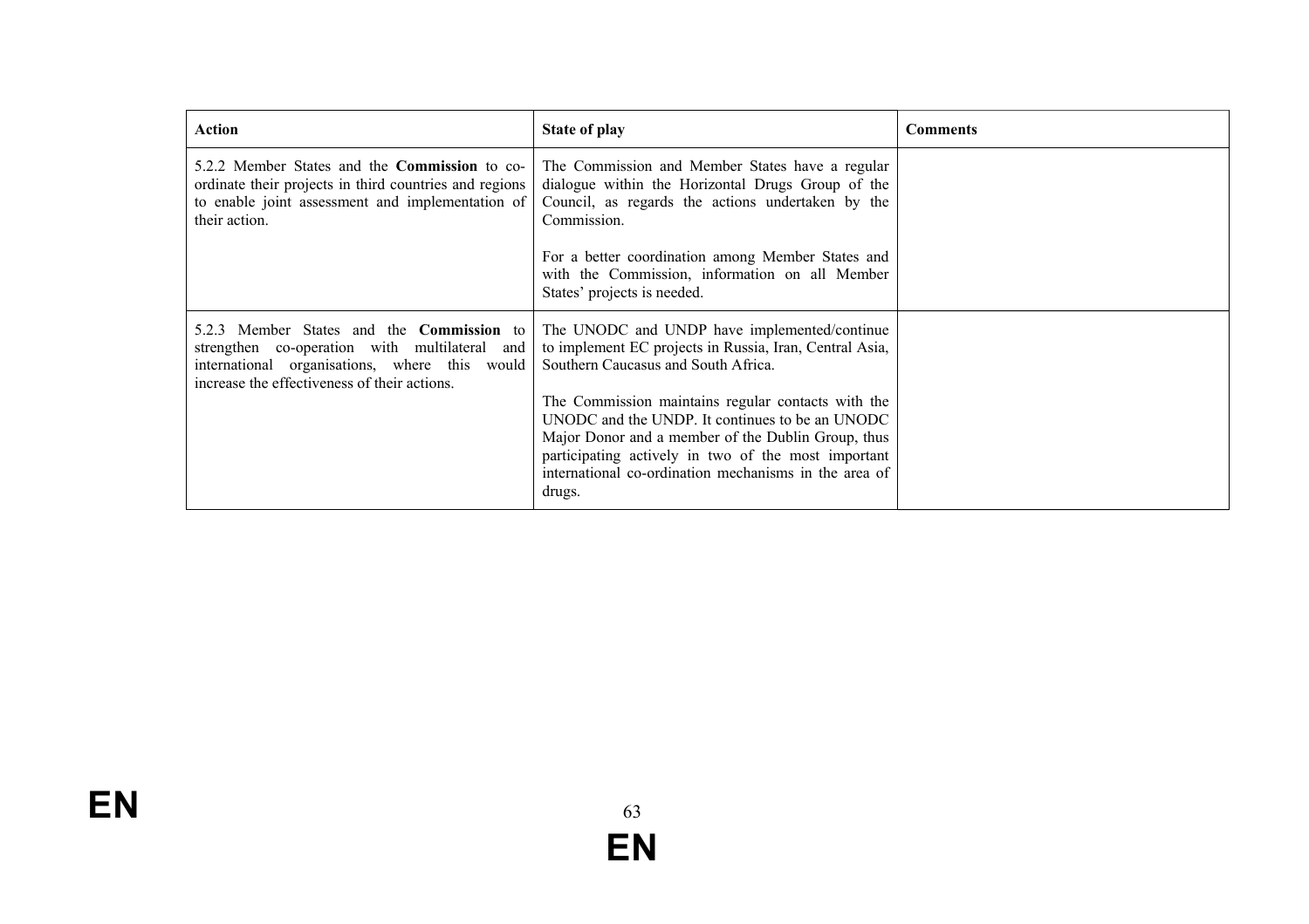| Action | State of play | Comments |
|---|---|---|
| 5.2.2 Member States and the **Commission** to co-ordinate their projects in third countries and regions to enable joint assessment and implementation of their action. | The Commission and Member States have a regular dialogue within the Horizontal Drugs Group of the Council, as regards the actions undertaken by the Commission.<br><br>For a better coordination among Member States and with the Commission, information on all Member States' projects is needed. | |
| 5.2.3 Member States and the **Commission** to strengthen co-operation with multilateral and international organisations, where this would increase the effectiveness of their actions. | The UNODC and UNDP have implemented/continue to implement EC projects in Russia, Iran, Central Asia, Southern Caucasus and South Africa.<br><br>The Commission maintains regular contacts with the UNODC and the UNDP. It continues to be an UNODC Major Donor and a member of the Dublin Group, thus participating actively in two of the most important international co-ordination mechanisms in the area of drugs. | |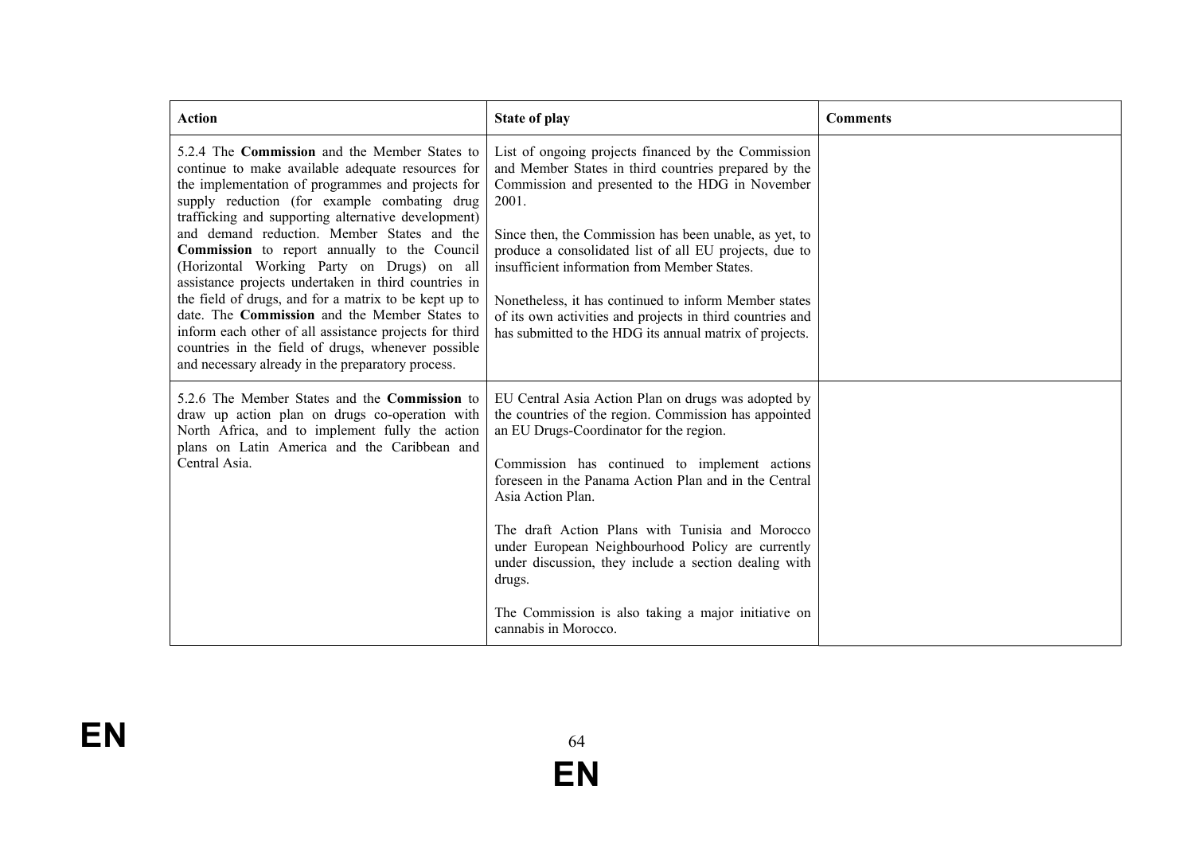| Action | State of play | Comments |
|---|---|---|
| 5.2.4 The **Commission** and the Member States to continue to make available adequate resources for the implementation of programmes and projects for supply reduction (for example combating drug trafficking and supporting alternative development) and demand reduction. Member States and the **Commission** to report annually to the Council (Horizontal Working Party on Drugs) on all assistance projects undertaken in third countries in the field of drugs, and for a matrix to be kept up to date. The **Commission** and the Member States to inform each other of all assistance projects for third countries in the field of drugs, whenever possible and necessary already in the preparatory process. | List of ongoing projects financed by the Commission and Member States in third countries prepared by the Commission and presented to the HDG in November 2001.<br><br>Since then, the Commission has been unable, as yet, to produce a consolidated list of all EU projects, due to insufficient information from Member States.<br><br>Nonetheless, it has continued to inform Member states of its own activities and projects in third countries and has submitted to the HDG its annual matrix of projects. | |
| 5.2.6 The Member States and the **Commission** to draw up action plan on drugs co-operation with North Africa, and to implement fully the action plans on Latin America and the Caribbean and Central Asia. | EU Central Asia Action Plan on drugs was adopted by the countries of the region. Commission has appointed an EU Drugs-Coordinator for the region.<br><br>Commission has continued to implement actions foreseen in the Panama Action Plan and in the Central Asia Action Plan.<br><br>The draft Action Plans with Tunisia and Morocco under European Neighbourhood Policy are currently under discussion, they include a section dealing with drugs.<br><br>The Commission is also taking a major initiative on cannabis in Morocco. | |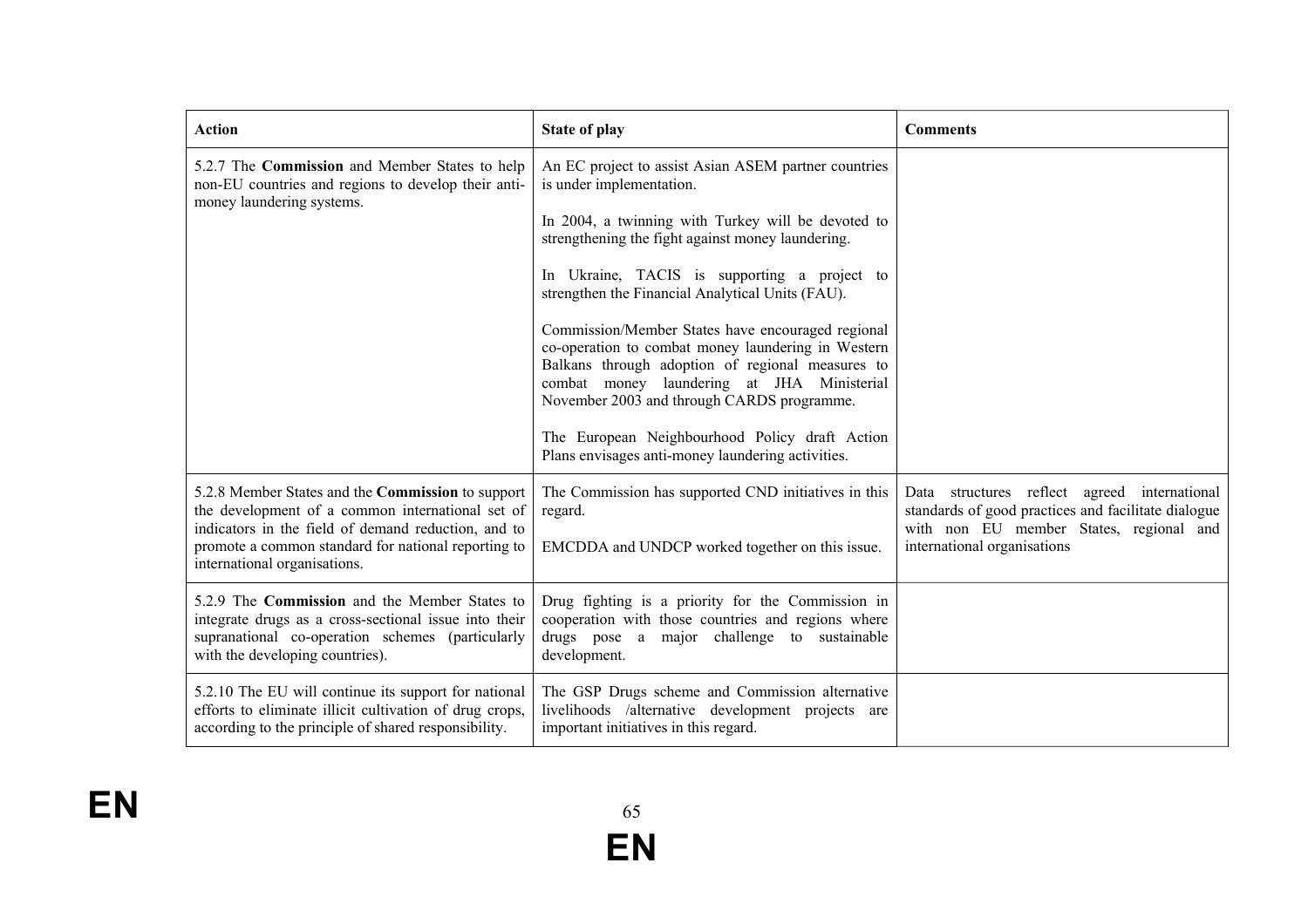| Action | State of play | Comments |
|---|---|---|
| 5.2.7 The **Commission** and Member States to help non-EU countries and regions to develop their anti-money laundering systems. | An EC project to assist Asian ASEM partner countries is under implementation.<br><br>In 2004, a twinning with Turkey will be devoted to strengthening the fight against money laundering.<br><br>In Ukraine, TACIS is supporting a project to strengthen the Financial Analytical Units (FAU).<br><br>Commission/Member States have encouraged regional co-operation to combat money laundering in Western Balkans through adoption of regional measures to combat money laundering at JHA Ministerial November 2003 and through CARDS programme.<br><br>The European Neighbourhood Policy draft Action Plans envisages anti-money laundering activities. | |
| 5.2.8 Member States and the **Commission** to support the development of a common international set of indicators in the field of demand reduction, and to promote a common standard for national reporting to international organisations. | The Commission has supported CND initiatives in this regard.<br><br>EMCDDA and UNDCP worked together on this issue. | Data structures reflect agreed international standards of good practices and facilitate dialogue with non EU member States, regional and international organisations |
| 5.2.9 The **Commission** and the Member States to integrate drugs as a cross-sectional issue into their supranational co-operation schemes (particularly with the developing countries). | Drug fighting is a priority for the Commission in cooperation with those countries and regions where drugs pose a major challenge to sustainable development. | |
| 5.2.10 The EU will continue its support for national efforts to eliminate illicit cultivation of drug crops, according to the principle of shared responsibility. | The GSP Drugs scheme and Commission alternative livelihoods /alternative development projects are important initiatives in this regard. | |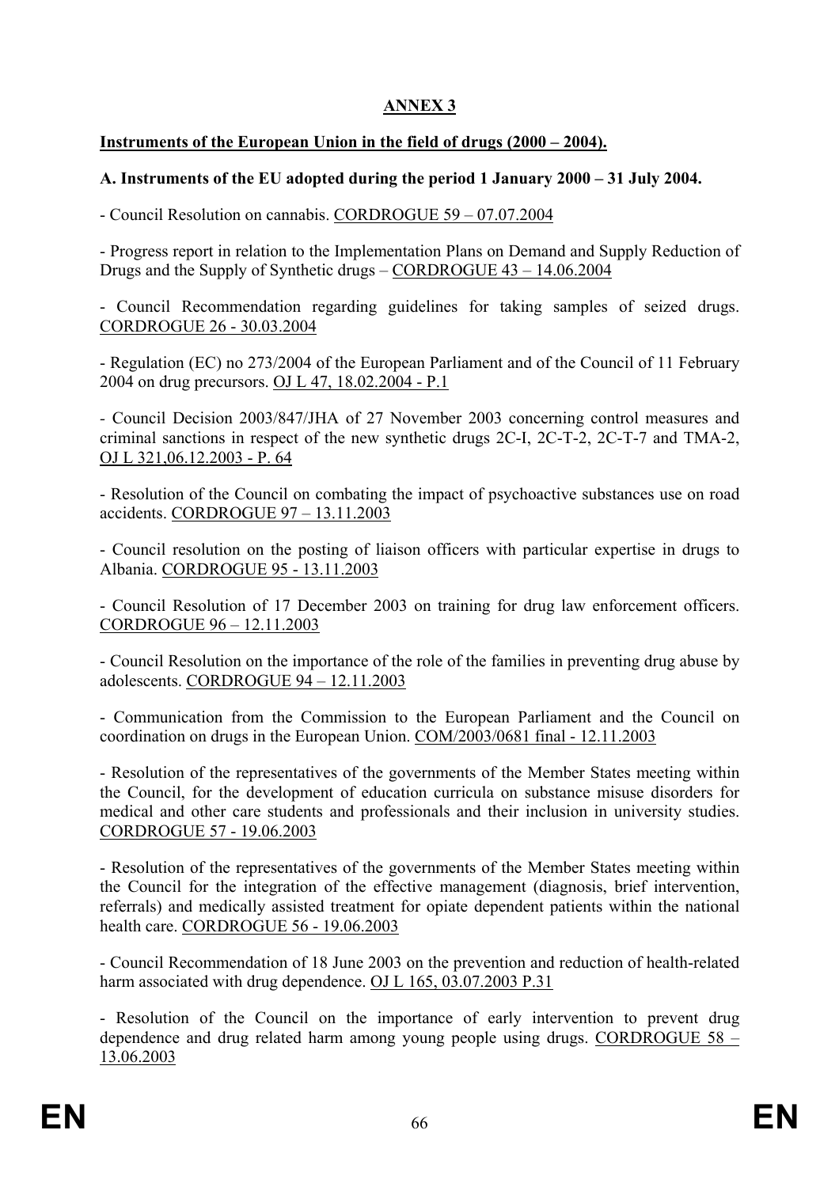# ANNEX 3

## Instruments of the European Union in the field of drugs (2000 – 2004).

### A. Instruments of the EU adopted during the period 1 January 2000 – 31 July 2004.

- Council Resolution on cannabis. CORDROGUE 59 – 07.07.2004

- Progress report in relation to the Implementation Plans on Demand and Supply Reduction of Drugs and the Supply of Synthetic drugs – CORDROGUE 43 – 14.06.2004

- Council Recommendation regarding guidelines for taking samples of seized drugs. CORDROGUE 26 - 30.03.2004

- Regulation (EC) no 273/2004 of the European Parliament and of the Council of 11 February 2004 on drug precursors. OJ L 47, 18.02.2004 - P.1

- Council Decision 2003/847/JHA of 27 November 2003 concerning control measures and criminal sanctions in respect of the new synthetic drugs 2C-I, 2C-T-2, 2C-T-7 and TMA-2, OJ L 321,06.12.2003 - P. 64

- Resolution of the Council on combating the impact of psychoactive substances use on road accidents. CORDROGUE 97 – 13.11.2003

- Council resolution on the posting of liaison officers with particular expertise in drugs to Albania. CORDROGUE 95 - 13.11.2003

- Council Resolution of 17 December 2003 on training for drug law enforcement officers. CORDROGUE 96 – 12.11.2003

- Council Resolution on the importance of the role of the families in preventing drug abuse by adolescents. CORDROGUE 94 – 12.11.2003

- Communication from the Commission to the European Parliament and the Council on coordination on drugs in the European Union. COM/2003/0681 final - 12.11.2003

- Resolution of the representatives of the governments of the Member States meeting within the Council, for the development of education curricula on substance misuse disorders for medical and other care students and professionals and their inclusion in university studies. CORDROGUE 57 - 19.06.2003

- Resolution of the representatives of the governments of the Member States meeting within the Council for the integration of the effective management (diagnosis, brief intervention, referrals) and medically assisted treatment for opiate dependent patients within the national health care. CORDROGUE 56 - 19.06.2003

- Council Recommendation of 18 June 2003 on the prevention and reduction of health-related harm associated with drug dependence. OJ L 165, 03.07.2003 P.31

- Resolution of the Council on the importance of early intervention to prevent drug dependence and drug related harm among young people using drugs. CORDROGUE 58 – 13.06.2003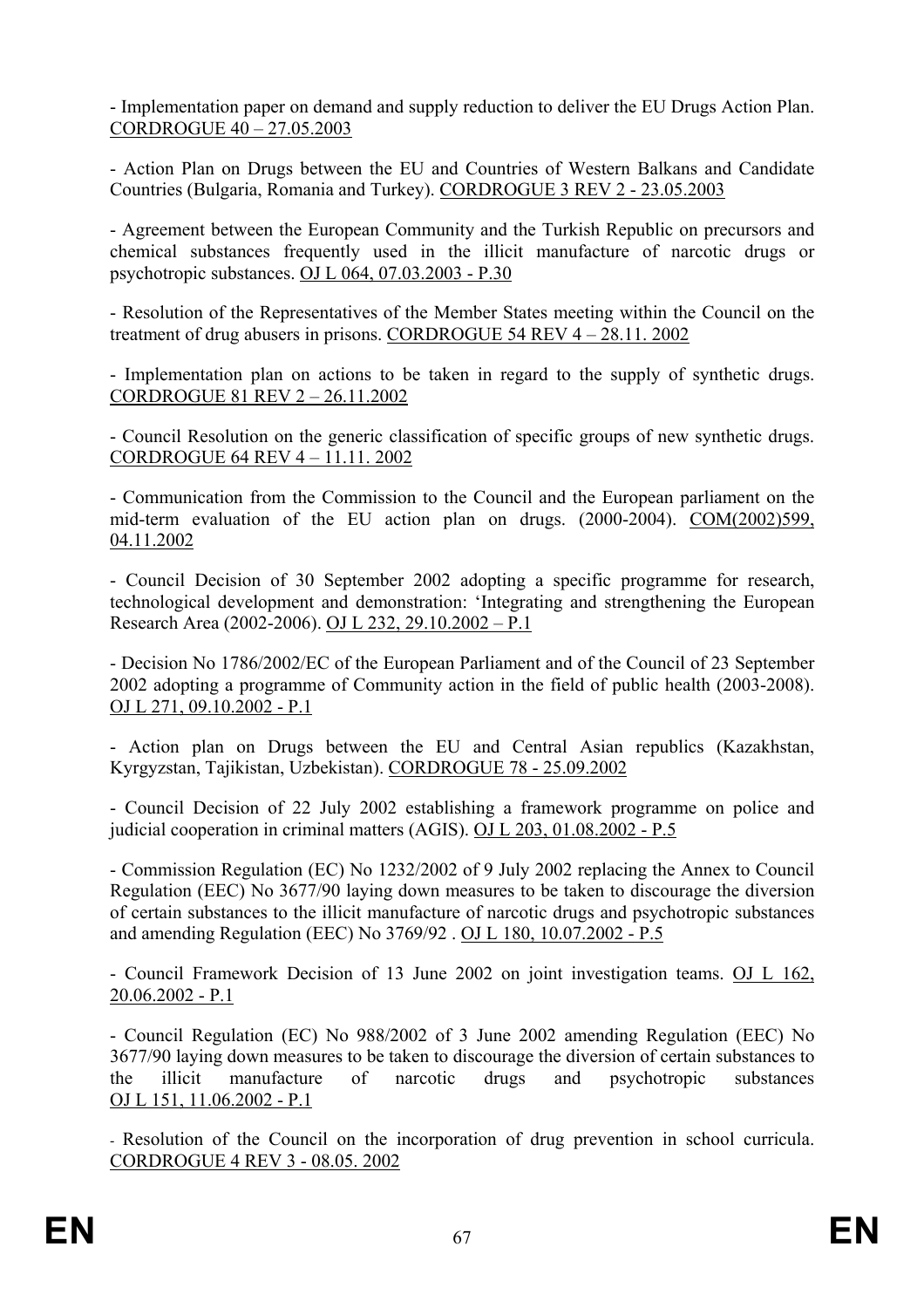- Implementation paper on demand and supply reduction to deliver the EU Drugs Action Plan. CORDROGUE 40 – 27.05.2003

- Action Plan on Drugs between the EU and Countries of Western Balkans and Candidate Countries (Bulgaria, Romania and Turkey). CORDROGUE 3 REV 2 - 23.05.2003

- Agreement between the European Community and the Turkish Republic on precursors and chemical substances frequently used in the illicit manufacture of narcotic drugs or psychotropic substances. OJ L 064, 07.03.2003 - P.30

- Resolution of the Representatives of the Member States meeting within the Council on the treatment of drug abusers in prisons. CORDROGUE 54 REV 4 – 28.11. 2002

- Implementation plan on actions to be taken in regard to the supply of synthetic drugs. CORDROGUE 81 REV 2 – 26.11.2002

- Council Resolution on the generic classification of specific groups of new synthetic drugs. CORDROGUE 64 REV 4 – 11.11. 2002

- Communication from the Commission to the Council and the European parliament on the mid-term evaluation of the EU action plan on drugs. (2000-2004). COM(2002)599, 04.11.2002

- Council Decision of 30 September 2002 adopting a specific programme for research, technological development and demonstration: 'Integrating and strengthening the European Research Area (2002-2006). OJ L 232, 29.10.2002 – P.1

- Decision No 1786/2002/EC of the European Parliament and of the Council of 23 September 2002 adopting a programme of Community action in the field of public health (2003-2008). OJ L 271, 09.10.2002 - P.1

- Action plan on Drugs between the EU and Central Asian republics (Kazakhstan, Kyrgyzstan, Tajikistan, Uzbekistan). CORDROGUE 78 - 25.09.2002

- Council Decision of 22 July 2002 establishing a framework programme on police and judicial cooperation in criminal matters (AGIS). OJ L 203, 01.08.2002 - P.5

- Commission Regulation (EC) No 1232/2002 of 9 July 2002 replacing the Annex to Council Regulation (EEC) No 3677/90 laying down measures to be taken to discourage the diversion of certain substances to the illicit manufacture of narcotic drugs and psychotropic substances and amending Regulation (EEC) No 3769/92 . OJ L 180, 10.07.2002 - P.5

- Council Framework Decision of 13 June 2002 on joint investigation teams. OJ L 162, 20.06.2002 - P.1

- Council Regulation (EC) No 988/2002 of 3 June 2002 amending Regulation (EEC) No 3677/90 laying down measures to be taken to discourage the diversion of certain substances to the illicit manufacture of narcotic drugs and psychotropic substances OJ L 151, 11.06.2002 - P.1

- Resolution of the Council on the incorporation of drug prevention in school curricula. CORDROGUE 4 REV 3 - 08.05. 2002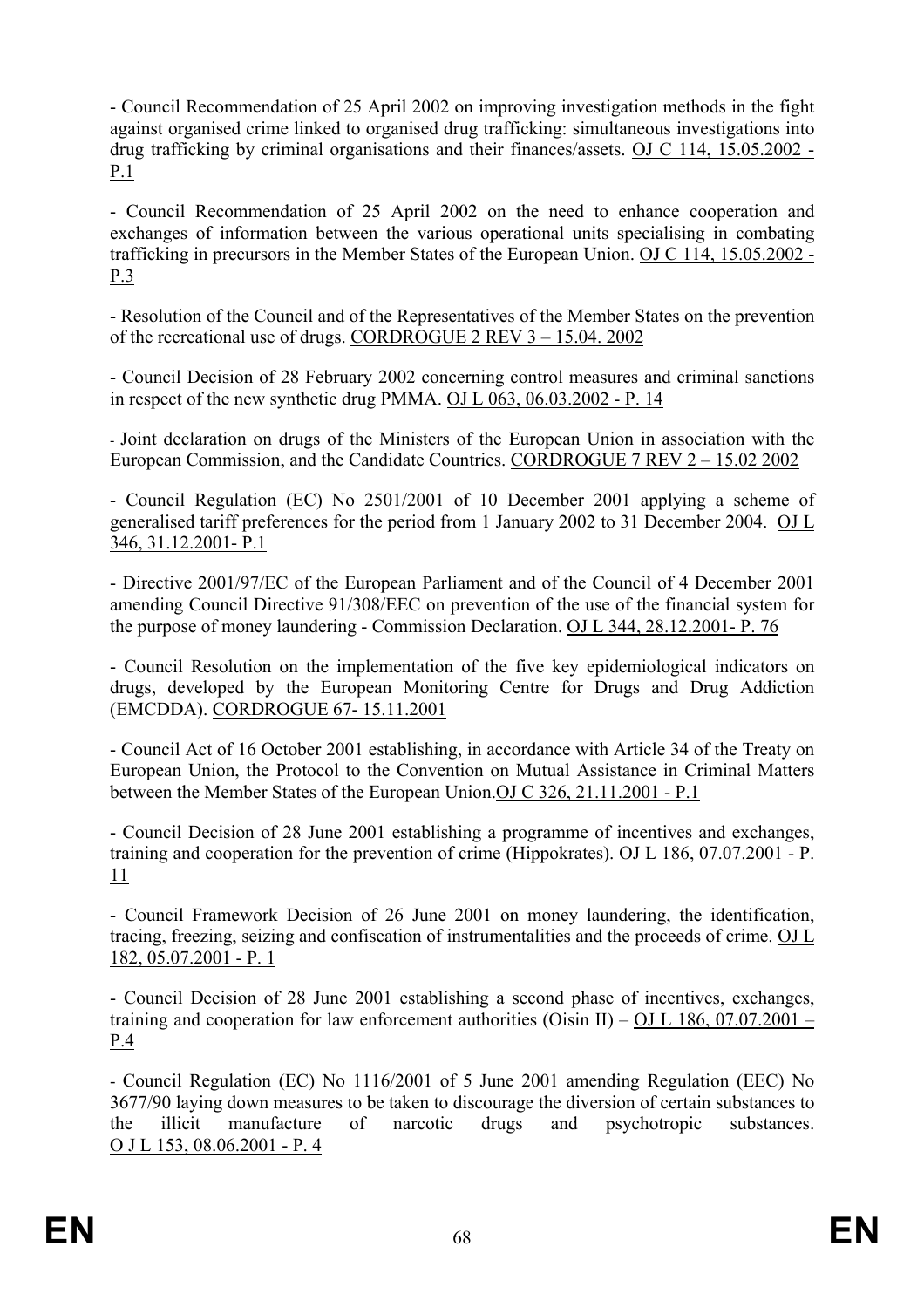- Council Recommendation of 25 April 2002 on improving investigation methods in the fight against organised crime linked to organised drug trafficking: simultaneous investigations into drug trafficking by criminal organisations and their finances/assets. OJ C 114, 15.05.2002 - P.1

- Council Recommendation of 25 April 2002 on the need to enhance cooperation and exchanges of information between the various operational units specialising in combating trafficking in precursors in the Member States of the European Union. OJ C 114, 15.05.2002 - P.3

- Resolution of the Council and of the Representatives of the Member States on the prevention of the recreational use of drugs. CORDROGUE 2 REV 3 – 15.04. 2002

- Council Decision of 28 February 2002 concerning control measures and criminal sanctions in respect of the new synthetic drug PMMA. OJ L 063, 06.03.2002 - P. 14

- Joint declaration on drugs of the Ministers of the European Union in association with the European Commission, and the Candidate Countries. CORDROGUE 7 REV 2 – 15.02 2002

- Council Regulation (EC) No 2501/2001 of 10 December 2001 applying a scheme of generalised tariff preferences for the period from 1 January 2002 to 31 December 2004. OJ L 346, 31.12.2001- P.1

- Directive 2001/97/EC of the European Parliament and of the Council of 4 December 2001 amending Council Directive 91/308/EEC on prevention of the use of the financial system for the purpose of money laundering - Commission Declaration. OJ L 344, 28.12.2001- P. 76

- Council Resolution on the implementation of the five key epidemiological indicators on drugs, developed by the European Monitoring Centre for Drugs and Drug Addiction (EMCDDA). CORDROGUE 67- 15.11.2001

- Council Act of 16 October 2001 establishing, in accordance with Article 34 of the Treaty on European Union, the Protocol to the Convention on Mutual Assistance in Criminal Matters between the Member States of the European Union.OJ C 326, 21.11.2001 - P.1

- Council Decision of 28 June 2001 establishing a programme of incentives and exchanges, training and cooperation for the prevention of crime (Hippokrates). OJ L 186, 07.07.2001 - P. 11

- Council Framework Decision of 26 June 2001 on money laundering, the identification, tracing, freezing, seizing and confiscation of instrumentalities and the proceeds of crime. OJ L 182, 05.07.2001 - P. 1

- Council Decision of 28 June 2001 establishing a second phase of incentives, exchanges, training and cooperation for law enforcement authorities (Oisin II) – OJ L 186, 07.07.2001 – P.4

- Council Regulation (EC) No 1116/2001 of 5 June 2001 amending Regulation (EEC) No 3677/90 laying down measures to be taken to discourage the diversion of certain substances to the illicit manufacture of narcotic drugs and psychotropic substances. O J L 153, 08.06.2001 - P. 4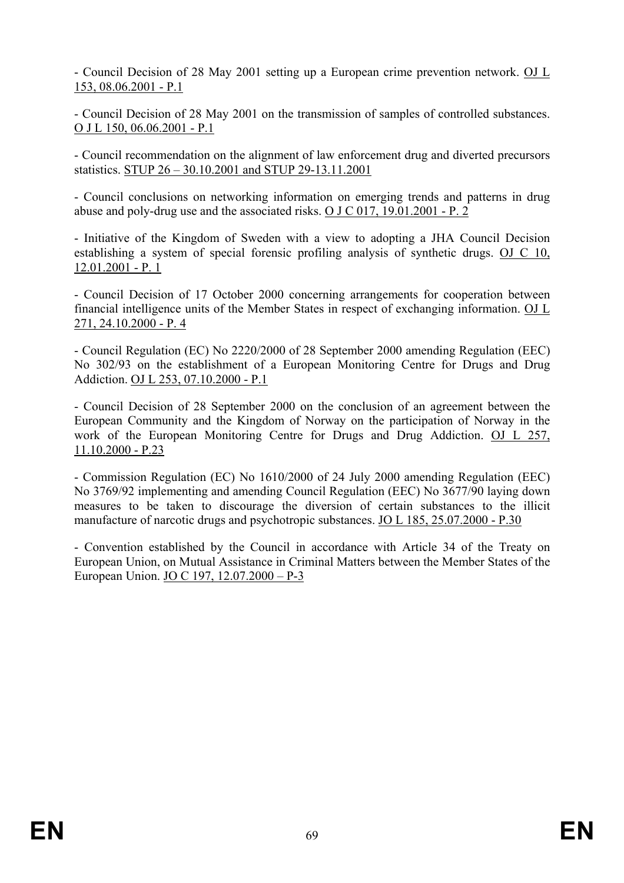- Council Decision of 28 May 2001 setting up a European crime prevention network. OJ L 153, 08.06.2001 - P.1

- Council Decision of 28 May 2001 on the transmission of samples of controlled substances. O J L 150, 06.06.2001 - P.1

- Council recommendation on the alignment of law enforcement drug and diverted precursors statistics. STUP 26 – 30.10.2001 and STUP 29-13.11.2001

- Council conclusions on networking information on emerging trends and patterns in drug abuse and poly-drug use and the associated risks. O J C 017, 19.01.2001 - P. 2

- Initiative of the Kingdom of Sweden with a view to adopting a JHA Council Decision establishing a system of special forensic profiling analysis of synthetic drugs. OJ C 10, 12.01.2001 - P. 1

- Council Decision of 17 October 2000 concerning arrangements for cooperation between financial intelligence units of the Member States in respect of exchanging information. OJ L 271, 24.10.2000 - P. 4

- Council Regulation (EC) No 2220/2000 of 28 September 2000 amending Regulation (EEC) No 302/93 on the establishment of a European Monitoring Centre for Drugs and Drug Addiction. OJ L 253, 07.10.2000 - P.1

- Council Decision of 28 September 2000 on the conclusion of an agreement between the European Community and the Kingdom of Norway on the participation of Norway in the work of the European Monitoring Centre for Drugs and Drug Addiction. OJ L 257, 11.10.2000 - P.23

- Commission Regulation (EC) No 1610/2000 of 24 July 2000 amending Regulation (EEC) No 3769/92 implementing and amending Council Regulation (EEC) No 3677/90 laying down measures to be taken to discourage the diversion of certain substances to the illicit manufacture of narcotic drugs and psychotropic substances. JO L 185, 25.07.2000 - P.30

- Convention established by the Council in accordance with Article 34 of the Treaty on European Union, on Mutual Assistance in Criminal Matters between the Member States of the European Union. JO C 197, 12.07.2000 – P-3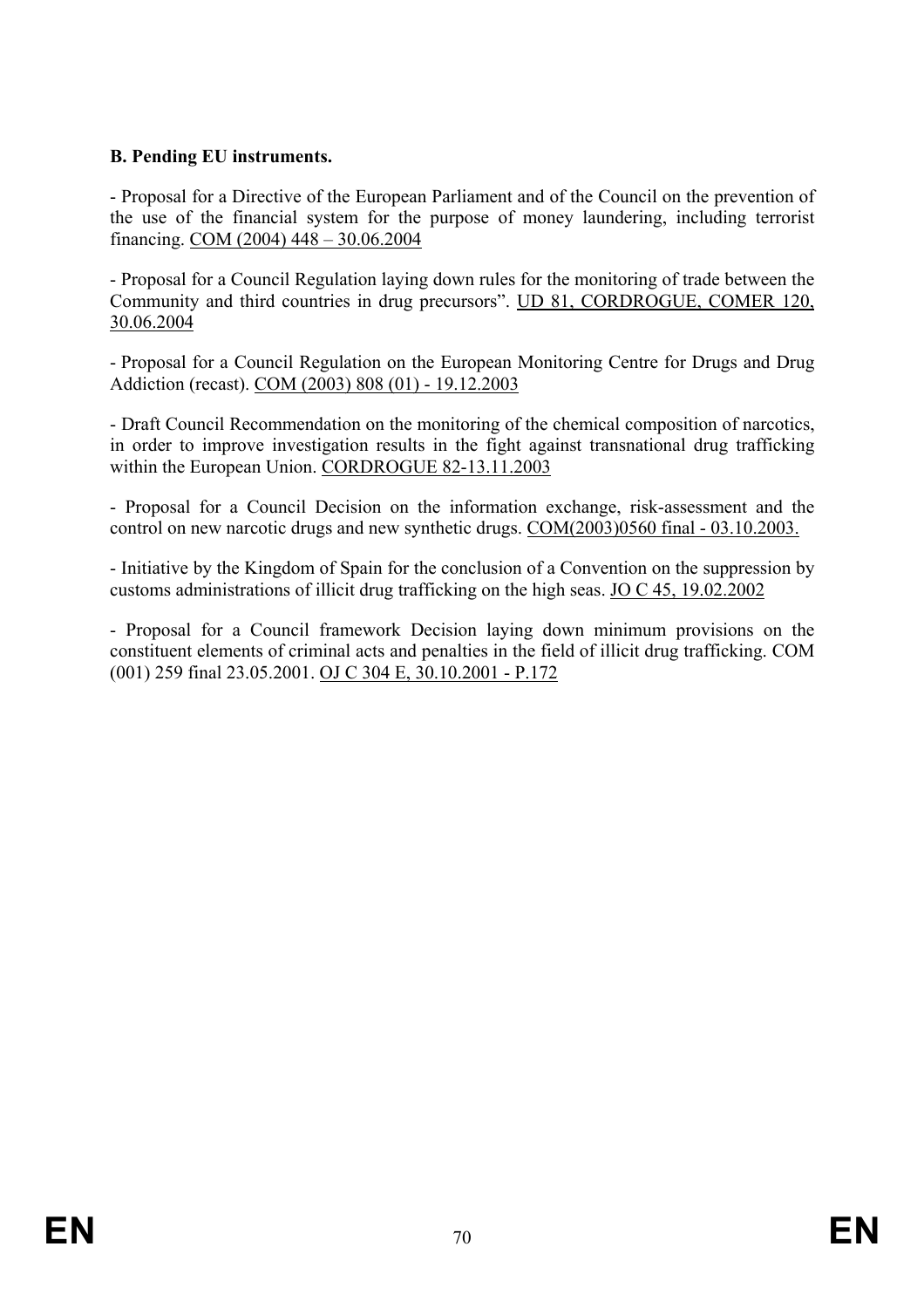**B. Pending EU instruments.**

- Proposal for a Directive of the European Parliament and of the Council on the prevention of the use of the financial system for the purpose of money laundering, including terrorist financing. COM (2004) 448 – 30.06.2004

- Proposal for a Council Regulation laying down rules for the monitoring of trade between the Community and third countries in drug precursors". UD 81, CORDROGUE, COMER 120, 30.06.2004

- Proposal for a Council Regulation on the European Monitoring Centre for Drugs and Drug Addiction (recast). COM (2003) 808 (01) - 19.12.2003

- Draft Council Recommendation on the monitoring of the chemical composition of narcotics, in order to improve investigation results in the fight against transnational drug trafficking within the European Union. CORDROGUE 82-13.11.2003

- Proposal for a Council Decision on the information exchange, risk-assessment and the control on new narcotic drugs and new synthetic drugs. COM(2003)0560 final - 03.10.2003.

- Initiative by the Kingdom of Spain for the conclusion of a Convention on the suppression by customs administrations of illicit drug trafficking on the high seas. JO C 45, 19.02.2002

- Proposal for a Council framework Decision laying down minimum provisions on the constituent elements of criminal acts and penalties in the field of illicit drug trafficking. COM (001) 259 final 23.05.2001. OJ C 304 E, 30.10.2001 - P.172